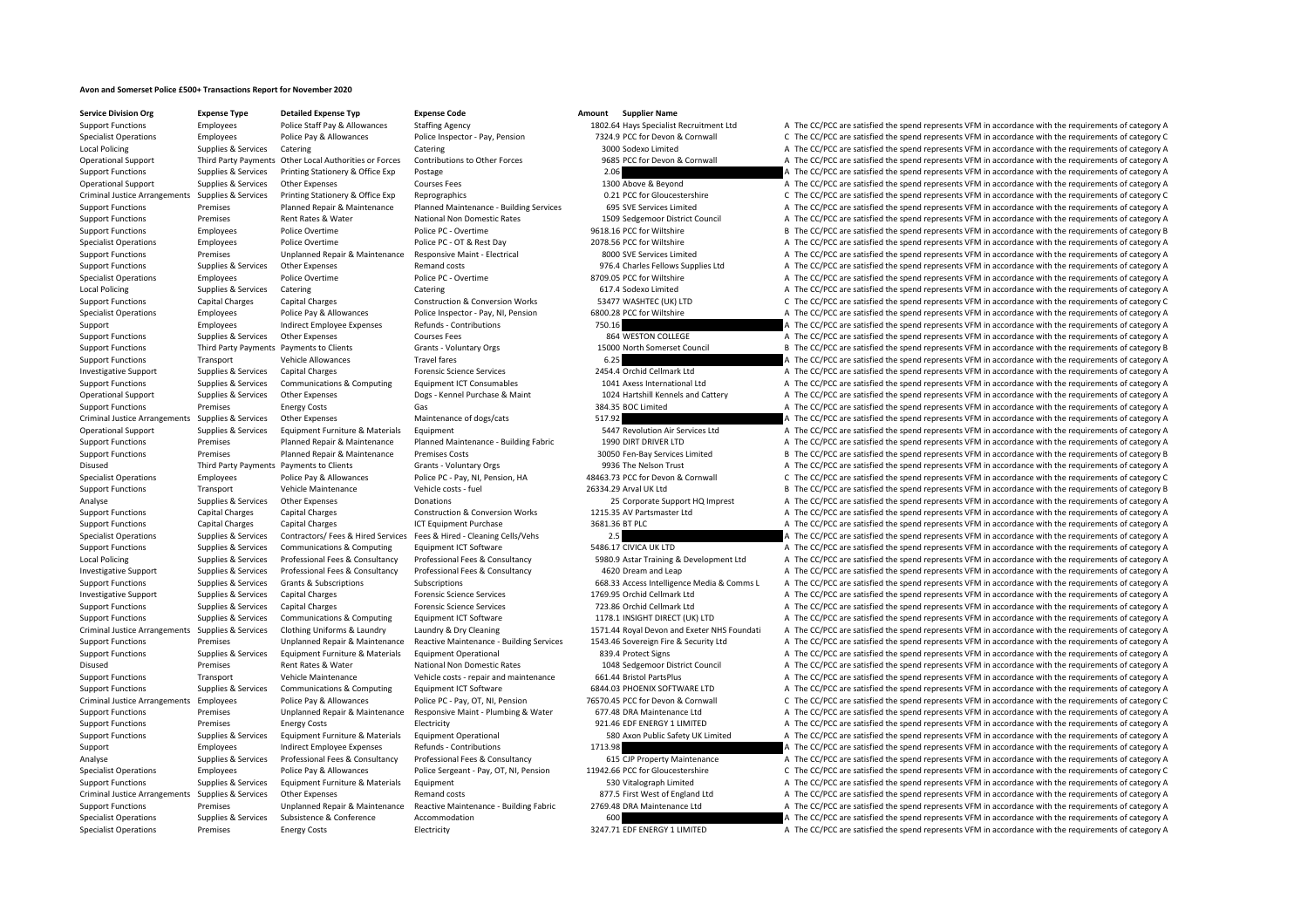# Avon and Somerset Police £500+ Transactions Report for November 2020

| Service Division Org | Expense Type | Detailed Expense Typ | Expense Code | Amount | Supplier Name | | |
|---|---|---|---|---|---|---|---|
| Support Functions | Employees | Police Staff Pay & Allowances | Staffing Agency | 1802.64 | Hays Specialist Recruitment Ltd | A | The CC/PCC are satisfied the spend represents VFM in accordance with the requirements of category A |
| Specialist Operations | Employees | Police Pay & Allowances | Police Inspector - Pay, Pension | 7324.9 | PCC for Devon & Cornwall | C | The CC/PCC are satisfied the spend represents VFM in accordance with the requirements of category C |
| Local Policing | Supplies & Services | Catering | Catering | 3000 | Sodexo Limited | A | The CC/PCC are satisfied the spend represents VFM in accordance with the requirements of category A |
| Operational Support | Third Party Payments | Other Local Authorities or Forces | Contributions to Other Forces | 9685 | PCC for Devon & Cornwall | A | The CC/PCC are satisfied the spend represents VFM in accordance with the requirements of category A |
| Support Functions | Supplies & Services | Printing Stationery & Office Exp | Postage | 2.06 | | A | The CC/PCC are satisfied the spend represents VFM in accordance with the requirements of category A |
| Operational Support | Supplies & Services | Other Expenses | Courses Fees | 1300 | Above & Beyond | A | The CC/PCC are satisfied the spend represents VFM in accordance with the requirements of category A |
| Criminal Justice Arrangements | Supplies & Services | Printing Stationery & Office Exp | Reprographics | 0.21 | PCC for Gloucestershire | C | The CC/PCC are satisfied the spend represents VFM in accordance with the requirements of category C |
| Support Functions | Premises | Planned Repair & Maintenance | Planned Maintenance - Building Services | 695 | SVE Services Limited | A | The CC/PCC are satisfied the spend represents VFM in accordance with the requirements of category A |
| Support Functions | Premises | Rent Rates & Water | National Non Domestic Rates | 1509 | Sedgemoor District Council | A | The CC/PCC are satisfied the spend represents VFM in accordance with the requirements of category A |
| Support Functions | Employees | Police Overtime | Police PC - Overtime | 9618.16 | PCC for Wiltshire | B | The CC/PCC are satisfied the spend represents VFM in accordance with the requirements of category B |
| Specialist Operations | Employees | Police Overtime | Police PC - OT & Rest Day | 2078.56 | PCC for Wiltshire | A | The CC/PCC are satisfied the spend represents VFM in accordance with the requirements of category A |
| Support Functions | Premises | Unplanned Repair & Maintenance | Responsive Maint - Electrical | 8000 | SVE Services Limited | A | The CC/PCC are satisfied the spend represents VFM in accordance with the requirements of category A |
| Support Functions | Supplies & Services | Other Expenses | Remand costs | 976.4 | Charles Fellows Supplies Ltd | A | The CC/PCC are satisfied the spend represents VFM in accordance with the requirements of category A |
| Specialist Operations | Employees | Police Overtime | Police PC - Overtime | 8709.05 | PCC for Wiltshire | A | The CC/PCC are satisfied the spend represents VFM in accordance with the requirements of category A |
| Local Policing | Supplies & Services | Catering | Catering | 617.4 | Sodexo Limited | A | The CC/PCC are satisfied the spend represents VFM in accordance with the requirements of category A |
| Support Functions | Capital Charges | Capital Charges | Construction & Conversion Works | 53477 | WASHTEC (UK) LTD | C | The CC/PCC are satisfied the spend represents VFM in accordance with the requirements of category C |
| Specialist Operations | Employees | Police Pay & Allowances | Police Inspector - Pay, NI, Pension | 6800.28 | PCC for Wiltshire | A | The CC/PCC are satisfied the spend represents VFM in accordance with the requirements of category A |
| Support | Employees | Indirect Employee Expenses | Refunds - Contributions | 750.16 | | A | The CC/PCC are satisfied the spend represents VFM in accordance with the requirements of category A |
| Support Functions | Supplies & Services | Other Expenses | Courses Fees | 864 | WESTON COLLEGE | A | The CC/PCC are satisfied the spend represents VFM in accordance with the requirements of category A |
| Support Functions | Third Party Payments | Payments to Clients | Grants - Voluntary Orgs | 15000 | North Somerset Council | B | The CC/PCC are satisfied the spend represents VFM in accordance with the requirements of category B |
| Support Functions | Transport | Vehicle Allowances | Travel fares | 6.25 | | A | The CC/PCC are satisfied the spend represents VFM in accordance with the requirements of category A |
| Investigative Support | Supplies & Services | Capital Charges | Forensic Science Services | 2454.4 | Orchid Cellmark Ltd | A | The CC/PCC are satisfied the spend represents VFM in accordance with the requirements of category A |
| Support Functions | Supplies & Services | Communications & Computing | Equipment ICT Consumables | 1041 | Axess International Ltd | A | The CC/PCC are satisfied the spend represents VFM in accordance with the requirements of category A |
| Operational Support | Supplies & Services | Other Expenses | Dogs - Kennel Purchase & Maint | 1024 | Hartshill Kennels and Cattery | A | The CC/PCC are satisfied the spend represents VFM in accordance with the requirements of category A |
| Support Functions | Premises | Energy Costs | Gas | 384.35 | BOC Limited | A | The CC/PCC are satisfied the spend represents VFM in accordance with the requirements of category A |
| Criminal Justice Arrangements | Supplies & Services | Other Expenses | Maintenance of dogs/cats | 517.92 | | A | The CC/PCC are satisfied the spend represents VFM in accordance with the requirements of category A |
| Operational Support | Supplies & Services | Equipment Furniture & Materials | Equipment | 5447 | Revolution Air Services Ltd | A | The CC/PCC are satisfied the spend represents VFM in accordance with the requirements of category A |
| Support Functions | Premises | Planned Repair & Maintenance | Planned Maintenance - Building Fabric | 1990 | DIRT DRIVER LTD | A | The CC/PCC are satisfied the spend represents VFM in accordance with the requirements of category A |
| Support Functions | Premises | Planned Repair & Maintenance | Premises Costs | 30050 | Fen-Bay Services Limited | B | The CC/PCC are satisfied the spend represents VFM in accordance with the requirements of category B |
| Disused | Third Party Payments | Payments to Clients | Grants - Voluntary Orgs | 9936 | The Nelson Trust | A | The CC/PCC are satisfied the spend represents VFM in accordance with the requirements of category A |
| Specialist Operations | Employees | Police Pay & Allowances | Police PC - Pay, NI, Pension, HA | 48463.73 | PCC for Devon & Cornwall | C | The CC/PCC are satisfied the spend represents VFM in accordance with the requirements of category C |
| Support Functions | Transport | Vehicle Maintenance | Vehicle costs - fuel | 26334.29 | Arval UK Ltd | B | The CC/PCC are satisfied the spend represents VFM in accordance with the requirements of category B |
| Analyse | Supplies & Services | Other Expenses | Donations | 25 | Corporate Support HQ Imprest | A | The CC/PCC are satisfied the spend represents VFM in accordance with the requirements of category A |
| Support Functions | Capital Charges | Capital Charges | Construction & Conversion Works | 1215.35 | AV Partsmaster Ltd | A | The CC/PCC are satisfied the spend represents VFM in accordance with the requirements of category A |
| Support Functions | Capital Charges | Capital Charges | ICT Equipment Purchase | 3681.36 | BT PLC | A | The CC/PCC are satisfied the spend represents VFM in accordance with the requirements of category A |
| Specialist Operations | Supplies & Services | Contractors/ Fees & Hired Services | Fees & Hired - Cleaning Cells/Vehs | 2.5 | | A | The CC/PCC are satisfied the spend represents VFM in accordance with the requirements of category A |
| Support Functions | Supplies & Services | Communications & Computing | Equipment ICT Software | 5486.17 | CIVICA UK LTD | A | The CC/PCC are satisfied the spend represents VFM in accordance with the requirements of category A |
| Local Policing | Supplies & Services | Professional Fees & Consultancy | Professional Fees & Consultancy | 5980.9 | Astar Training & Development Ltd | A | The CC/PCC are satisfied the spend represents VFM in accordance with the requirements of category A |
| Investigative Support | Supplies & Services | Professional Fees & Consultancy | Professional Fees & Consultancy | 4620 | Dream and Leap | A | The CC/PCC are satisfied the spend represents VFM in accordance with the requirements of category A |
| Support Functions | Supplies & Services | Grants & Subscriptions | Subscriptions | 668.33 | Access Intelligence Media & Comms L | A | The CC/PCC are satisfied the spend represents VFM in accordance with the requirements of category A |
| Investigative Support | Supplies & Services | Capital Charges | Forensic Science Services | 1769.95 | Orchid Cellmark Ltd | A | The CC/PCC are satisfied the spend represents VFM in accordance with the requirements of category A |
| Support Functions | Supplies & Services | Capital Charges | Forensic Science Services | 723.86 | Orchid Cellmark Ltd | A | The CC/PCC are satisfied the spend represents VFM in accordance with the requirements of category A |
| Support Functions | Supplies & Services | Communications & Computing | Equipment ICT Software | 1178.1 | INSIGHT DIRECT (UK) LTD | A | The CC/PCC are satisfied the spend represents VFM in accordance with the requirements of category A |
| Criminal Justice Arrangements | Supplies & Services | Clothing Uniforms & Laundry | Laundry & Dry Cleaning | 1571.44 | Royal Devon and Exeter NHS Foundati | A | The CC/PCC are satisfied the spend represents VFM in accordance with the requirements of category A |
| Support Functions | Premises | Unplanned Repair & Maintenance | Reactive Maintenance - Building Services | 1543.46 | Sovereign Fire & Security Ltd | A | The CC/PCC are satisfied the spend represents VFM in accordance with the requirements of category A |
| Support Functions | Supplies & Services | Equipment Furniture & Materials | Equipment Operational | 839.4 | Protect Signs | A | The CC/PCC are satisfied the spend represents VFM in accordance with the requirements of category A |
| Disused | Premises | Rent Rates & Water | National Non Domestic Rates | 1048 | Sedgemoor District Council | A | The CC/PCC are satisfied the spend represents VFM in accordance with the requirements of category A |
| Support Functions | Transport | Vehicle Maintenance | Vehicle costs - repair and maintenance | 661.44 | Bristol PartsPlus | A | The CC/PCC are satisfied the spend represents VFM in accordance with the requirements of category A |
| Support Functions | Supplies & Services | Communications & Computing | Equipment ICT Software | 6844.03 | PHOENIX SOFTWARE LTD | A | The CC/PCC are satisfied the spend represents VFM in accordance with the requirements of category A |
| Criminal Justice Arrangements | Employees | Police Pay & Allowances | Police PC - Pay, OT, NI, Pension | 76570.45 | PCC for Devon & Cornwall | C | The CC/PCC are satisfied the spend represents VFM in accordance with the requirements of category C |
| Support Functions | Premises | Unplanned Repair & Maintenance | Responsive Maint - Plumbing & Water | 677.48 | DRA Maintenance Ltd | A | The CC/PCC are satisfied the spend represents VFM in accordance with the requirements of category A |
| Support Functions | Premises | Energy Costs | Electricity | 921.46 | EDF ENERGY 1 LIMITED | A | The CC/PCC are satisfied the spend represents VFM in accordance with the requirements of category A |
| Support Functions | Supplies & Services | Equipment Furniture & Materials | Equipment Operational | 580 | Axon Public Safety UK Limited | A | The CC/PCC are satisfied the spend represents VFM in accordance with the requirements of category A |
| Support | Employees | Indirect Employee Expenses | Refunds - Contributions | 1713.98 | | A | The CC/PCC are satisfied the spend represents VFM in accordance with the requirements of category A |
| Analyse | Supplies & Services | Professional Fees & Consultancy | Professional Fees & Consultancy | 615 | CJP Property Maintenance | A | The CC/PCC are satisfied the spend represents VFM in accordance with the requirements of category A |
| Specialist Operations | Employees | Police Pay & Allowances | Police Sergeant - Pay, OT, NI, Pension | 11942.66 | PCC for Gloucestershire | C | The CC/PCC are satisfied the spend represents VFM in accordance with the requirements of category C |
| Support Functions | Supplies & Services | Equipment Furniture & Materials | Equipment | 530 | Vitalograph Limited | A | The CC/PCC are satisfied the spend represents VFM in accordance with the requirements of category A |
| Criminal Justice Arrangements | Supplies & Services | Other Expenses | Remand costs | 877.5 | First West of England Ltd | A | The CC/PCC are satisfied the spend represents VFM in accordance with the requirements of category A |
| Support Functions | Premises | Unplanned Repair & Maintenance | Reactive Maintenance - Building Fabric | 2769.48 | DRA Maintenance Ltd | A | The CC/PCC are satisfied the spend represents VFM in accordance with the requirements of category A |
| Specialist Operations | Supplies & Services | Subsistence & Conference | Accommodation | 600 | | A | The CC/PCC are satisfied the spend represents VFM in accordance with the requirements of category A |
| Specialist Operations | Premises | Energy Costs | Electricity | 3247.71 | EDF ENERGY 1 LIMITED | A | The CC/PCC are satisfied the spend represents VFM in accordance with the requirements of category A |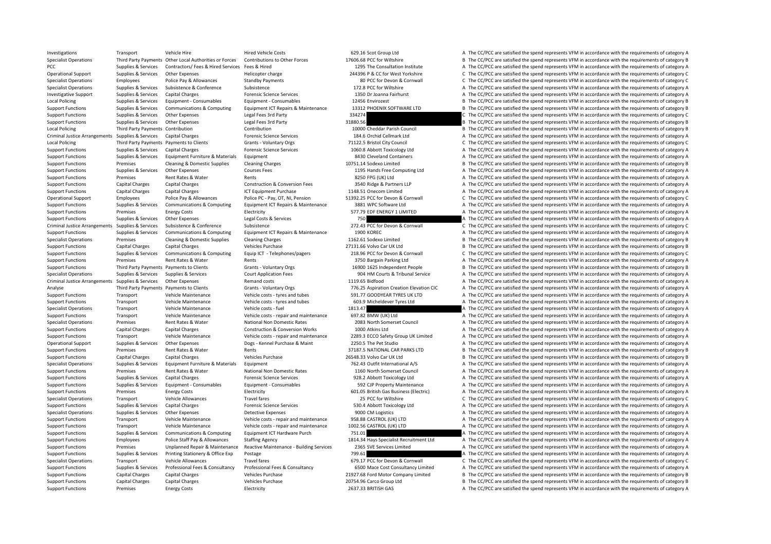| | | | | | | | |
|---|---|---|---|---|---|---|---|
| Investigations | Transport | Vehicle Hire | Hired Vehicle Costs | 629.16 | Scot Group Ltd | A | The CC/PCC are satisfied the spend represents VFM in accordance with the requirements of category A |
| Specialist Operations | Third Party Payments | Other Local Authorities or Forces | Contributions to Other Forces | 17606.68 | PCC for Wiltshire | B | The CC/PCC are satisfied the spend represents VFM in accordance with the requirements of category B |
| PCC | Supplies & Services | Contractors/ Fees & Hired Services | Fees & Hired | 1295 | The Consultation Institute | A | The CC/PCC are satisfied the spend represents VFM in accordance with the requirements of category A |
| Operational Support | Supplies & Services | Other Expenses | Helicopter charge | 244396 | P & CC for West Yorkshire | C | The CC/PCC are satisfied the spend represents VFM in accordance with the requirements of category C |
| Specialist Operations | Employees | Police Pay & Allowances | Standby Payments | 80 | PCC for Devon & Cornwall | C | The CC/PCC are satisfied the spend represents VFM in accordance with the requirements of category C |
| Specialist Operations | Supplies & Services | Subsistence & Conference | Subsistence | 172.8 | PCC for Wiltshire | A | The CC/PCC are satisfied the spend represents VFM in accordance with the requirements of category A |
| Investigative Support | Supplies & Services | Capital Charges | Forensic Science Services | 1350 | Dr Joanna Fairhurst | A | The CC/PCC are satisfied the spend represents VFM in accordance with the requirements of category A |
| Local Policing | Supplies & Services | Equipment - Consumables | Equipment - Consumables | 12456 | Envirozest | B | The CC/PCC are satisfied the spend represents VFM in accordance with the requirements of category B |
| Support Functions | Supplies & Services | Communications & Computing | Equipment ICT Repairs & Maintenance | 13312 | PHOENIX SOFTWARE LTD | B | The CC/PCC are satisfied the spend represents VFM in accordance with the requirements of category B |
| Support Functions | Supplies & Services | Other Expenses | Legal Fees 3rd Party | 334274 | | C | The CC/PCC are satisfied the spend represents VFM in accordance with the requirements of category C |
| Support Functions | Supplies & Services | Other Expenses | Legal Fees 3rd Party | 31880.56 | | B | The CC/PCC are satisfied the spend represents VFM in accordance with the requirements of category B |
| Local Policing | Third Party Payments | Contribution | Contribution | 10000 | Cheddar Parish Council | B | The CC/PCC are satisfied the spend represents VFM in accordance with the requirements of category B |
| Criminal Justice Arrangements | Supplies & Services | Capital Charges | Forensic Science Services | 184.6 | Orchid Cellmark Ltd | A | The CC/PCC are satisfied the spend represents VFM in accordance with the requirements of category A |
| Local Policing | Third Party Payments | Payments to Clients | Grants - Voluntary Orgs | 71122.5 | Bristol City Council | C | The CC/PCC are satisfied the spend represents VFM in accordance with the requirements of category C |
| Support Functions | Supplies & Services | Capital Charges | Forensic Science Services | 1060.8 | Abbott Toxicology Ltd | A | The CC/PCC are satisfied the spend represents VFM in accordance with the requirements of category A |
| Support Functions | Supplies & Services | Equipment Furniture & Materials | Equipment | 8430 | Cleveland Containers | A | The CC/PCC are satisfied the spend represents VFM in accordance with the requirements of category A |
| Support Functions | Premises | Cleaning & Domestic Supplies | Cleaning Charges | 10751.14 | Sodexo Limited | B | The CC/PCC are satisfied the spend represents VFM in accordance with the requirements of category B |
| Support Functions | Supplies & Services | Other Expenses | Courses Fees | 1195 | Hands Free Computing Ltd | A | The CC/PCC are satisfied the spend represents VFM in accordance with the requirements of category A |
| Support Functions | Premises | Rent Rates & Water | Rents | 8250 | FPG (UK) Ltd | A | The CC/PCC are satisfied the spend represents VFM in accordance with the requirements of category A |
| Support Functions | Capital Charges | Capital Charges | Construction & Conversion Fees | 3540 | Ridge & Partners LLP | A | The CC/PCC are satisfied the spend represents VFM in accordance with the requirements of category A |
| Support Functions | Capital Charges | Capital Charges | ICT Equipment Purchase | 1148.51 | Onecom Limited | A | The CC/PCC are satisfied the spend represents VFM in accordance with the requirements of category A |
| Operational Support | Employees | Police Pay & Allowances | Police PC - Pay, OT, NI, Pension | 51392.25 | PCC for Devon & Cornwall | C | The CC/PCC are satisfied the spend represents VFM in accordance with the requirements of category C |
| Support Functions | Supplies & Services | Communications & Computing | Equipment ICT Repairs & Maintenance | 3881 | WPC Software Ltd | A | The CC/PCC are satisfied the spend represents VFM in accordance with the requirements of category A |
| Support Functions | Premises | Energy Costs | Electricity | 577.79 | EDF ENERGY 1 LIMITED | A | The CC/PCC are satisfied the spend represents VFM in accordance with the requirements of category A |
| Support Functions | Supplies & Services | Other Expenses | Legal Costs & Services | 750 | | A | The CC/PCC are satisfied the spend represents VFM in accordance with the requirements of category A |
| Criminal Justice Arrangements | Supplies & Services | Subsistence & Conference | Subsistence | 272.43 | PCC for Devon & Cornwall | C | The CC/PCC are satisfied the spend represents VFM in accordance with the requirements of category C |
| Support Functions | Supplies & Services | Communications & Computing | Equipment ICT Repairs & Maintenance | 1900 | KOREC | A | The CC/PCC are satisfied the spend represents VFM in accordance with the requirements of category A |
| Specialist Operations | Premises | Cleaning & Domestic Supplies | Cleaning Charges | 1162.61 | Sodexo Limited | B | The CC/PCC are satisfied the spend represents VFM in accordance with the requirements of category B |
| Support Functions | Capital Charges | Capital Charges | Vehicles Purchase | 27131.66 | Volvo Car UK Ltd | B | The CC/PCC are satisfied the spend represents VFM in accordance with the requirements of category B |
| Support Functions | Supplies & Services | Communications & Computing | Equip ICT - Telephones/pagers | 218.96 | PCC for Devon & Cornwall | C | The CC/PCC are satisfied the spend represents VFM in accordance with the requirements of category C |
| Support Functions | Premises | Rent Rates & Water | Rents | 3750 | Bargain Parking Ltd | A | The CC/PCC are satisfied the spend represents VFM in accordance with the requirements of category A |
| Support Functions | Third Party Payments | Payments to Clients | Grants - Voluntary Orgs | 16900 | 1625 Independent People | B | The CC/PCC are satisfied the spend represents VFM in accordance with the requirements of category B |
| Specialist Operations | Supplies & Services | Supplies & Services | Court Application Fees | 904 | HM Courts & Tribunal Service | A | The CC/PCC are satisfied the spend represents VFM in accordance with the requirements of category A |
| Criminal Justice Arrangements | Supplies & Services | Other Expenses | Remand costs | 1119.65 | Bidfood | A | The CC/PCC are satisfied the spend represents VFM in accordance with the requirements of category A |
| Analyse | Third Party Payments | Payments to Clients | Grants - Voluntary Orgs | 776.25 | Aspiration Creation Elevation CIC | A | The CC/PCC are satisfied the spend represents VFM in accordance with the requirements of category A |
| Support Functions | Transport | Vehicle Maintenance | Vehicle costs - tyres and tubes | 591.77 | GOODYEAR TYRES UK LTD | A | The CC/PCC are satisfied the spend represents VFM in accordance with the requirements of category A |
| Support Functions | Transport | Vehicle Maintenance | Vehicle costs - tyres and tubes | 603.9 | Micheldever Tyres Ltd | A | The CC/PCC are satisfied the spend represents VFM in accordance with the requirements of category A |
| Specialist Operations | Transport | Vehicle Maintenance | Vehicle costs - fuel | 1813.47 | | A | The CC/PCC are satisfied the spend represents VFM in accordance with the requirements of category A |
| Support Functions | Transport | Vehicle Maintenance | Vehicle costs - repair and maintenance | 697.82 | BMW (UK) Ltd | A | The CC/PCC are satisfied the spend represents VFM in accordance with the requirements of category A |
| Specialist Operations | Premises | Rent Rates & Water | National Non Domestic Rates | 2083 | North Somerset Council | A | The CC/PCC are satisfied the spend represents VFM in accordance with the requirements of category A |
| Support Functions | Capital Charges | Capital Charges | Construction & Conversion Works | 1000 | Atkins Ltd | A | The CC/PCC are satisfied the spend represents VFM in accordance with the requirements of category A |
| Support Functions | Transport | Vehicle Maintenance | Vehicle costs - repair and maintenance | 2289.3 | ECCO Safety Group UK Limited | A | The CC/PCC are satisfied the spend represents VFM in accordance with the requirements of category A |
| Operational Support | Supplies & Services | Other Expenses | Dogs - Kennel Purchase & Maint | 2250.5 | The Pet Studio | A | The CC/PCC are satisfied the spend represents VFM in accordance with the requirements of category A |
| Support Functions | Premises | Rent Rates & Water | Rents | 37187.5 | NATIONAL CAR PARKS LTD | B | The CC/PCC are satisfied the spend represents VFM in accordance with the requirements of category B |
| Support Functions | Capital Charges | Capital Charges | Vehicles Purchase | 26548.33 | Volvo Car UK Ltd | B | The CC/PCC are satisfied the spend represents VFM in accordance with the requirements of category B |
| Specialist Operations | Supplies & Services | Equipment Furniture & Materials | Equipment | 762.43 | Outfit International A/S | A | The CC/PCC are satisfied the spend represents VFM in accordance with the requirements of category A |
| Support Functions | Premises | Rent Rates & Water | National Non Domestic Rates | 1160 | North Somerset Council | A | The CC/PCC are satisfied the spend represents VFM in accordance with the requirements of category A |
| Support Functions | Supplies & Services | Capital Charges | Forensic Science Services | 928.2 | Abbott Toxicology Ltd | A | The CC/PCC are satisfied the spend represents VFM in accordance with the requirements of category A |
| Support Functions | Supplies & Services | Equipment - Consumables | Equipment - Consumables | 592 | CJP Property Maintenance | A | The CC/PCC are satisfied the spend represents VFM in accordance with the requirements of category A |
| Support Functions | Premises | Energy Costs | Electricity | 601.05 | British Gas Business (Electric) | A | The CC/PCC are satisfied the spend represents VFM in accordance with the requirements of category A |
| Specialist Operations | Transport | Vehicle Allowances | Travel fares | 25 | PCC for Wiltshire | C | The CC/PCC are satisfied the spend represents VFM in accordance with the requirements of category C |
| Support Functions | Supplies & Services | Capital Charges | Forensic Science Services | 530.4 | Abbott Toxicology Ltd | A | The CC/PCC are satisfied the spend represents VFM in accordance with the requirements of category A |
| Specialist Operations | Supplies & Services | Other Expenses | Detective Expenses | 9000 | CM Logistics | A | The CC/PCC are satisfied the spend represents VFM in accordance with the requirements of category A |
| Support Functions | Transport | Vehicle Maintenance | Vehicle costs - repair and maintenance | 958.88 | CASTROL (UK) LTD | A | The CC/PCC are satisfied the spend represents VFM in accordance with the requirements of category A |
| Support Functions | Transport | Vehicle Maintenance | Vehicle costs - repair and maintenance | 1002.56 | CASTROL (UK) LTD | A | The CC/PCC are satisfied the spend represents VFM in accordance with the requirements of category A |
| Support Functions | Supplies & Services | Communications & Computing | Equipment ICT Hardware Purch | 751.01 | | A | The CC/PCC are satisfied the spend represents VFM in accordance with the requirements of category A |
| Support Functions | Employees | Police Staff Pay & Allowances | Staffing Agency | 1814.34 | Hays Specialist Recruitment Ltd | A | The CC/PCC are satisfied the spend represents VFM in accordance with the requirements of category A |
| Support Functions | Premises | Unplanned Repair & Maintenance | Reactive Maintenance - Building Services | 2365 | SVE Services Limited | A | The CC/PCC are satisfied the spend represents VFM in accordance with the requirements of category A |
| Support Functions | Supplies & Services | Printing Stationery & Office Exp | Postage | 799.61 | | A | The CC/PCC are satisfied the spend represents VFM in accordance with the requirements of category A |
| Specialist Operations | Transport | Vehicle Allowances | Travel fares | 679.17 | PCC for Devon & Cornwall | C | The CC/PCC are satisfied the spend represents VFM in accordance with the requirements of category C |
| Support Functions | Supplies & Services | Professional Fees & Consultancy | Professional Fees & Consultancy | 6500 | Mace Cost Consultancy Limited | A | The CC/PCC are satisfied the spend represents VFM in accordance with the requirements of category A |
| Support Functions | Capital Charges | Capital Charges | Vehicles Purchase | 21927.68 | Ford Motor Company Limited | B | The CC/PCC are satisfied the spend represents VFM in accordance with the requirements of category B |
| Support Functions | Capital Charges | Capital Charges | Vehicles Purchase | 20754.96 | Carco Group Ltd | B | The CC/PCC are satisfied the spend represents VFM in accordance with the requirements of category B |
| Support Functions | Premises | Energy Costs | Electricity | 2637.33 | BRITISH GAS | A | The CC/PCC are satisfied the spend represents VFM in accordance with the requirements of category A |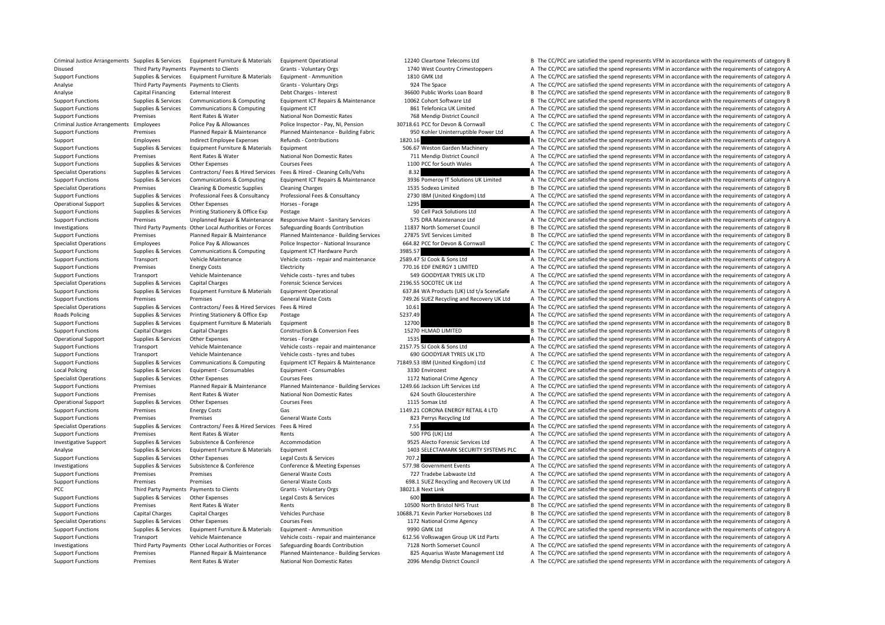| | | | | | | | |
|---|---|---|---|---|---|---|---|
| Criminal Justice Arrangements | Supplies & Services | Equipment Furniture & Materials | Equipment Operational | 12240 | Cleartone Telecoms Ltd | B | The CC/PCC are satisfied the spend represents VFM in accordance with the requirements of category B |
| Disused | Third Party Payments | Payments to Clients | Grants - Voluntary Orgs | 1740 | West Country Crimestoppers | A | The CC/PCC are satisfied the spend represents VFM in accordance with the requirements of category A |
| Support Functions | Supplies & Services | Equipment Furniture & Materials | Equipment - Ammunition | 1810 | GMK Ltd | A | The CC/PCC are satisfied the spend represents VFM in accordance with the requirements of category A |
| Analyse | Third Party Payments | Payments to Clients | Grants - Voluntary Orgs | 924 | The Space | A | The CC/PCC are satisfied the spend represents VFM in accordance with the requirements of category A |
| Analyse | Capital Financing | External Interest | Debt Charges - Interest | 36600 | Public Works Loan Board | B | The CC/PCC are satisfied the spend represents VFM in accordance with the requirements of category B |
| Support Functions | Supplies & Services | Communications & Computing | Equipment ICT Repairs & Maintenance | 10062 | Cohort Software Ltd | B | The CC/PCC are satisfied the spend represents VFM in accordance with the requirements of category B |
| Support Functions | Supplies & Services | Communications & Computing | Equipment ICT | 861 | Telefonica UK Limited | A | The CC/PCC are satisfied the spend represents VFM in accordance with the requirements of category A |
| Support Functions | Premises | Rent Rates & Water | National Non Domestic Rates | 768 | Mendip District Council | A | The CC/PCC are satisfied the spend represents VFM in accordance with the requirements of category A |
| Criminal Justice Arrangements | Employees | Police Pay & Allowances | Police Inspector - Pay, NI, Pension | 30718.61 | PCC for Devon & Cornwall | C | The CC/PCC are satisfied the spend represents VFM in accordance with the requirements of category C |
| Support Functions | Premises | Planned Repair & Maintenance | Planned Maintenance - Building Fabric | 950 | Kohler Uninterruptible Power Ltd | A | The CC/PCC are satisfied the spend represents VFM in accordance with the requirements of category A |
| Support | Employees | Indirect Employee Expenses | Refunds - Contributions | 1820.16 | | A | The CC/PCC are satisfied the spend represents VFM in accordance with the requirements of category A |
| Support Functions | Supplies & Services | Equipment Furniture & Materials | Equipment | 506.67 | Weston Garden Machinery | A | The CC/PCC are satisfied the spend represents VFM in accordance with the requirements of category A |
| Support Functions | Premises | Rent Rates & Water | National Non Domestic Rates | 711 | Mendip District Council | A | The CC/PCC are satisfied the spend represents VFM in accordance with the requirements of category A |
| Support Functions | Supplies & Services | Other Expenses | Courses Fees | 1100 | PCC for South Wales | A | The CC/PCC are satisfied the spend represents VFM in accordance with the requirements of category A |
| Specialist Operations | Supplies & Services | Contractors/ Fees & Hired Services | Fees & Hired - Cleaning Cells/Vehs | 8.32 | | A | The CC/PCC are satisfied the spend represents VFM in accordance with the requirements of category A |
| Support Functions | Supplies & Services | Communications & Computing | Equipment ICT Repairs & Maintenance | 3936 | Pomeroy IT Solutions UK Limited | A | The CC/PCC are satisfied the spend represents VFM in accordance with the requirements of category A |
| Specialist Operations | Premises | Cleaning & Domestic Supplies | Cleaning Charges | 1535 | Sodexo Limited | B | The CC/PCC are satisfied the spend represents VFM in accordance with the requirements of category B |
| Support Functions | Supplies & Services | Professional Fees & Consultancy | Professional Fees & Consultancy | 2730 | IBM (United Kingdom) Ltd | A | The CC/PCC are satisfied the spend represents VFM in accordance with the requirements of category A |
| Operational Support | Supplies & Services | Other Expenses | Horses - Forage | 1295 | | A | The CC/PCC are satisfied the spend represents VFM in accordance with the requirements of category A |
| Support Functions | Supplies & Services | Printing Stationery & Office Exp | Postage | 50 | Cell Pack Solutions Ltd | A | The CC/PCC are satisfied the spend represents VFM in accordance with the requirements of category A |
| Support Functions | Premises | Unplanned Repair & Maintenance | Responsive Maint - Sanitary Services | 575 | DRA Maintenance Ltd | A | The CC/PCC are satisfied the spend represents VFM in accordance with the requirements of category A |
| Investigations | Third Party Payments | Other Local Authorities or Forces | Safeguarding Boards Contribution | 11837 | North Somerset Council | B | The CC/PCC are satisfied the spend represents VFM in accordance with the requirements of category B |
| Support Functions | Premises | Planned Repair & Maintenance | Planned Maintenance - Building Services | 27875 | SVE Services Limited | B | The CC/PCC are satisfied the spend represents VFM in accordance with the requirements of category B |
| Specialist Operations | Employees | Police Pay & Allowances | Police Inspector - National Insurance | 664.82 | PCC for Devon & Cornwall | C | The CC/PCC are satisfied the spend represents VFM in accordance with the requirements of category C |
| Support Functions | Supplies & Services | Communications & Computing | Equipment ICT Hardware Purch | 3985.57 | | A | The CC/PCC are satisfied the spend represents VFM in accordance with the requirements of category A |
| Support Functions | Transport | Vehicle Maintenance | Vehicle costs - repair and maintenance | 2589.47 | SJ Cook & Sons Ltd | A | The CC/PCC are satisfied the spend represents VFM in accordance with the requirements of category A |
| Support Functions | Premises | Energy Costs | Electricity | 770.16 | EDF ENERGY 1 LIMITED | A | The CC/PCC are satisfied the spend represents VFM in accordance with the requirements of category A |
| Support Functions | Transport | Vehicle Maintenance | Vehicle costs - tyres and tubes | 549 | GOODYEAR TYRES UK LTD | A | The CC/PCC are satisfied the spend represents VFM in accordance with the requirements of category A |
| Specialist Operations | Supplies & Services | Capital Charges | Forensic Science Services | 2196.55 | SOCOTEC UK Ltd | A | The CC/PCC are satisfied the spend represents VFM in accordance with the requirements of category A |
| Support Functions | Supplies & Services | Equipment Furniture & Materials | Equipment Operational | 637.84 | WA Products (UK) Ltd t/a SceneSafe | A | The CC/PCC are satisfied the spend represents VFM in accordance with the requirements of category A |
| Support Functions | Premises | Premises | General Waste Costs | 749.26 | SUEZ Recycling and Recovery UK Ltd | A | The CC/PCC are satisfied the spend represents VFM in accordance with the requirements of category A |
| Specialist Operations | Supplies & Services | Contractors/ Fees & Hired Services | Fees & Hired | 10.61 | | A | The CC/PCC are satisfied the spend represents VFM in accordance with the requirements of category A |
| Roads Policing | Supplies & Services | Printing Stationery & Office Exp | Postage | 5237.49 | | A | The CC/PCC are satisfied the spend represents VFM in accordance with the requirements of category A |
| Support Functions | Supplies & Services | Equipment Furniture & Materials | Equipment | 12700 | | B | The CC/PCC are satisfied the spend represents VFM in accordance with the requirements of category B |
| Support Functions | Capital Charges | Capital Charges | Construction & Conversion Fees | 15270 | HLMAD LIMITED | B | The CC/PCC are satisfied the spend represents VFM in accordance with the requirements of category B |
| Operational Support | Supplies & Services | Other Expenses | Horses - Forage | 1535 | | A | The CC/PCC are satisfied the spend represents VFM in accordance with the requirements of category A |
| Support Functions | Transport | Vehicle Maintenance | Vehicle costs - repair and maintenance | 2157.75 | SJ Cook & Sons Ltd | A | The CC/PCC are satisfied the spend represents VFM in accordance with the requirements of category A |
| Support Functions | Transport | Vehicle Maintenance | Vehicle costs - tyres and tubes | 690 | GOODYEAR TYRES UK LTD | A | The CC/PCC are satisfied the spend represents VFM in accordance with the requirements of category A |
| Support Functions | Supplies & Services | Communications & Computing | Equipment ICT Repairs & Maintenance | 71849.53 | IBM (United Kingdom) Ltd | C | The CC/PCC are satisfied the spend represents VFM in accordance with the requirements of category C |
| Local Policing | Supplies & Services | Equipment - Consumables | Equipment - Consumables | 3330 | Envirozest | A | The CC/PCC are satisfied the spend represents VFM in accordance with the requirements of category A |
| Specialist Operations | Supplies & Services | Other Expenses | Courses Fees | 1172 | National Crime Agency | A | The CC/PCC are satisfied the spend represents VFM in accordance with the requirements of category A |
| Support Functions | Premises | Planned Repair & Maintenance | Planned Maintenance - Building Services | 1249.66 | Jackson Lift Services Ltd | A | The CC/PCC are satisfied the spend represents VFM in accordance with the requirements of category A |
| Support Functions | Premises | Rent Rates & Water | National Non Domestic Rates | 624 | South Gloucestershire | A | The CC/PCC are satisfied the spend represents VFM in accordance with the requirements of category A |
| Operational Support | Supplies & Services | Other Expenses | Courses Fees | 1115 | Somax Ltd | A | The CC/PCC are satisfied the spend represents VFM in accordance with the requirements of category A |
| Support Functions | Premises | Energy Costs | Gas | 1149.21 | CORONA ENERGY RETAIL 4 LTD | A | The CC/PCC are satisfied the spend represents VFM in accordance with the requirements of category A |
| Support Functions | Premises | Premises | General Waste Costs | 823 | Perrys Recycling Ltd | A | The CC/PCC are satisfied the spend represents VFM in accordance with the requirements of category A |
| Specialist Operations | Supplies & Services | Contractors/ Fees & Hired Services | Fees & Hired | 7.55 | | A | The CC/PCC are satisfied the spend represents VFM in accordance with the requirements of category A |
| Support Functions | Premises | Rent Rates & Water | Rents | 500 | FPG (UK) Ltd | A | The CC/PCC are satisfied the spend represents VFM in accordance with the requirements of category A |
| Investigative Support | Supplies & Services | Subsistence & Conference | Accommodation | 9525 | Alecto Forensic Services Ltd | A | The CC/PCC are satisfied the spend represents VFM in accordance with the requirements of category A |
| Analyse | Supplies & Services | Equipment Furniture & Materials | Equipment | 1403 | SELECTAMARK SECURITY SYSTEMS PLC | A | The CC/PCC are satisfied the spend represents VFM in accordance with the requirements of category A |
| Support Functions | Supplies & Services | Other Expenses | Legal Costs & Services | 707.2 | | A | The CC/PCC are satisfied the spend represents VFM in accordance with the requirements of category A |
| Investigations | Supplies & Services | Subsistence & Conference | Conference & Meeting Expenses | 577.98 | Government Events | A | The CC/PCC are satisfied the spend represents VFM in accordance with the requirements of category A |
| Support Functions | Premises | Premises | General Waste Costs | 727 | Tradebe Labwaste Ltd | A | The CC/PCC are satisfied the spend represents VFM in accordance with the requirements of category A |
| Support Functions | Premises | Premises | General Waste Costs | 698.1 | SUEZ Recycling and Recovery UK Ltd | A | The CC/PCC are satisfied the spend represents VFM in accordance with the requirements of category A |
| PCC | Third Party Payments | Payments to Clients | Grants - Voluntary Orgs | 38021.8 | Next Link | B | The CC/PCC are satisfied the spend represents VFM in accordance with the requirements of category B |
| Support Functions | Supplies & Services | Other Expenses | Legal Costs & Services | 600 | | A | The CC/PCC are satisfied the spend represents VFM in accordance with the requirements of category A |
| Support Functions | Premises | Rent Rates & Water | Rents | 10500 | North Bristol NHS Trust | B | The CC/PCC are satisfied the spend represents VFM in accordance with the requirements of category B |
| Support Functions | Capital Charges | Capital Charges | Vehicles Purchase | 10688.71 | Kevin Parker Horseboxes Ltd | B | The CC/PCC are satisfied the spend represents VFM in accordance with the requirements of category B |
| Specialist Operations | Supplies & Services | Other Expenses | Courses Fees | 1172 | National Crime Agency | A | The CC/PCC are satisfied the spend represents VFM in accordance with the requirements of category A |
| Support Functions | Supplies & Services | Equipment Furniture & Materials | Equipment - Ammunition | 9990 | GMK Ltd | A | The CC/PCC are satisfied the spend represents VFM in accordance with the requirements of category A |
| Support Functions | Transport | Vehicle Maintenance | Vehicle costs - repair and maintenance | 612.56 | Volkswagen Group UK Ltd Parts | A | The CC/PCC are satisfied the spend represents VFM in accordance with the requirements of category A |
| Investigations | Third Party Payments | Other Local Authorities or Forces | Safeguarding Boards Contribution | 7128 | North Somerset Council | A | The CC/PCC are satisfied the spend represents VFM in accordance with the requirements of category A |
| Support Functions | Premises | Planned Repair & Maintenance | Planned Maintenance - Building Services | 825 | Aquarius Waste Management Ltd | A | The CC/PCC are satisfied the spend represents VFM in accordance with the requirements of category A |
| Support Functions | Premises | Rent Rates & Water | National Non Domestic Rates | 2096 | Mendip District Council | A | The CC/PCC are satisfied the spend represents VFM in accordance with the requirements of category A |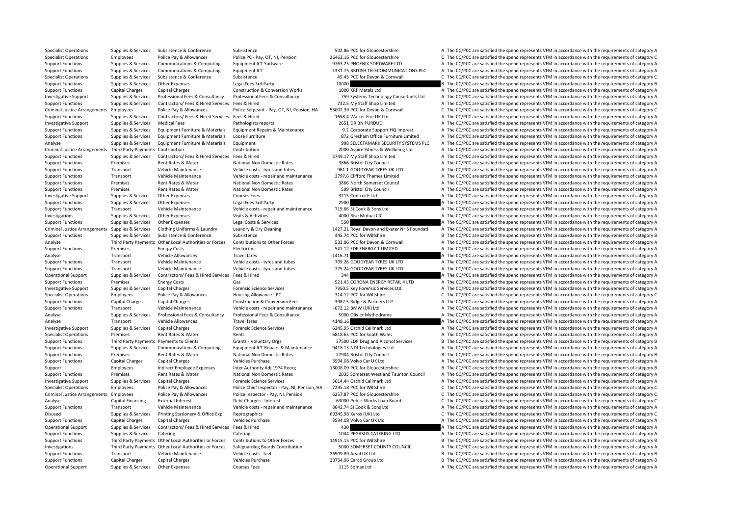| | | | | | | | |
|---|---|---|---|---|---|---|---|
| Specialist Operations | Supplies & Services | Subsistence & Conference | Subsistence | 502.86 | PCC for Gloucestershire | A | The CC/PCC are satisfied the spend represents VFM in accordance with the requirements of category A |
| Specialist Operations | Employees | Police Pay & Allowances | Police PC - Pay, OT, NI, Pension | 26462.16 | PCC for Gloucestershire | C | The CC/PCC are satisfied the spend represents VFM in accordance with the requirements of category C |
| Support Functions | Supplies & Services | Communications & Computing | Equipment ICT Software | 9763.25 | PHOENIX SOFTWARE LTD | A | The CC/PCC are satisfied the spend represents VFM in accordance with the requirements of category A |
| Support Functions | Supplies & Services | Communications & Computing | Equipment ICT | 1331.75 | BRITISH TELECOMMUNICATIONS PLC | A | The CC/PCC are satisfied the spend represents VFM in accordance with the requirements of category A |
| Specialist Operations | Supplies & Services | Subsistence & Conference | Subsistence | 45.45 | PCC for Devon & Cornwall | C | The CC/PCC are satisfied the spend represents VFM in accordance with the requirements of category C |
| Support Functions | Supplies & Services | Other Expenses | Legal Fees 3rd Party | 10000 | | B | The CC/PCC are satisfied the spend represents VFM in accordance with the requirements of category B |
| Support Functions | Capital Charges | Capital Charges | Construction & Conversion Works | 1000 | KRF Metals Ltd | A | The CC/PCC are satisfied the spend represents VFM in accordance with the requirements of category A |
| Investigative Support | Supplies & Services | Professional Fees & Consultancy | Professional Fees & Consultancy | 759 | Systems Technology Consultants Ltd | A | The CC/PCC are satisfied the spend represents VFM in accordance with the requirements of category A |
| Support Functions | Supplies & Services | Contractors/ Fees & Hired Services | Fees & Hired | 732.5 | My Staff Shop Limited | A | The CC/PCC are satisfied the spend represents VFM in accordance with the requirements of category A |
| Criminal Justice Arrangements | Employees | Police Pay & Allowances | Police Sergeant - Pay, OT, NI, Pension, HA | 55002.39 | PCC for Devon & Cornwall | C | The CC/PCC are satisfied the spend represents VFM in accordance with the requirements of category C |
| Support Functions | Supplies & Services | Contractors/ Fees & Hired Services | Fees & Hired | 1658.4 | Walker Fire UK Ltd | A | The CC/PCC are satisfied the spend represents VFM in accordance with the requirements of category A |
| Investigative Support | Supplies & Services | Medical Fees | Pathologists reports | 2651 | DR BN PURDUE | A | The CC/PCC are satisfied the spend represents VFM in accordance with the requirements of category A |
| Support Functions | Supplies & Services | Equipment Furniture & Materials | Equipment Repairs & Maintenance | 9.2 | Corporate Support HQ Imprest | A | The CC/PCC are satisfied the spend represents VFM in accordance with the requirements of category A |
| Support Functions | Supplies & Services | Equipment Furniture & Materials | Loose Furniture | 872 | Gresham Office Furniture Limited | A | The CC/PCC are satisfied the spend represents VFM in accordance with the requirements of category A |
| Analyse | Supplies & Services | Equipment Furniture & Materials | Equipment | 998 | SELECTAMARK SECURITY SYSTEMS PLC | A | The CC/PCC are satisfied the spend represents VFM in accordance with the requirements of category A |
| Criminal Justice Arrangements | Third Party Payments | Contribution | Contribution | 2000 | Aspire Fitness & Wellbeing Ltd | A | The CC/PCC are satisfied the spend represents VFM in accordance with the requirements of category A |
| Support Functions | Supplies & Services | Contractors/ Fees & Hired Services | Fees & Hired | 3749.17 | My Staff Shop Limited | A | The CC/PCC are satisfied the spend represents VFM in accordance with the requirements of category A |
| Support Functions | Premises | Rent Rates & Water | National Non Domestic Rates | 3866 | Bristol City Council | A | The CC/PCC are satisfied the spend represents VFM in accordance with the requirements of category A |
| Support Functions | Transport | Vehicle Maintenance | Vehicle costs - tyres and tubes | 961.1 | GOODYEAR TYRES UK LTD | A | The CC/PCC are satisfied the spend represents VFM in accordance with the requirements of category A |
| Support Functions | Transport | Vehicle Maintenance | Vehicle costs - repair and maintenance | 3797.6 | Clifford Thames Limited | A | The CC/PCC are satisfied the spend represents VFM in accordance with the requirements of category A |
| Support Functions | Premises | Rent Rates & Water | National Non Domestic Rates | 3866 | North Somerset Council | A | The CC/PCC are satisfied the spend represents VFM in accordance with the requirements of category A |
| Support Functions | Premises | Rent Rates & Water | National Non Domestic Rates | 599 | Bristol City Council | A | The CC/PCC are satisfied the spend represents VFM in accordance with the requirements of category A |
| Investigative Support | Supplies & Services | Other Expenses | Courses Fees | 3215 | Control-F Ltd | A | The CC/PCC are satisfied the spend represents VFM in accordance with the requirements of category A |
| Support Functions | Supplies & Services | Other Expenses | Legal Fees 3rd Party | 2900 | | A | The CC/PCC are satisfied the spend represents VFM in accordance with the requirements of category A |
| Support Functions | Transport | Vehicle Maintenance | Vehicle costs - repair and maintenance | 719.66 | SJ Cook & Sons Ltd | A | The CC/PCC are satisfied the spend represents VFM in accordance with the requirements of category A |
| Investigations | Supplies & Services | Other Expenses | Visits & Activities | 4000 | Rise Mutual CIC | A | The CC/PCC are satisfied the spend represents VFM in accordance with the requirements of category A |
| Support Functions | Supplies & Services | Other Expenses | Legal Costs & Services | 550 | | A | The CC/PCC are satisfied the spend represents VFM in accordance with the requirements of category A |
| Criminal Justice Arrangements | Supplies & Services | Clothing Uniforms & Laundry | Laundry & Dry Cleaning | 1427.21 | Royal Devon and Exeter NHS Foundati | A | The CC/PCC are satisfied the spend represents VFM in accordance with the requirements of category A |
| Support Functions | Supplies & Services | Subsistence & Conference | Subsistence | 445.74 | PCC for Wiltshire | B | The CC/PCC are satisfied the spend represents VFM in accordance with the requirements of category B |
| Analyse | Third Party Payments | Other Local Authorities or Forces | Contributions to Other Forces | 533.06 | PCC for Devon & Cornwall | A | The CC/PCC are satisfied the spend represents VFM in accordance with the requirements of category A |
| Support Functions | Premises | Energy Costs | Electricity | 541.12 | EDF ENERGY 1 LIMITED | A | The CC/PCC are satisfied the spend represents VFM in accordance with the requirements of category A |
| Analyse | Transport | Vehicle Allowances | Travel fares | -1416.71 | | A | The CC/PCC are satisfied the spend represents VFM in accordance with the requirements of category A |
| Support Functions | Transport | Vehicle Maintenance | Vehicle costs - tyres and tubes | 709.26 | GOODYEAR TYRES UK LTD | A | The CC/PCC are satisfied the spend represents VFM in accordance with the requirements of category A |
| Support Functions | Transport | Vehicle Maintenance | Vehicle costs - tyres and tubes | 775.24 | GOODYEAR TYRES UK LTD | A | The CC/PCC are satisfied the spend represents VFM in accordance with the requirements of category A |
| Operational Support | Supplies & Services | Contractors/ Fees & Hired Services | Fees & Hired | 344 | | A | The CC/PCC are satisfied the spend represents VFM in accordance with the requirements of category A |
| Support Functions | Premises | Energy Costs | Gas | 521.43 | CORONA ENERGY RETAIL 4 LTD | A | The CC/PCC are satisfied the spend represents VFM in accordance with the requirements of category A |
| Investigative Support | Supplies & Services | Capital Charges | Forensic Science Services | 7950.5 | Key Forensic Services Ltd | A | The CC/PCC are satisfied the spend represents VFM in accordance with the requirements of category A |
| Specialist Operations | Employees | Police Pay & Allowances | Housing Allowance - PC | 314.12 | PCC for Wiltshire | C | The CC/PCC are satisfied the spend represents VFM in accordance with the requirements of category C |
| Support Functions | Capital Charges | Capital Charges | Construction & Conversion Fees | 3982.5 | Ridge & Partners LLP | A | The CC/PCC are satisfied the spend represents VFM in accordance with the requirements of category A |
| Support Functions | Transport | Vehicle Maintenance | Vehicle costs - repair and maintenance | -672.12 | BMW (UK) Ltd | A | The CC/PCC are satisfied the spend represents VFM in accordance with the requirements of category A |
| Analyse | Supplies & Services | Professional Fees & Consultancy | Professional Fees & Consultancy | 5000 | Olivier Mythodrama | A | The CC/PCC are satisfied the spend represents VFM in accordance with the requirements of category A |
| Analyse | Transport | Vehicle Allowances | Travel fares | 4148.16 | | A | The CC/PCC are satisfied the spend represents VFM in accordance with the requirements of category A |
| Investigative Support | Supplies & Services | Capital Charges | Forensic Science Services | 6345.95 | Orchid Cellmark Ltd | A | The CC/PCC are satisfied the spend represents VFM in accordance with the requirements of category A |
| Specialist Operations | Premises | Rent Rates & Water | Rents | 6818.65 | PCC for South Wales | A | The CC/PCC are satisfied the spend represents VFM in accordance with the requirements of category A |
| Support Functions | Third Party Payments | Payments to Clients | Grants - Voluntary Orgs | 37500 | EDP Drug and Alcohol Services | B | The CC/PCC are satisfied the spend represents VFM in accordance with the requirements of category B |
| Support Functions | Supplies & Services | Communications & Computing | Equipment ICT Repairs & Maintenance | 9418.13 | NDI Technologies Ltd | A | The CC/PCC are satisfied the spend represents VFM in accordance with the requirements of category A |
| Support Functions | Premises | Rent Rates & Water | National Non Domestic Rates | 27904 | Bristol City Council | B | The CC/PCC are satisfied the spend represents VFM in accordance with the requirements of category B |
| Support Functions | Capital Charges | Capital Charges | Vehicles Purchase | 3594.08 | Volvo Car UK Ltd | A | The CC/PCC are satisfied the spend represents VFM in accordance with the requirements of category A |
| Support | Employees | Indirect Employee Expenses | Inter Authority Adj 1974 Reorg | 13008.09 | PCC for Gloucestershire | B | The CC/PCC are satisfied the spend represents VFM in accordance with the requirements of category B |
| Support Functions | Premises | Rent Rates & Water | National Non Domestic Rates | 2035 | Somerset West and Taunton Council | A | The CC/PCC are satisfied the spend represents VFM in accordance with the requirements of category A |
| Investigative Support | Supplies & Services | Capital Charges | Forensic Science Services | 3614.44 | Orchid Cellmark Ltd | A | The CC/PCC are satisfied the spend represents VFM in accordance with the requirements of category A |
| Specialist Operations | Employees | Police Pay & Allowances | Police Chief Inspector - Pay, NI, Pension, HA | 7295.18 | PCC for Wiltshire | C | The CC/PCC are satisfied the spend represents VFM in accordance with the requirements of category C |
| Criminal Justice Arrangements | Employees | Police Pay & Allowances | Police Inspector - Pay, NI, Pension | 6257.87 | PCC for Gloucestershire | C | The CC/PCC are satisfied the spend represents VFM in accordance with the requirements of category C |
| Analyse | Capital Financing | External Interest | Debt Charges - Interest | 63000 | Public Works Loan Board | C | The CC/PCC are satisfied the spend represents VFM in accordance with the requirements of category C |
| Support Functions | Transport | Vehicle Maintenance | Vehicle costs - repair and maintenance | 8642.74 | SJ Cook & Sons Ltd | A | The CC/PCC are satisfied the spend represents VFM in accordance with the requirements of category A |
| Disused | Supplies & Services | Printing Stationery & Office Exp | Reprographics | 60345.98 | Xerox (UK) Ltd | C | The CC/PCC are satisfied the spend represents VFM in accordance with the requirements of category C |
| Support Functions | Capital Charges | Capital Charges | Vehicles Purchase | 3594.08 | Volvo Car UK Ltd | A | The CC/PCC are satisfied the spend represents VFM in accordance with the requirements of category A |
| Operational Support | Supplies & Services | Contractors/ Fees & Hired Services | Fees & Hired | 430 | | A | The CC/PCC are satisfied the spend represents VFM in accordance with the requirements of category A |
| Support Functions | Supplies & Services | Catering | Catering | 1044 | PEGASUS CATERING LTD | A | The CC/PCC are satisfied the spend represents VFM in accordance with the requirements of category A |
| Support Functions | Third Party Payments | Other Local Authorities or Forces | Contributions to Other Forces | 14915.15 | PCC for Wiltshire | B | The CC/PCC are satisfied the spend represents VFM in accordance with the requirements of category B |
| Investigations | Third Party Payments | Other Local Authorities or Forces | Safeguarding Boards Contribution | 5000 | SOMERSET COUNTY COUNCIL | A | The CC/PCC are satisfied the spend represents VFM in accordance with the requirements of category A |
| Support Functions | Transport | Vehicle Maintenance | Vehicle costs - fuel | 26909.89 | Arval UK Ltd | B | The CC/PCC are satisfied the spend represents VFM in accordance with the requirements of category B |
| Support Functions | Capital Charges | Capital Charges | Vehicles Purchase | 20754.96 | Carco Group Ltd | B | The CC/PCC are satisfied the spend represents VFM in accordance with the requirements of category B |
| Operational Support | Supplies & Services | Other Expenses | Courses Fees | 1115 | Somax Ltd | A | The CC/PCC are satisfied the spend represents VFM in accordance with the requirements of category A |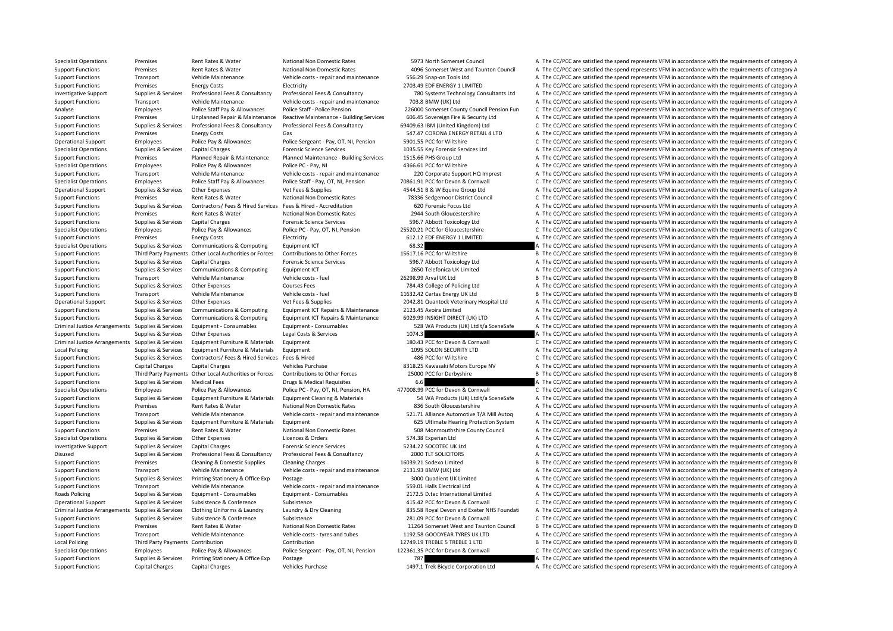| | | | | | | |
|---|---|---|---|---|---|---|
| Specialist Operations | Premises | Rent Rates & Water | National Non Domestic Rates | 5973 | North Somerset Council | A The CC/PCC are satisfied the spend represents VFM in accordance with the requirements of category A |
| Support Functions | Premises | Rent Rates & Water | National Non Domestic Rates | 4096 | Somerset West and Taunton Council | A The CC/PCC are satisfied the spend represents VFM in accordance with the requirements of category A |
| Support Functions | Transport | Vehicle Maintenance | Vehicle costs - repair and maintenance | 556.29 | Snap-on Tools Ltd | A The CC/PCC are satisfied the spend represents VFM in accordance with the requirements of category A |
| Support Functions | Premises | Energy Costs | Electricity | 2703.49 | EDF ENERGY 1 LIMITED | A The CC/PCC are satisfied the spend represents VFM in accordance with the requirements of category A |
| Investigative Support | Supplies & Services | Professional Fees & Consultancy | Professional Fees & Consultancy | 780 | Systems Technology Consultants Ltd | A The CC/PCC are satisfied the spend represents VFM in accordance with the requirements of category A |
| Support Functions | Transport | Vehicle Maintenance | Vehicle costs - repair and maintenance | 703.8 | BMW (UK) Ltd | A The CC/PCC are satisfied the spend represents VFM in accordance with the requirements of category A |
| Analyse | Employees | Police Staff Pay & Allowances | Police Staff - Police Pension | 226000 | Somerset County Council Pension Fun | C The CC/PCC are satisfied the spend represents VFM in accordance with the requirements of category C |
| Support Functions | Premises | Unplanned Repair & Maintenance | Reactive Maintenance - Building Services | 606.45 | Sovereign Fire & Security Ltd | A The CC/PCC are satisfied the spend represents VFM in accordance with the requirements of category A |
| Support Functions | Supplies & Services | Professional Fees & Consultancy | Professional Fees & Consultancy | 69409.63 | IBM (United Kingdom) Ltd | C The CC/PCC are satisfied the spend represents VFM in accordance with the requirements of category C |
| Support Functions | Premises | Energy Costs | Gas | 547.47 | CORONA ENERGY RETAIL 4 LTD | A The CC/PCC are satisfied the spend represents VFM in accordance with the requirements of category A |
| Operational Support | Employees | Police Pay & Allowances | Police Sergeant - Pay, OT, NI, Pension | 5901.55 | PCC for Wiltshire | C The CC/PCC are satisfied the spend represents VFM in accordance with the requirements of category C |
| Specialist Operations | Supplies & Services | Capital Charges | Forensic Science Services | 1035.55 | Key Forensic Services Ltd | A The CC/PCC are satisfied the spend represents VFM in accordance with the requirements of category A |
| Support Functions | Premises | Planned Repair & Maintenance | Planned Maintenance - Building Services | 1515.66 | PHS Group Ltd | A The CC/PCC are satisfied the spend represents VFM in accordance with the requirements of category A |
| Specialist Operations | Employees | Police Pay & Allowances | Police PC - Pay, NI | 4366.61 | PCC for Wiltshire | A The CC/PCC are satisfied the spend represents VFM in accordance with the requirements of category A |
| Support Functions | Transport | Vehicle Maintenance | Vehicle costs - repair and maintenance | 220 | Corporate Support HQ Imprest | A The CC/PCC are satisfied the spend represents VFM in accordance with the requirements of category A |
| Specialist Operations | Employees | Police Staff Pay & Allowances | Police Staff - Pay, OT, NI, Pension | 70861.91 | PCC for Devon & Cornwall | C The CC/PCC are satisfied the spend represents VFM in accordance with the requirements of category C |
| Operational Support | Supplies & Services | Other Expenses | Vet Fees & Supplies | 4544.51 | B & W Equine Group Ltd | A The CC/PCC are satisfied the spend represents VFM in accordance with the requirements of category A |
| Support Functions | Premises | Rent Rates & Water | National Non Domestic Rates | 78336 | Sedgemoor District Council | C The CC/PCC are satisfied the spend represents VFM in accordance with the requirements of category C |
| Support Functions | Supplies & Services | Contractors/ Fees & Hired Services | Fees & Hired - Accreditation | 620 | Forensic Focus Ltd | A The CC/PCC are satisfied the spend represents VFM in accordance with the requirements of category A |
| Support Functions | Premises | Rent Rates & Water | National Non Domestic Rates | 2944 | South Gloucestershire | A The CC/PCC are satisfied the spend represents VFM in accordance with the requirements of category A |
| Support Functions | Supplies & Services | Capital Charges | Forensic Science Services | 596.7 | Abbott Toxicology Ltd | A The CC/PCC are satisfied the spend represents VFM in accordance with the requirements of category A |
| Specialist Operations | Employees | Police Pay & Allowances | Police PC - Pay, OT, NI, Pension | 25520.21 | PCC for Gloucestershire | C The CC/PCC are satisfied the spend represents VFM in accordance with the requirements of category C |
| Support Functions | Premises | Energy Costs | Electricity | 612.12 | EDF ENERGY 1 LIMITED | A The CC/PCC are satisfied the spend represents VFM in accordance with the requirements of category A |
| Specialist Operations | Supplies & Services | Communications & Computing | Equipment ICT | 68.32 | | A The CC/PCC are satisfied the spend represents VFM in accordance with the requirements of category A |
| Support Functions | Third Party Payments | Other Local Authorities or Forces | Contributions to Other Forces | 15617.16 | PCC for Wiltshire | B The CC/PCC are satisfied the spend represents VFM in accordance with the requirements of category B |
| Support Functions | Supplies & Services | Capital Charges | Forensic Science Services | 596.7 | Abbott Toxicology Ltd | A The CC/PCC are satisfied the spend represents VFM in accordance with the requirements of category A |
| Support Functions | Supplies & Services | Communications & Computing | Equipment ICT | 2650 | Telefonica UK Limited | A The CC/PCC are satisfied the spend represents VFM in accordance with the requirements of category A |
| Support Functions | Transport | Vehicle Maintenance | Vehicle costs - fuel | 26298.99 | Arval UK Ltd | B The CC/PCC are satisfied the spend represents VFM in accordance with the requirements of category B |
| Support Functions | Supplies & Services | Other Expenses | Courses Fees | 784.43 | College of Policing Ltd | A The CC/PCC are satisfied the spend represents VFM in accordance with the requirements of category A |
| Support Functions | Transport | Vehicle Maintenance | Vehicle costs - fuel | 11632.42 | Certas Energy UK Ltd | B The CC/PCC are satisfied the spend represents VFM in accordance with the requirements of category B |
| Operational Support | Supplies & Services | Other Expenses | Vet Fees & Supplies | 2042.81 | Quantock Veterinary Hospital Ltd | A The CC/PCC are satisfied the spend represents VFM in accordance with the requirements of category A |
| Support Functions | Supplies & Services | Communications & Computing | Equipment ICT Repairs & Maintenance | 2123.45 | Avoira Limited | A The CC/PCC are satisfied the spend represents VFM in accordance with the requirements of category A |
| Support Functions | Supplies & Services | Communications & Computing | Equipment ICT Repairs & Maintenance | 6029.99 | INSIGHT DIRECT (UK) LTD | A The CC/PCC are satisfied the spend represents VFM in accordance with the requirements of category A |
| Criminal Justice Arrangements | Supplies & Services | Equipment - Consumables | Equipment - Consumables | 528 | WA Products (UK) Ltd t/a SceneSafe | A The CC/PCC are satisfied the spend represents VFM in accordance with the requirements of category A |
| Support Functions | Supplies & Services | Other Expenses | Legal Costs & Services | 1074.3 | | A The CC/PCC are satisfied the spend represents VFM in accordance with the requirements of category A |
| Criminal Justice Arrangements | Supplies & Services | Equipment Furniture & Materials | Equipment | 180.43 | PCC for Devon & Cornwall | C The CC/PCC are satisfied the spend represents VFM in accordance with the requirements of category C |
| Local Policing | Supplies & Services | Equipment Furniture & Materials | Equipment | 1095 | SOLON SECURITY LTD | A The CC/PCC are satisfied the spend represents VFM in accordance with the requirements of category A |
| Support Functions | Supplies & Services | Contractors/ Fees & Hired Services | Fees & Hired | 486 | PCC for Wiltshire | C The CC/PCC are satisfied the spend represents VFM in accordance with the requirements of category C |
| Support Functions | Capital Charges | Capital Charges | Vehicles Purchase | 8318.25 | Kawasaki Motors Europe NV | A The CC/PCC are satisfied the spend represents VFM in accordance with the requirements of category A |
| Support Functions | Third Party Payments | Other Local Authorities or Forces | Contributions to Other Forces | 25000 | PCC for Derbyshire | B The CC/PCC are satisfied the spend represents VFM in accordance with the requirements of category B |
| Support Functions | Supplies & Services | Medical Fees | Drugs & Medical Requisites | 6.6 | | A The CC/PCC are satisfied the spend represents VFM in accordance with the requirements of category A |
| Specialist Operations | Employees | Police Pay & Allowances | Police PC - Pay, OT, NI, Pension, HA | 477008.99 | PCC for Devon & Cornwall | C The CC/PCC are satisfied the spend represents VFM in accordance with the requirements of category C |
| Support Functions | Supplies & Services | Equipment Furniture & Materials | Equipment Cleaning & Materials | 54 | WA Products (UK) Ltd t/a SceneSafe | A The CC/PCC are satisfied the spend represents VFM in accordance with the requirements of category A |
| Support Functions | Premises | Rent Rates & Water | National Non Domestic Rates | 836 | South Gloucestershire | A The CC/PCC are satisfied the spend represents VFM in accordance with the requirements of category A |
| Support Functions | Transport | Vehicle Maintenance | Vehicle costs - repair and maintenance | 521.71 | Alliance Automotive T/A Mill Autoq | A The CC/PCC are satisfied the spend represents VFM in accordance with the requirements of category A |
| Support Functions | Supplies & Services | Equipment Furniture & Materials | Equipment | 625 | Ultimate Hearing Protection System | A The CC/PCC are satisfied the spend represents VFM in accordance with the requirements of category A |
| Support Functions | Premises | Rent Rates & Water | National Non Domestic Rates | 508 | Monmouthshire County Council | A The CC/PCC are satisfied the spend represents VFM in accordance with the requirements of category A |
| Specialist Operations | Supplies & Services | Other Expenses | Licences & Orders | 574.38 | Experian Ltd | A The CC/PCC are satisfied the spend represents VFM in accordance with the requirements of category A |
| Investigative Support | Supplies & Services | Capital Charges | Forensic Science Services | 5234.22 | SOCOTEC UK Ltd | A The CC/PCC are satisfied the spend represents VFM in accordance with the requirements of category A |
| Disused | Supplies & Services | Professional Fees & Consultancy | Professional Fees & Consultancy | 2000 | TLT SOLICITORS | A The CC/PCC are satisfied the spend represents VFM in accordance with the requirements of category A |
| Support Functions | Premises | Cleaning & Domestic Supplies | Cleaning Charges | 16039.21 | Sodexo Limited | B The CC/PCC are satisfied the spend represents VFM in accordance with the requirements of category B |
| Support Functions | Transport | Vehicle Maintenance | Vehicle costs - repair and maintenance | 2131.93 | BMW (UK) Ltd | A The CC/PCC are satisfied the spend represents VFM in accordance with the requirements of category A |
| Support Functions | Supplies & Services | Printing Stationery & Office Exp | Postage | 3000 | Quadient UK Limited | A The CC/PCC are satisfied the spend represents VFM in accordance with the requirements of category A |
| Support Functions | Transport | Vehicle Maintenance | Vehicle costs - repair and maintenance | 559.01 | Halls Electrical Ltd | A The CC/PCC are satisfied the spend represents VFM in accordance with the requirements of category A |
| Roads Policing | Supplies & Services | Equipment - Consumables | Equipment - Consumables | 2172.5 | D.tec International Limited | A The CC/PCC are satisfied the spend represents VFM in accordance with the requirements of category A |
| Operational Support | Supplies & Services | Subsistence & Conference | Subsistence | 415.42 | PCC for Devon & Cornwall | C The CC/PCC are satisfied the spend represents VFM in accordance with the requirements of category C |
| Criminal Justice Arrangements | Supplies & Services | Clothing Uniforms & Laundry | Laundry & Dry Cleaning | 835.58 | Royal Devon and Exeter NHS Foundati | A The CC/PCC are satisfied the spend represents VFM in accordance with the requirements of category A |
| Support Functions | Supplies & Services | Subsistence & Conference | Subsistence | 281.09 | PCC for Devon & Cornwall | C The CC/PCC are satisfied the spend represents VFM in accordance with the requirements of category C |
| Support Functions | Premises | Rent Rates & Water | National Non Domestic Rates | 11264 | Somerset West and Taunton Council | B The CC/PCC are satisfied the spend represents VFM in accordance with the requirements of category B |
| Support Functions | Transport | Vehicle Maintenance | Vehicle costs - tyres and tubes | 1192.58 | GOODYEAR TYRES UK LTD | A The CC/PCC are satisfied the spend represents VFM in accordance with the requirements of category A |
| Local Policing | Third Party Payments | Contribution | Contribution | 12749.19 | TREBLE 5 TREBLE 1 LTD | B The CC/PCC are satisfied the spend represents VFM in accordance with the requirements of category B |
| Specialist Operations | Employees | Police Pay & Allowances | Police Sergeant - Pay, OT, NI, Pension | 122361.35 | PCC for Devon & Cornwall | C The CC/PCC are satisfied the spend represents VFM in accordance with the requirements of category C |
| Support Functions | Supplies & Services | Printing Stationery & Office Exp | Postage | 787 | | A The CC/PCC are satisfied the spend represents VFM in accordance with the requirements of category A |
| Support Functions | Capital Charges | Capital Charges | Vehicles Purchase | 1497.1 | Trek Bicycle Corporation Ltd | A The CC/PCC are satisfied the spend represents VFM in accordance with the requirements of category A |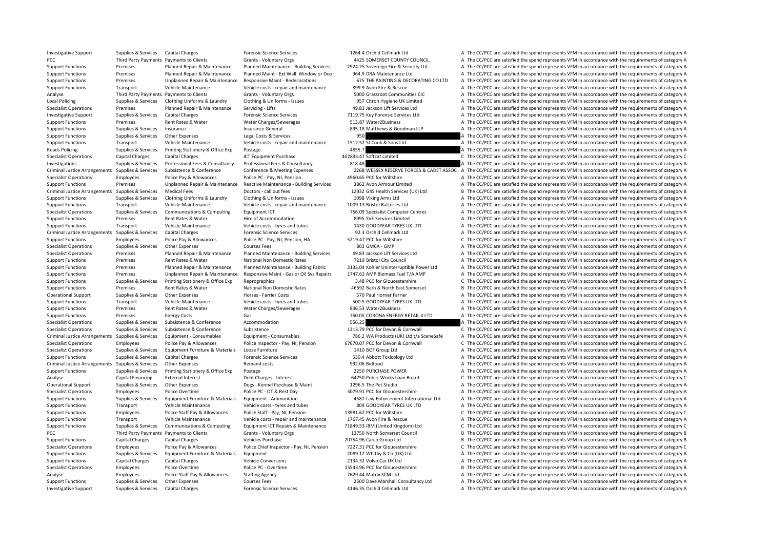| | | | | | | | |
|---|---|---|---|---|---|---|---|
| Investigative Support | Supplies & Services | Capital Charges | Forensic Science Services | 1264.4 | Orchid Cellmark Ltd | A | The CC/PCC are satisfied the spend represents VFM in accordance with the requirements of category A |
| PCC | Third Party Payments | Payments to Clients | Grants - Voluntary Orgs | 4425 | SOMERSET COUNTY COUNCIL | A | The CC/PCC are satisfied the spend represents VFM in accordance with the requirements of category A |
| Support Functions | Premises | Planned Repair & Maintenance | Planned Maintenance - Building Services | 2924.25 | Sovereign Fire & Security Ltd | A | The CC/PCC are satisfied the spend represents VFM in accordance with the requirements of category A |
| Support Functions | Premises | Planned Repair & Maintenance | Planned Maint - Ext Wall Window or Door | 964.9 | DRA Maintenance Ltd | A | The CC/PCC are satisfied the spend represents VFM in accordance with the requirements of category A |
| Support Functions | Premises | Unplanned Repair & Maintenance | Responsive Maint - Redecorations | 675 | THE PAINTING & DECORATING CO LTD | A | The CC/PCC are satisfied the spend represents VFM in accordance with the requirements of category A |
| Support Functions | Transport | Vehicle Maintenance | Vehicle costs - repair and maintenance | 899.9 | Avon Fire & Rescue | A | The CC/PCC are satisfied the spend represents VFM in accordance with the requirements of category A |
| Analyse | Third Party Payments | Payments to Clients | Grants - Voluntary Orgs | 5000 | Grassroot Communities CIC | A | The CC/PCC are satisfied the spend represents VFM in accordance with the requirements of category A |
| Local Policing | Supplies & Services | Clothing Uniforms & Laundry | Clothing & Uniforms - Issues | 957 | Citron Hygiene UK Limited | A | The CC/PCC are satisfied the spend represents VFM in accordance with the requirements of category A |
| Specialist Operations | Premises | Planned Repair & Maintenance | Servicing - Lifts | 49.83 | Jackson Lift Services Ltd | A | The CC/PCC are satisfied the spend represents VFM in accordance with the requirements of category A |
| Investigative Support | Supplies & Services | Capital Charges | Forensic Science Services | 7119.75 | Key Forensic Services Ltd | A | The CC/PCC are satisfied the spend represents VFM in accordance with the requirements of category A |
| Support Functions | Premises | Rent Rates & Water | Water Charges/Sewerages | 513.87 | Water2Business | A | The CC/PCC are satisfied the spend represents VFM in accordance with the requirements of category A |
| Support Functions | Supplies & Services | Insurance | Insurance General | 895.18 | Matthews & Goodman LLP | A | The CC/PCC are satisfied the spend represents VFM in accordance with the requirements of category A |
| Support Functions | Supplies & Services | Other Expenses | Legal Costs & Services | 950 | | A | The CC/PCC are satisfied the spend represents VFM in accordance with the requirements of category A |
| Support Functions | Transport | Vehicle Maintenance | Vehicle costs - repair and maintenance | 1512.52 | SJ Cook & Sons Ltd | A | The CC/PCC are satisfied the spend represents VFM in accordance with the requirements of category A |
| Roads Policing | Supplies & Services | Printing Stationery & Office Exp | Postage | 4855.7 | | A | The CC/PCC are satisfied the spend represents VFM in accordance with the requirements of category A |
| Specialist Operations | Capital Charges | Capital Charges | ICT Equipment Purchase | 402833.47 | Softcat Limited | C | The CC/PCC are satisfied the spend represents VFM in accordance with the requirements of category C |
| Investigations | Supplies & Services | Professional Fees & Consultancy | Professional Fees & Consultancy | 818.48 | | A | The CC/PCC are satisfied the spend represents VFM in accordance with the requirements of category A |
| Criminal Justice Arrangements | Supplies & Services | Subsistence & Conference | Conference & Meeting Expenses | 2268 | WESSEX RESERVE FORCES & CADET ASSOC | A | The CC/PCC are satisfied the spend represents VFM in accordance with the requirements of category A |
| Specialist Operations | Employees | Police Pay & Allowances | Police PC - Pay, NI, Pension | 4960.65 | PCC for Wiltshire | A | The CC/PCC are satisfied the spend represents VFM in accordance with the requirements of category A |
| Support Functions | Premises | Unplanned Repair & Maintenance | Reactive Maintenance - Building Services | 3862 | Avon Armour Limited | A | The CC/PCC are satisfied the spend represents VFM in accordance with the requirements of category A |
| Criminal Justice Arrangements | Supplies & Services | Medical Fees | Doctors - call out fees | 12932 | G4S Health Services (UK) Ltd | B | The CC/PCC are satisfied the spend represents VFM in accordance with the requirements of category B |
| Support Functions | Supplies & Services | Clothing Uniforms & Laundry | Clothing & Uniforms - Issues | 1098 | Viking Arms Ltd | A | The CC/PCC are satisfied the spend represents VFM in accordance with the requirements of category A |
| Support Functions | Transport | Vehicle Maintenance | Vehicle costs - repair and maintenance | 1009.13 | Bristol Batteries Ltd | A | The CC/PCC are satisfied the spend represents VFM in accordance with the requirements of category A |
| Specialist Operations | Supplies & Services | Communications & Computing | Equipment ICT | 756.09 | Specialist Computer Centres | A | The CC/PCC are satisfied the spend represents VFM in accordance with the requirements of category A |
| Support Functions | Premises | Rent Rates & Water | Hire of Accommodation | 8995 | SVE Services Limited | A | The CC/PCC are satisfied the spend represents VFM in accordance with the requirements of category A |
| Support Functions | Transport | Vehicle Maintenance | Vehicle costs - tyres and tubes | 1430 | GOODYEAR TYRES UK LTD | A | The CC/PCC are satisfied the spend represents VFM in accordance with the requirements of category A |
| Criminal Justice Arrangements | Supplies & Services | Capital Charges | Forensic Science Services | 92.3 | Orchid Cellmark Ltd | A | The CC/PCC are satisfied the spend represents VFM in accordance with the requirements of category A |
| Support Functions | Employees | Police Pay & Allowances | Police PC - Pay, NI, Pension, HA | 5219.47 | PCC for Wiltshire | C | The CC/PCC are satisfied the spend represents VFM in accordance with the requirements of category C |
| Specialist Operations | Supplies & Services | Other Expenses | Courses Fees | 803 | GMCA - GMP | A | The CC/PCC are satisfied the spend represents VFM in accordance with the requirements of category A |
| Specialist Operations | Premises | Planned Repair & Maintenance | Planned Maintenance - Building Services | 49.83 | Jackson Lift Services Ltd | A | The CC/PCC are satisfied the spend represents VFM in accordance with the requirements of category A |
| Support Functions | Premises | Rent Rates & Water | National Non Domestic Rates | 7219 | Bristol City Council | A | The CC/PCC are satisfied the spend represents VFM in accordance with the requirements of category A |
| Support Functions | Premises | Planned Repair & Maintenance | Planned Maintenance - Building Fabric | 3135.04 | Kohler Uninterruptible Power Ltd | A | The CC/PCC are satisfied the spend represents VFM in accordance with the requirements of category A |
| Support Functions | Premises | Unplanned Repair & Maintenance | Responsive Maint - Gas or Oil Sys Repairs | 1747.62 | AMP Biomass Fuel T/A AMP | A | The CC/PCC are satisfied the spend represents VFM in accordance with the requirements of category A |
| Support Functions | Supplies & Services | Printing Stationery & Office Exp | Reprographics | 3.48 | PCC for Gloucestershire | C | The CC/PCC are satisfied the spend represents VFM in accordance with the requirements of category C |
| Support Functions | Premises | Rent Rates & Water | National Non Domestic Rates | 46592 | Bath & North East Somerset | B | The CC/PCC are satisfied the spend represents VFM in accordance with the requirements of category B |
| Operational Support | Supplies & Services | Other Expenses | Horses - Farrier Costs | 570 | Paul Horner Farrier | A | The CC/PCC are satisfied the spend represents VFM in accordance with the requirements of category A |
| Support Functions | Transport | Vehicle Maintenance | Vehicle costs - tyres and tubes | 500.5 | GOODYEAR TYRES UK LTD | A | The CC/PCC are satisfied the spend represents VFM in accordance with the requirements of category A |
| Support Functions | Premises | Rent Rates & Water | Water Charges/Sewerages | 896.53 | Water2Business | A | The CC/PCC are satisfied the spend represents VFM in accordance with the requirements of category A |
| Support Functions | Premises | Energy Costs | Gas | 760.05 | CORONA ENERGY RETAIL 4 LTD | A | The CC/PCC are satisfied the spend represents VFM in accordance with the requirements of category A |
| Specialist Operations | Supplies & Services | Subsistence & Conference | Accommodation | 556.25 | | A | The CC/PCC are satisfied the spend represents VFM in accordance with the requirements of category A |
| Specialist Operations | Supplies & Services | Subsistence & Conference | Subsistence | 1315.79 | PCC for Devon & Cornwall | C | The CC/PCC are satisfied the spend represents VFM in accordance with the requirements of category C |
| Criminal Justice Arrangements | Supplies & Services | Equipment - Consumables | Equipment - Consumables | 786.2 | WA Products (UK) Ltd t/a SceneSafe | A | The CC/PCC are satisfied the spend represents VFM in accordance with the requirements of category A |
| Specialist Operations | Employees | Police Pay & Allowances | Police Inspector - Pay, NI, Pension | 67670.07 | PCC for Devon & Cornwall | C | The CC/PCC are satisfied the spend represents VFM in accordance with the requirements of category C |
| Specialist Operations | Supplies & Services | Equipment Furniture & Materials | Loose Furniture | 1410 | BOF Group Ltd | A | The CC/PCC are satisfied the spend represents VFM in accordance with the requirements of category A |
| Support Functions | Supplies & Services | Capital Charges | Forensic Science Services | 530.4 | Abbott Toxicology Ltd | A | The CC/PCC are satisfied the spend represents VFM in accordance with the requirements of category A |
| Criminal Justice Arrangements | Supplies & Services | Other Expenses | Remand costs | 992.06 | Bidfood | A | The CC/PCC are satisfied the spend represents VFM in accordance with the requirements of category A |
| Support Functions | Supplies & Services | Printing Stationery & Office Exp | Postage | 2250 | PURCHASE POWER | A | The CC/PCC are satisfied the spend represents VFM in accordance with the requirements of category A |
| Analyse | Capital Financing | External Interest | Debt Charges - Interest | 64750 | Public Works Loan Board | C | The CC/PCC are satisfied the spend represents VFM in accordance with the requirements of category C |
| Operational Support | Supplies & Services | Other Expenses | Dogs - Kennel Purchase & Maint | 1296.5 | The Pet Studio | A | The CC/PCC are satisfied the spend represents VFM in accordance with the requirements of category A |
| Specialist Operations | Employees | Police Overtime | Police PC - OT & Rest Day | 3079.91 | PCC for Gloucestershire | A | The CC/PCC are satisfied the spend represents VFM in accordance with the requirements of category A |
| Support Functions | Supplies & Services | Equipment Furniture & Materials | Equipment - Ammunition | 4587 | Law Enforcement International Ltd | A | The CC/PCC are satisfied the spend represents VFM in accordance with the requirements of category A |
| Support Functions | Transport | Vehicle Maintenance | Vehicle costs - tyres and tubes | 809 | GOODYEAR TYRES UK LTD | A | The CC/PCC are satisfied the spend represents VFM in accordance with the requirements of category A |
| Support Functions | Employees | Police Staff Pay & Allowances | Police Staff - Pay, NI, Pension | 13981.62 | PCC for Wiltshire | C | The CC/PCC are satisfied the spend represents VFM in accordance with the requirements of category C |
| Support Functions | Transport | Vehicle Maintenance | Vehicle costs - repair and maintenance | 1767.45 | Avon Fire & Rescue | A | The CC/PCC are satisfied the spend represents VFM in accordance with the requirements of category A |
| Support Functions | Supplies & Services | Communications & Computing | Equipment ICT Repairs & Maintenance | 71849.53 | IBM (United Kingdom) Ltd | C | The CC/PCC are satisfied the spend represents VFM in accordance with the requirements of category C |
| PCC | Third Party Payments | Payments to Clients | Grants - Voluntary Orgs | 13750 | North Somerset Council | B | The CC/PCC are satisfied the spend represents VFM in accordance with the requirements of category B |
| Support Functions | Capital Charges | Capital Charges | Vehicles Purchase | 20754.96 | Carco Group Ltd | B | The CC/PCC are satisfied the spend represents VFM in accordance with the requirements of category B |
| Specialist Operations | Employees | Police Pay & Allowances | Police Chief Inspector - Pay, NI, Pension | 7227.31 | PCC for Gloucestershire | C | The CC/PCC are satisfied the spend represents VFM in accordance with the requirements of category C |
| Support Functions | Supplies & Services | Equipment Furniture & Materials | Equipment | 2089.12 | Whitby & Co (UK) Ltd | A | The CC/PCC are satisfied the spend represents VFM in accordance with the requirements of category A |
| Support Functions | Capital Charges | Capital Charges | Vehicle Conversions | 2134.32 | Volvo Car UK Ltd | A | The CC/PCC are satisfied the spend represents VFM in accordance with the requirements of category A |
| Specialist Operations | Employees | Police Overtime | Police PC - Overtime | 15543.96 | PCC for Gloucestershire | B | The CC/PCC are satisfied the spend represents VFM in accordance with the requirements of category B |
| Analyse | Employees | Police Staff Pay & Allowances | Staffing Agency | 7629.44 | Matrix SCM Ltd | A | The CC/PCC are satisfied the spend represents VFM in accordance with the requirements of category A |
| Support Functions | Supplies & Services | Other Expenses | Courses Fees | 2500 | Dave Marshall Consultancy Ltd | A | The CC/PCC are satisfied the spend represents VFM in accordance with the requirements of category A |
| Investigative Support | Supplies & Services | Capital Charges | Forensic Science Services | 4146.35 | Orchid Cellmark Ltd | A | The CC/PCC are satisfied the spend represents VFM in accordance with the requirements of category A |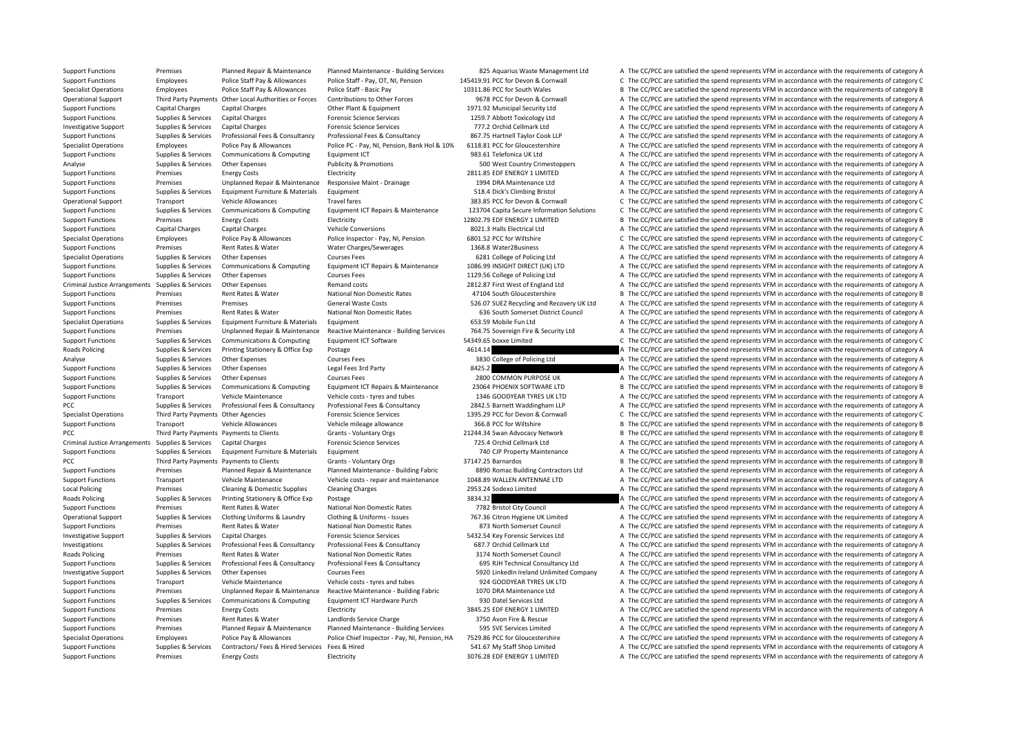| | | | | | | | |
|---|---|---|---|---|---|---|---|
| Support Functions | Premises | Planned Repair & Maintenance | Planned Maintenance - Building Services | 825 | Aquarius Waste Management Ltd | A | The CC/PCC are satisfied the spend represents VFM in accordance with the requirements of category A |
| Support Functions | Employees | Police Staff Pay & Allowances | Police Staff - Pay, OT, NI, Pension | 145419.91 | PCC for Devon & Cornwall | C | The CC/PCC are satisfied the spend represents VFM in accordance with the requirements of category C |
| Specialist Operations | Employees | Police Staff Pay & Allowances | Police Staff - Basic Pay | 10311.86 | PCC for South Wales | B | The CC/PCC are satisfied the spend represents VFM in accordance with the requirements of category B |
| Operational Support | Third Party Payments | Other Local Authorities or Forces | Contributions to Other Forces | 9678 | PCC for Devon & Cornwall | A | The CC/PCC are satisfied the spend represents VFM in accordance with the requirements of category A |
| Support Functions | Capital Charges | Capital Charges | Other Plant & Equipment | 1971.92 | Municipal Security Ltd | A | The CC/PCC are satisfied the spend represents VFM in accordance with the requirements of category A |
| Support Functions | Supplies & Services | Capital Charges | Forensic Science Services | 1259.7 | Abbott Toxicology Ltd | A | The CC/PCC are satisfied the spend represents VFM in accordance with the requirements of category A |
| Investigative Support | Supplies & Services | Capital Charges | Forensic Science Services | 777.2 | Orchid Cellmark Ltd | A | The CC/PCC are satisfied the spend represents VFM in accordance with the requirements of category A |
| Support Functions | Supplies & Services | Professional Fees & Consultancy | Professional Fees & Consultancy | 867.75 | Hartnell Taylor Cook LLP | A | The CC/PCC are satisfied the spend represents VFM in accordance with the requirements of category A |
| Specialist Operations | Employees | Police Pay & Allowances | Police PC - Pay, NI, Pension, Bank Hol & 10% | 6118.81 | PCC for Gloucestershire | A | The CC/PCC are satisfied the spend represents VFM in accordance with the requirements of category A |
| Support Functions | Supplies & Services | Communications & Computing | Equipment ICT | 983.61 | Telefonica UK Ltd | A | The CC/PCC are satisfied the spend represents VFM in accordance with the requirements of category A |
| Analyse | Supplies & Services | Other Expenses | Publicity & Promotions | 500 | West Country Crimestoppers | A | The CC/PCC are satisfied the spend represents VFM in accordance with the requirements of category A |
| Support Functions | Premises | Energy Costs | Electricity | 2811.85 | EDF ENERGY 1 LIMITED | A | The CC/PCC are satisfied the spend represents VFM in accordance with the requirements of category A |
| Support Functions | Premises | Unplanned Repair & Maintenance | Responsive Maint - Drainage | 1994 | DRA Maintenance Ltd | A | The CC/PCC are satisfied the spend represents VFM in accordance with the requirements of category A |
| Support Functions | Supplies & Services | Equipment Furniture & Materials | Equipment | 518.4 | Dick's Climbing Bristol | A | The CC/PCC are satisfied the spend represents VFM in accordance with the requirements of category A |
| Operational Support | Transport | Vehicle Allowances | Travel fares | 383.85 | PCC for Devon & Cornwall | C | The CC/PCC are satisfied the spend represents VFM in accordance with the requirements of category C |
| Support Functions | Supplies & Services | Communications & Computing | Equipment ICT Repairs & Maintenance | 123704 | Capita Secure Information Solutions | C | The CC/PCC are satisfied the spend represents VFM in accordance with the requirements of category C |
| Support Functions | Premises | Energy Costs | Electricity | 12802.79 | EDF ENERGY 1 LIMITED | B | The CC/PCC are satisfied the spend represents VFM in accordance with the requirements of category B |
| Support Functions | Capital Charges | Capital Charges | Vehicle Conversions | 8021.3 | Halls Electrical Ltd | A | The CC/PCC are satisfied the spend represents VFM in accordance with the requirements of category A |
| Specialist Operations | Employees | Police Pay & Allowances | Police Inspector - Pay, NI, Pension | 6801.52 | PCC for Wiltshire | C | The CC/PCC are satisfied the spend represents VFM in accordance with the requirements of category C |
| Support Functions | Premises | Rent Rates & Water | Water Charges/Sewerages | 1368.8 | Water2Business | A | The CC/PCC are satisfied the spend represents VFM in accordance with the requirements of category A |
| Specialist Operations | Supplies & Services | Other Expenses | Courses Fees | 6281 | College of Policing Ltd | A | The CC/PCC are satisfied the spend represents VFM in accordance with the requirements of category A |
| Support Functions | Supplies & Services | Communications & Computing | Equipment ICT Repairs & Maintenance | 1086.99 | INSIGHT DIRECT (UK) LTD | A | The CC/PCC are satisfied the spend represents VFM in accordance with the requirements of category A |
| Support Functions | Supplies & Services | Other Expenses | Courses Fees | 1129.56 | College of Policing Ltd | A | The CC/PCC are satisfied the spend represents VFM in accordance with the requirements of category A |
| Criminal Justice Arrangements | Supplies & Services | Other Expenses | Remand costs | 2812.87 | First West of England Ltd | A | The CC/PCC are satisfied the spend represents VFM in accordance with the requirements of category A |
| Support Functions | Premises | Rent Rates & Water | National Non Domestic Rates | 47104 | South Gloucestershire | B | The CC/PCC are satisfied the spend represents VFM in accordance with the requirements of category B |
| Support Functions | Premises | Premises | General Waste Costs | 526.07 | SUEZ Recycling and Recovery UK Ltd | A | The CC/PCC are satisfied the spend represents VFM in accordance with the requirements of category A |
| Support Functions | Premises | Rent Rates & Water | National Non Domestic Rates | 636 | South Somerset District Council | A | The CC/PCC are satisfied the spend represents VFM in accordance with the requirements of category A |
| Specialist Operations | Supplies & Services | Equipment Furniture & Materials | Equipment | 653.59 | Mobile Fun Ltd | A | The CC/PCC are satisfied the spend represents VFM in accordance with the requirements of category A |
| Support Functions | Premises | Unplanned Repair & Maintenance | Reactive Maintenance - Building Services | 764.75 | Sovereign Fire & Security Ltd | A | The CC/PCC are satisfied the spend represents VFM in accordance with the requirements of category A |
| Support Functions | Supplies & Services | Communications & Computing | Equipment ICT Software | 54349.65 | boxxe Limited | C | The CC/PCC are satisfied the spend represents VFM in accordance with the requirements of category C |
| Roads Policing | Supplies & Services | Printing Stationery & Office Exp | Postage | 4614.14 | | A | The CC/PCC are satisfied the spend represents VFM in accordance with the requirements of category A |
| Analyse | Supplies & Services | Other Expenses | Courses Fees | 3830 | College of Policing Ltd | A | The CC/PCC are satisfied the spend represents VFM in accordance with the requirements of category A |
| Support Functions | Supplies & Services | Other Expenses | Legal Fees 3rd Party | 8425.2 | | A | The CC/PCC are satisfied the spend represents VFM in accordance with the requirements of category A |
| Support Functions | Supplies & Services | Other Expenses | Courses Fees | 2800 | COMMON PURPOSE UK | A | The CC/PCC are satisfied the spend represents VFM in accordance with the requirements of category A |
| Support Functions | Supplies & Services | Communications & Computing | Equipment ICT Repairs & Maintenance | 23064 | PHOENIX SOFTWARE LTD | B | The CC/PCC are satisfied the spend represents VFM in accordance with the requirements of category B |
| Support Functions | Transport | Vehicle Maintenance | Vehicle costs - tyres and tubes | 1346 | GOODYEAR TYRES UK LTD | A | The CC/PCC are satisfied the spend represents VFM in accordance with the requirements of category A |
| PCC | Supplies & Services | Professional Fees & Consultancy | Professional Fees & Consultancy | 2842.5 | Barnett Waddingham LLP | A | The CC/PCC are satisfied the spend represents VFM in accordance with the requirements of category A |
| Specialist Operations | Third Party Payments | Other Agencies | Forensic Science Services | 1395.29 | PCC for Devon & Cornwall | C | The CC/PCC are satisfied the spend represents VFM in accordance with the requirements of category C |
| Support Functions | Transport | Vehicle Allowances | Vehicle mileage allowance | 366.8 | PCC for Wiltshire | B | The CC/PCC are satisfied the spend represents VFM in accordance with the requirements of category B |
| PCC | Third Party Payments | Payments to Clients | Grants - Voluntary Orgs | 21244.34 | Swan Advocacy Network | B | The CC/PCC are satisfied the spend represents VFM in accordance with the requirements of category B |
| Criminal Justice Arrangements | Supplies & Services | Capital Charges | Forensic Science Services | 725.4 | Orchid Cellmark Ltd | A | The CC/PCC are satisfied the spend represents VFM in accordance with the requirements of category A |
| Support Functions | Supplies & Services | Equipment Furniture & Materials | Equipment | 740 | CJP Property Maintenance | A | The CC/PCC are satisfied the spend represents VFM in accordance with the requirements of category A |
| PCC | Third Party Payments | Payments to Clients | Grants - Voluntary Orgs | 37147.25 | Barnardos | B | The CC/PCC are satisfied the spend represents VFM in accordance with the requirements of category B |
| Support Functions | Premises | Planned Repair & Maintenance | Planned Maintenance - Building Fabric | 8890 | Romac Building Contractors Ltd | A | The CC/PCC are satisfied the spend represents VFM in accordance with the requirements of category A |
| Support Functions | Transport | Vehicle Maintenance | Vehicle costs - repair and maintenance | 1048.89 | WALLEN ANTENNAE LTD | A | The CC/PCC are satisfied the spend represents VFM in accordance with the requirements of category A |
| Local Policing | Premises | Cleaning & Domestic Supplies | Cleaning Charges | 2953.24 | Sodexo Limited | A | The CC/PCC are satisfied the spend represents VFM in accordance with the requirements of category A |
| Roads Policing | Supplies & Services | Printing Stationery & Office Exp | Postage | 3834.32 | | A | The CC/PCC are satisfied the spend represents VFM in accordance with the requirements of category A |
| Support Functions | Premises | Rent Rates & Water | National Non Domestic Rates | 7782 | Bristol City Council | A | The CC/PCC are satisfied the spend represents VFM in accordance with the requirements of category A |
| Operational Support | Supplies & Services | Clothing Uniforms & Laundry | Clothing & Uniforms - Issues | 767.36 | Citron Hygiene UK Limited | A | The CC/PCC are satisfied the spend represents VFM in accordance with the requirements of category A |
| Support Functions | Premises | Rent Rates & Water | National Non Domestic Rates | 873 | North Somerset Council | A | The CC/PCC are satisfied the spend represents VFM in accordance with the requirements of category A |
| Investigative Support | Supplies & Services | Capital Charges | Forensic Science Services | 5432.54 | Key Forensic Services Ltd | A | The CC/PCC are satisfied the spend represents VFM in accordance with the requirements of category A |
| Investigations | Supplies & Services | Professional Fees & Consultancy | Professional Fees & Consultancy | 687.7 | Orchid Cellmark Ltd | A | The CC/PCC are satisfied the spend represents VFM in accordance with the requirements of category A |
| Roads Policing | Premises | Rent Rates & Water | National Non Domestic Rates | 3174 | North Somerset Council | A | The CC/PCC are satisfied the spend represents VFM in accordance with the requirements of category A |
| Support Functions | Supplies & Services | Professional Fees & Consultancy | Professional Fees & Consultancy | 695 | RJH Technical Consultancy Ltd | A | The CC/PCC are satisfied the spend represents VFM in accordance with the requirements of category A |
| Investigative Support | Supplies & Services | Other Expenses | Courses Fees | 5920 | LinkedIn Ireland Unlimited Company | A | The CC/PCC are satisfied the spend represents VFM in accordance with the requirements of category A |
| Support Functions | Transport | Vehicle Maintenance | Vehicle costs - tyres and tubes | 924 | GOODYEAR TYRES UK LTD | A | The CC/PCC are satisfied the spend represents VFM in accordance with the requirements of category A |
| Support Functions | Premises | Unplanned Repair & Maintenance | Reactive Maintenance - Building Fabric | 1070 | DRA Maintenance Ltd | A | The CC/PCC are satisfied the spend represents VFM in accordance with the requirements of category A |
| Support Functions | Supplies & Services | Communications & Computing | Equipment ICT Hardware Purch | 930 | Datel Services Ltd | A | The CC/PCC are satisfied the spend represents VFM in accordance with the requirements of category A |
| Support Functions | Premises | Energy Costs | Electricity | 3845.25 | EDF ENERGY 1 LIMITED | A | The CC/PCC are satisfied the spend represents VFM in accordance with the requirements of category A |
| Support Functions | Premises | Rent Rates & Water | Landlords Service Charge | 3750 | Avon Fire & Rescue | A | The CC/PCC are satisfied the spend represents VFM in accordance with the requirements of category A |
| Support Functions | Premises | Planned Repair & Maintenance | Planned Maintenance - Building Services | 595 | SVE Services Limited | A | The CC/PCC are satisfied the spend represents VFM in accordance with the requirements of category A |
| Specialist Operations | Employees | Police Pay & Allowances | Police Chief Inspector - Pay, NI, Pension, HA | 7529.86 | PCC for Gloucestershire | A | The CC/PCC are satisfied the spend represents VFM in accordance with the requirements of category A |
| Support Functions | Supplies & Services | Contractors/ Fees & Hired Services | Fees & Hired | 541.67 | My Staff Shop Limited | A | The CC/PCC are satisfied the spend represents VFM in accordance with the requirements of category A |
| Support Functions | Premises | Energy Costs | Electricity | 3076.28 | EDF ENERGY 1 LIMITED | A | The CC/PCC are satisfied the spend represents VFM in accordance with the requirements of category A |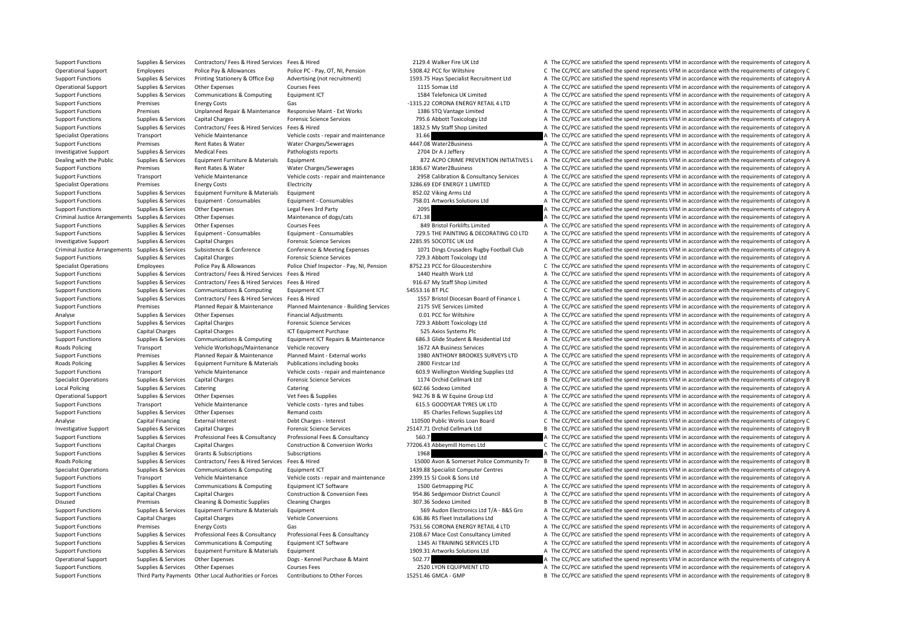| | | | | | | | |
|---|---|---|---|---|---|---|---|
| Support Functions | Supplies & Services | Contractors/ Fees & Hired Services | Fees & Hired | 2129.4 | Walker Fire UK Ltd | A | The CC/PCC are satisfied the spend represents VFM in accordance with the requirements of category A |
| Operational Support | Employees | Police Pay & Allowances | Police PC - Pay, OT, NI, Pension | 5308.42 | PCC for Wiltshire | C | The CC/PCC are satisfied the spend represents VFM in accordance with the requirements of category C |
| Support Functions | Supplies & Services | Printing Stationery & Office Exp | Advertising (not recruitment) | 1593.75 | Hays Specialist Recruitment Ltd | A | The CC/PCC are satisfied the spend represents VFM in accordance with the requirements of category A |
| Operational Support | Supplies & Services | Other Expenses | Courses Fees | 1115 | Somax Ltd | A | The CC/PCC are satisfied the spend represents VFM in accordance with the requirements of category A |
| Support Functions | Supplies & Services | Communications & Computing | Equipment ICT | 1584 | Telefonica UK Limited | A | The CC/PCC are satisfied the spend represents VFM in accordance with the requirements of category A |
| Support Functions | Premises | Energy Costs | Gas | -1315.22 | CORONA ENERGY RETAIL 4 LTD | A | The CC/PCC are satisfied the spend represents VFM in accordance with the requirements of category A |
| Support Functions | Premises | Unplanned Repair & Maintenance | Responsive Maint - Ext Works | 1386 | STQ Vantage Limited | A | The CC/PCC are satisfied the spend represents VFM in accordance with the requirements of category A |
| Support Functions | Supplies & Services | Capital Charges | Forensic Science Services | 795.6 | Abbott Toxicology Ltd | A | The CC/PCC are satisfied the spend represents VFM in accordance with the requirements of category A |
| Support Functions | Supplies & Services | Contractors/ Fees & Hired Services | Fees & Hired | 1832.5 | My Staff Shop Limited | A | The CC/PCC are satisfied the spend represents VFM in accordance with the requirements of category A |
| Specialist Operations | Transport | Vehicle Maintenance | Vehicle costs - repair and maintenance | 31.66 | | A | The CC/PCC are satisfied the spend represents VFM in accordance with the requirements of category A |
| Support Functions | Premises | Rent Rates & Water | Water Charges/Sewerages | 4447.08 | Water2Business | A | The CC/PCC are satisfied the spend represents VFM in accordance with the requirements of category A |
| Investigative Support | Supplies & Services | Medical Fees | Pathologists reports | 2704 | Dr A J Jeffery | A | The CC/PCC are satisfied the spend represents VFM in accordance with the requirements of category A |
| Dealing with the Public | Supplies & Services | Equipment Furniture & Materials | Equipment | 872 | ACPO CRIME PREVENTION INITIATIVES L | A | The CC/PCC are satisfied the spend represents VFM in accordance with the requirements of category A |
| Support Functions | Premises | Rent Rates & Water | Water Charges/Sewerages | 1836.67 | Water2Business | A | The CC/PCC are satisfied the spend represents VFM in accordance with the requirements of category A |
| Support Functions | Transport | Vehicle Maintenance | Vehicle costs - repair and maintenance | 2958 | Calibration & Consultancy Services | A | The CC/PCC are satisfied the spend represents VFM in accordance with the requirements of category A |
| Specialist Operations | Premises | Energy Costs | Electricity | 3286.69 | EDF ENERGY 1 LIMITED | A | The CC/PCC are satisfied the spend represents VFM in accordance with the requirements of category A |
| Support Functions | Supplies & Services | Equipment Furniture & Materials | Equipment | 852.02 | Viking Arms Ltd | A | The CC/PCC are satisfied the spend represents VFM in accordance with the requirements of category A |
| Support Functions | Supplies & Services | Equipment - Consumables | Equipment - Consumables | 758.01 | Artworks Solutions Ltd | A | The CC/PCC are satisfied the spend represents VFM in accordance with the requirements of category A |
| Support Functions | Supplies & Services | Other Expenses | Legal Fees 3rd Party | 2095 | | A | The CC/PCC are satisfied the spend represents VFM in accordance with the requirements of category A |
| Criminal Justice Arrangements | Supplies & Services | Other Expenses | Maintenance of dogs/cats | 671.38 | | A | The CC/PCC are satisfied the spend represents VFM in accordance with the requirements of category A |
| Support Functions | Supplies & Services | Other Expenses | Courses Fees | 849 | Bristol Forklifts Limited | A | The CC/PCC are satisfied the spend represents VFM in accordance with the requirements of category A |
| Support Functions | Supplies & Services | Equipment - Consumables | Equipment - Consumables | 729.5 | THE PAINTING & DECORATING CO LTD | A | The CC/PCC are satisfied the spend represents VFM in accordance with the requirements of category A |
| Investigative Support | Supplies & Services | Capital Charges | Forensic Science Services | 2285.95 | SOCOTEC UK Ltd | A | The CC/PCC are satisfied the spend represents VFM in accordance with the requirements of category A |
| Criminal Justice Arrangements | Supplies & Services | Subsistence & Conference | Conference & Meeting Expenses | 1071 | Dings Crusaders Rugby Football Club | A | The CC/PCC are satisfied the spend represents VFM in accordance with the requirements of category A |
| Support Functions | Supplies & Services | Capital Charges | Forensic Science Services | 729.3 | Abbott Toxicology Ltd | A | The CC/PCC are satisfied the spend represents VFM in accordance with the requirements of category A |
| Specialist Operations | Employees | Police Pay & Allowances | Police Chief Inspector - Pay, NI, Pension | 8752.23 | PCC for Gloucestershire | C | The CC/PCC are satisfied the spend represents VFM in accordance with the requirements of category C |
| Support Functions | Supplies & Services | Contractors/ Fees & Hired Services | Fees & Hired | 1440 | Health Work Ltd | A | The CC/PCC are satisfied the spend represents VFM in accordance with the requirements of category A |
| Support Functions | Supplies & Services | Contractors/ Fees & Hired Services | Fees & Hired | 916.67 | My Staff Shop Limited | A | The CC/PCC are satisfied the spend represents VFM in accordance with the requirements of category A |
| Support Functions | Supplies & Services | Communications & Computing | Equipment ICT | 54553.16 | BT PLC | C | The CC/PCC are satisfied the spend represents VFM in accordance with the requirements of category C |
| Support Functions | Supplies & Services | Contractors/ Fees & Hired Services | Fees & Hired | 1557 | Bristol Diocesan Board of Finance L | A | The CC/PCC are satisfied the spend represents VFM in accordance with the requirements of category A |
| Support Functions | Premises | Planned Repair & Maintenance | Planned Maintenance - Building Services | 2175 | SVE Services Limited | A | The CC/PCC are satisfied the spend represents VFM in accordance with the requirements of category A |
| Analyse | Supplies & Services | Other Expenses | Financial Adjustments | 0.01 | PCC for Wiltshire | A | The CC/PCC are satisfied the spend represents VFM in accordance with the requirements of category A |
| Support Functions | Supplies & Services | Capital Charges | Forensic Science Services | 729.3 | Abbott Toxicology Ltd | A | The CC/PCC are satisfied the spend represents VFM in accordance with the requirements of category A |
| Support Functions | Capital Charges | Capital Charges | ICT Equipment Purchase | 525 | Axios Systems Plc | A | The CC/PCC are satisfied the spend represents VFM in accordance with the requirements of category A |
| Support Functions | Supplies & Services | Communications & Computing | Equipment ICT Repairs & Maintenance | 686.3 | Glide Student & Residential Ltd | A | The CC/PCC are satisfied the spend represents VFM in accordance with the requirements of category A |
| Roads Policing | Transport | Vehicle Workshops/Maintenance | Vehicle recovery | 1672 | AA Business Services | A | The CC/PCC are satisfied the spend represents VFM in accordance with the requirements of category A |
| Support Functions | Premises | Planned Repair & Maintenance | Planned Maint - External works | 1980 | ANTHONY BROOKES SURVEYS LTD | A | The CC/PCC are satisfied the spend represents VFM in accordance with the requirements of category A |
| Roads Policing | Supplies & Services | Equipment Furniture & Materials | Publications including books | 2800 | Firstcar Ltd | A | The CC/PCC are satisfied the spend represents VFM in accordance with the requirements of category A |
| Support Functions | Transport | Vehicle Maintenance | Vehicle costs - repair and maintenance | 603.9 | Wellington Welding Supplies Ltd | A | The CC/PCC are satisfied the spend represents VFM in accordance with the requirements of category A |
| Specialist Operations | Supplies & Services | Capital Charges | Forensic Science Services | 1174 | Orchid Cellmark Ltd | B | The CC/PCC are satisfied the spend represents VFM in accordance with the requirements of category B |
| Local Policing | Supplies & Services | Catering | Catering | 602.66 | Sodexo Limited | A | The CC/PCC are satisfied the spend represents VFM in accordance with the requirements of category A |
| Operational Support | Supplies & Services | Other Expenses | Vet Fees & Supplies | 942.76 | B & W Equine Group Ltd | A | The CC/PCC are satisfied the spend represents VFM in accordance with the requirements of category A |
| Support Functions | Transport | Vehicle Maintenance | Vehicle costs - tyres and tubes | 615.5 | GOODYEAR TYRES UK LTD | A | The CC/PCC are satisfied the spend represents VFM in accordance with the requirements of category A |
| Support Functions | Supplies & Services | Other Expenses | Remand costs | 85 | Charles Fellows Supplies Ltd | A | The CC/PCC are satisfied the spend represents VFM in accordance with the requirements of category A |
| Analyse | Capital Financing | External Interest | Debt Charges - Interest | 110500 | Public Works Loan Board | C | The CC/PCC are satisfied the spend represents VFM in accordance with the requirements of category C |
| Investigative Support | Supplies & Services | Capital Charges | Forensic Science Services | 25147.71 | Orchid Cellmark Ltd | B | The CC/PCC are satisfied the spend represents VFM in accordance with the requirements of category B |
| Support Functions | Supplies & Services | Professional Fees & Consultancy | Professional Fees & Consultancy | 560.7 | | A | The CC/PCC are satisfied the spend represents VFM in accordance with the requirements of category A |
| Support Functions | Capital Charges | Capital Charges | Construction & Conversion Works | 77206.43 | Abbeymill Homes Ltd | C | The CC/PCC are satisfied the spend represents VFM in accordance with the requirements of category C |
| Support Functions | Supplies & Services | Grants & Subscriptions | Subscriptions | 1968 | | A | The CC/PCC are satisfied the spend represents VFM in accordance with the requirements of category A |
| Roads Policing | Supplies & Services | Contractors/ Fees & Hired Services | Fees & Hired | 15000 | Avon & Somerset Police Community Tr | B | The CC/PCC are satisfied the spend represents VFM in accordance with the requirements of category B |
| Specialist Operations | Supplies & Services | Communications & Computing | Equipment ICT | 1439.88 | Specialist Computer Centres | A | The CC/PCC are satisfied the spend represents VFM in accordance with the requirements of category A |
| Support Functions | Transport | Vehicle Maintenance | Vehicle costs - repair and maintenance | 2399.15 | SJ Cook & Sons Ltd | A | The CC/PCC are satisfied the spend represents VFM in accordance with the requirements of category A |
| Support Functions | Supplies & Services | Communications & Computing | Equipment ICT Software | 1500 | Getmapping PLC | A | The CC/PCC are satisfied the spend represents VFM in accordance with the requirements of category A |
| Support Functions | Capital Charges | Capital Charges | Construction & Conversion Fees | 954.86 | Sedgemoor District Council | A | The CC/PCC are satisfied the spend represents VFM in accordance with the requirements of category A |
| Disused | Premises | Cleaning & Domestic Supplies | Cleaning Charges | 307.36 | Sodexo Limited | B | The CC/PCC are satisfied the spend represents VFM in accordance with the requirements of category B |
| Support Functions | Supplies & Services | Equipment Furniture & Materials | Equipment | 569 | Audon Electronics Ltd T/A - B&S Gro | A | The CC/PCC are satisfied the spend represents VFM in accordance with the requirements of category A |
| Support Functions | Capital Charges | Capital Charges | Vehicle Conversions | 636.86 | RS Fleet Installations Ltd | A | The CC/PCC are satisfied the spend represents VFM in accordance with the requirements of category A |
| Support Functions | Premises | Energy Costs | Gas | 7531.56 | CORONA ENERGY RETAIL 4 LTD | A | The CC/PCC are satisfied the spend represents VFM in accordance with the requirements of category A |
| Support Functions | Supplies & Services | Professional Fees & Consultancy | Professional Fees & Consultancy | 2108.67 | Mace Cost Consultancy Limited | A | The CC/PCC are satisfied the spend represents VFM in accordance with the requirements of category A |
| Support Functions | Supplies & Services | Communications & Computing | Equipment ICT Software | 1345 | AI TRAINING SERVICES LTD | A | The CC/PCC are satisfied the spend represents VFM in accordance with the requirements of category A |
| Support Functions | Supplies & Services | Equipment Furniture & Materials | Equipment | 1909.31 | Artworks Solutions Ltd | A | The CC/PCC are satisfied the spend represents VFM in accordance with the requirements of category A |
| Operational Support | Supplies & Services | Other Expenses | Dogs - Kennel Purchase & Maint | 502.77 | | A | The CC/PCC are satisfied the spend represents VFM in accordance with the requirements of category A |
| Support Functions | Supplies & Services | Other Expenses | Courses Fees | 2520 | LYON EQUIPMENT LTD | A | The CC/PCC are satisfied the spend represents VFM in accordance with the requirements of category A |
| Support Functions | Third Party Payments | Other Local Authorities or Forces | Contributions to Other Forces | 15251.46 | GMCA - GMP | B | The CC/PCC are satisfied the spend represents VFM in accordance with the requirements of category B |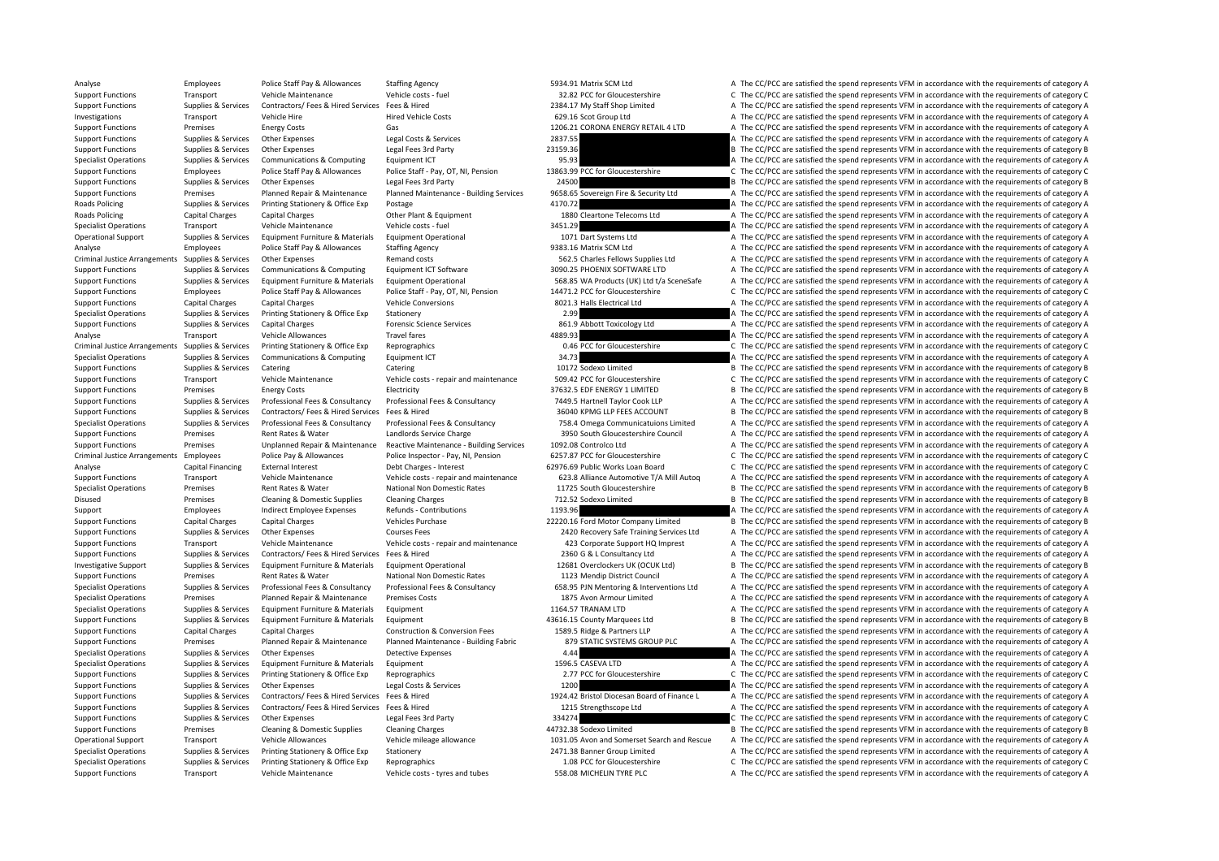| | | | | | | |
|---|---|---|---|---|---|---|
| Analyse | Employees | Police Staff Pay & Allowances | Staffing Agency | 5934.91 | Matrix SCM Ltd | A The CC/PCC are satisfied the spend represents VFM in accordance with the requirements of category A |
| Support Functions | Transport | Vehicle Maintenance | Vehicle costs - fuel | 32.82 | PCC for Gloucestershire | C The CC/PCC are satisfied the spend represents VFM in accordance with the requirements of category C |
| Support Functions | Supplies & Services | Contractors/ Fees & Hired Services | Fees & Hired | 2384.17 | My Staff Shop Limited | A The CC/PCC are satisfied the spend represents VFM in accordance with the requirements of category A |
| Investigations | Transport | Vehicle Hire | Hired Vehicle Costs | 629.16 | Scot Group Ltd | A The CC/PCC are satisfied the spend represents VFM in accordance with the requirements of category A |
| Support Functions | Premises | Energy Costs | Gas | 1206.21 | CORONA ENERGY RETAIL 4 LTD | A The CC/PCC are satisfied the spend represents VFM in accordance with the requirements of category A |
| Support Functions | Supplies & Services | Other Expenses | Legal Costs & Services | 2837.55 | | A The CC/PCC are satisfied the spend represents VFM in accordance with the requirements of category A |
| Support Functions | Supplies & Services | Other Expenses | Legal Fees 3rd Party | 23159.36 | | B The CC/PCC are satisfied the spend represents VFM in accordance with the requirements of category B |
| Specialist Operations | Supplies & Services | Communications & Computing | Equipment ICT | 95.93 | | A The CC/PCC are satisfied the spend represents VFM in accordance with the requirements of category A |
| Support Functions | Employees | Police Staff Pay & Allowances | Police Staff - Pay, OT, NI, Pension | 13863.99 | PCC for Gloucestershire | C The CC/PCC are satisfied the spend represents VFM in accordance with the requirements of category C |
| Support Functions | Supplies & Services | Other Expenses | Legal Fees 3rd Party | 24500 | | B The CC/PCC are satisfied the spend represents VFM in accordance with the requirements of category B |
| Support Functions | Premises | Planned Repair & Maintenance | Planned Maintenance - Building Services | 9658.65 | Sovereign Fire & Security Ltd | A The CC/PCC are satisfied the spend represents VFM in accordance with the requirements of category A |
| Roads Policing | Supplies & Services | Printing Stationery & Office Exp | Postage | 4170.72 | | A The CC/PCC are satisfied the spend represents VFM in accordance with the requirements of category A |
| Roads Policing | Capital Charges | Capital Charges | Other Plant & Equipment | 1880 | Cleartone Telecoms Ltd | A The CC/PCC are satisfied the spend represents VFM in accordance with the requirements of category A |
| Specialist Operations | Transport | Vehicle Maintenance | Vehicle costs - fuel | 3451.29 | | A The CC/PCC are satisfied the spend represents VFM in accordance with the requirements of category A |
| Operational Support | Supplies & Services | Equipment Furniture & Materials | Equipment Operational | 1071 | Dart Systems Ltd | A The CC/PCC are satisfied the spend represents VFM in accordance with the requirements of category A |
| Analyse | Employees | Police Staff Pay & Allowances | Staffing Agency | 9383.16 | Matrix SCM Ltd | A The CC/PCC are satisfied the spend represents VFM in accordance with the requirements of category A |
| Criminal Justice Arrangements | Supplies & Services | Other Expenses | Remand costs | 562.5 | Charles Fellows Supplies Ltd | A The CC/PCC are satisfied the spend represents VFM in accordance with the requirements of category A |
| Support Functions | Supplies & Services | Communications & Computing | Equipment ICT Software | 3090.25 | PHOENIX SOFTWARE LTD | A The CC/PCC are satisfied the spend represents VFM in accordance with the requirements of category A |
| Support Functions | Supplies & Services | Equipment Furniture & Materials | Equipment Operational | 568.85 | WA Products (UK) Ltd t/a SceneSafe | A The CC/PCC are satisfied the spend represents VFM in accordance with the requirements of category A |
| Support Functions | Employees | Police Staff Pay & Allowances | Police Staff - Pay, OT, NI, Pension | 14471.2 | PCC for Gloucestershire | C The CC/PCC are satisfied the spend represents VFM in accordance with the requirements of category C |
| Support Functions | Capital Charges | Capital Charges | Vehicle Conversions | 8021.3 | Halls Electrical Ltd | A The CC/PCC are satisfied the spend represents VFM in accordance with the requirements of category A |
| Specialist Operations | Supplies & Services | Printing Stationery & Office Exp | Stationery | 2.99 | | A The CC/PCC are satisfied the spend represents VFM in accordance with the requirements of category A |
| Support Functions | Supplies & Services | Capital Charges | Forensic Science Services | 861.9 | Abbott Toxicology Ltd | A The CC/PCC are satisfied the spend represents VFM in accordance with the requirements of category A |
| Analyse | Transport | Vehicle Allowances | Travel fares | 4889.93 | | A The CC/PCC are satisfied the spend represents VFM in accordance with the requirements of category A |
| Criminal Justice Arrangements | Supplies & Services | Printing Stationery & Office Exp | Reprographics | 0.46 | PCC for Gloucestershire | C The CC/PCC are satisfied the spend represents VFM in accordance with the requirements of category C |
| Specialist Operations | Supplies & Services | Communications & Computing | Equipment ICT | 34.73 | | A The CC/PCC are satisfied the spend represents VFM in accordance with the requirements of category A |
| Support Functions | Supplies & Services | Catering | Catering | 10172 | Sodexo Limited | B The CC/PCC are satisfied the spend represents VFM in accordance with the requirements of category B |
| Support Functions | Transport | Vehicle Maintenance | Vehicle costs - repair and maintenance | 509.42 | PCC for Gloucestershire | C The CC/PCC are satisfied the spend represents VFM in accordance with the requirements of category C |
| Support Functions | Premises | Energy Costs | Electricity | 37632.5 | EDF ENERGY 1 LIMITED | B The CC/PCC are satisfied the spend represents VFM in accordance with the requirements of category B |
| Support Functions | Supplies & Services | Professional Fees & Consultancy | Professional Fees & Consultancy | 7449.5 | Hartnell Taylor Cook LLP | A The CC/PCC are satisfied the spend represents VFM in accordance with the requirements of category A |
| Support Functions | Supplies & Services | Contractors/ Fees & Hired Services | Fees & Hired | 36040 | KPMG LLP FEES ACCOUNT | B The CC/PCC are satisfied the spend represents VFM in accordance with the requirements of category B |
| Specialist Operations | Supplies & Services | Professional Fees & Consultancy | Professional Fees & Consultancy | 758.4 | Omega Communicatuions Limited | A The CC/PCC are satisfied the spend represents VFM in accordance with the requirements of category A |
| Support Functions | Premises | Rent Rates & Water | Landlords Service Charge | 3950 | South Gloucestershire Council | A The CC/PCC are satisfied the spend represents VFM in accordance with the requirements of category A |
| Support Functions | Premises | Unplanned Repair & Maintenance | Reactive Maintenance - Building Services | 1092.08 | Controlco Ltd | A The CC/PCC are satisfied the spend represents VFM in accordance with the requirements of category A |
| Criminal Justice Arrangements | Employees | Police Pay & Allowances | Police Inspector - Pay, NI, Pension | 6257.87 | PCC for Gloucestershire | C The CC/PCC are satisfied the spend represents VFM in accordance with the requirements of category C |
| Analyse | Capital Financing | External Interest | Debt Charges - Interest | 62976.69 | Public Works Loan Board | C The CC/PCC are satisfied the spend represents VFM in accordance with the requirements of category C |
| Support Functions | Transport | Vehicle Maintenance | Vehicle costs - repair and maintenance | 623.8 | Alliance Automotive T/A Mill Autoq | A The CC/PCC are satisfied the spend represents VFM in accordance with the requirements of category A |
| Specialist Operations | Premises | Rent Rates & Water | National Non Domestic Rates | 11725 | South Gloucestershire | B The CC/PCC are satisfied the spend represents VFM in accordance with the requirements of category B |
| Disused | Premises | Cleaning & Domestic Supplies | Cleaning Charges | 712.52 | Sodexo Limited | B The CC/PCC are satisfied the spend represents VFM in accordance with the requirements of category B |
| Support | Employees | Indirect Employee Expenses | Refunds - Contributions | 1193.96 | | A The CC/PCC are satisfied the spend represents VFM in accordance with the requirements of category A |
| Support Functions | Capital Charges | Capital Charges | Vehicles Purchase | 22220.16 | Ford Motor Company Limited | B The CC/PCC are satisfied the spend represents VFM in accordance with the requirements of category B |
| Support Functions | Supplies & Services | Other Expenses | Courses Fees | 2420 | Recovery Safe Training Services Ltd | A The CC/PCC are satisfied the spend represents VFM in accordance with the requirements of category A |
| Support Functions | Transport | Vehicle Maintenance | Vehicle costs - repair and maintenance | 423 | Corporate Support HQ Imprest | A The CC/PCC are satisfied the spend represents VFM in accordance with the requirements of category A |
| Support Functions | Supplies & Services | Contractors/ Fees & Hired Services | Fees & Hired | 2360 | G & L Consultancy Ltd | A The CC/PCC are satisfied the spend represents VFM in accordance with the requirements of category A |
| Investigative Support | Supplies & Services | Equipment Furniture & Materials | Equipment Operational | 12681 | Overclockers UK (OCUK Ltd) | B The CC/PCC are satisfied the spend represents VFM in accordance with the requirements of category B |
| Support Functions | Premises | Rent Rates & Water | National Non Domestic Rates | 1123 | Mendip District Council | A The CC/PCC are satisfied the spend represents VFM in accordance with the requirements of category A |
| Specialist Operations | Supplies & Services | Professional Fees & Consultancy | Professional Fees & Consultancy | 658.95 | PJN Mentoring & Interventions Ltd | A The CC/PCC are satisfied the spend represents VFM in accordance with the requirements of category A |
| Specialist Operations | Premises | Planned Repair & Maintenance | Premises Costs | 1875 | Avon Armour Limited | A The CC/PCC are satisfied the spend represents VFM in accordance with the requirements of category A |
| Specialist Operations | Supplies & Services | Equipment Furniture & Materials | Equipment | 1164.57 | TRANAM LTD | A The CC/PCC are satisfied the spend represents VFM in accordance with the requirements of category A |
| Support Functions | Supplies & Services | Equipment Furniture & Materials | Equipment | 43616.15 | County Marquees Ltd | B The CC/PCC are satisfied the spend represents VFM in accordance with the requirements of category B |
| Support Functions | Capital Charges | Capital Charges | Construction & Conversion Fees | 1589.5 | Ridge & Partners LLP | A The CC/PCC are satisfied the spend represents VFM in accordance with the requirements of category A |
| Support Functions | Premises | Planned Repair & Maintenance | Planned Maintenance - Building Fabric | 879 | STATIC SYSTEMS GROUP PLC | A The CC/PCC are satisfied the spend represents VFM in accordance with the requirements of category A |
| Specialist Operations | Supplies & Services | Other Expenses | Detective Expenses | 4.44 | | A The CC/PCC are satisfied the spend represents VFM in accordance with the requirements of category A |
| Specialist Operations | Supplies & Services | Equipment Furniture & Materials | Equipment | 1596.5 | CASEVA LTD | A The CC/PCC are satisfied the spend represents VFM in accordance with the requirements of category A |
| Support Functions | Supplies & Services | Printing Stationery & Office Exp | Reprographics | 2.77 | PCC for Gloucestershire | C The CC/PCC are satisfied the spend represents VFM in accordance with the requirements of category C |
| Support Functions | Supplies & Services | Other Expenses | Legal Costs & Services | 1200 | | A The CC/PCC are satisfied the spend represents VFM in accordance with the requirements of category A |
| Support Functions | Supplies & Services | Contractors/ Fees & Hired Services | Fees & Hired | 1924.42 | Bristol Diocesan Board of Finance L | A The CC/PCC are satisfied the spend represents VFM in accordance with the requirements of category A |
| Support Functions | Supplies & Services | Contractors/ Fees & Hired Services | Fees & Hired | 1215 | Strengthscope Ltd | A The CC/PCC are satisfied the spend represents VFM in accordance with the requirements of category A |
| Support Functions | Supplies & Services | Other Expenses | Legal Fees 3rd Party | 334274 | | C The CC/PCC are satisfied the spend represents VFM in accordance with the requirements of category C |
| Support Functions | Premises | Cleaning & Domestic Supplies | Cleaning Charges | 44732.38 | Sodexo Limited | B The CC/PCC are satisfied the spend represents VFM in accordance with the requirements of category B |
| Operational Support | Transport | Vehicle Allowances | Vehicle mileage allowance | 1031.05 | Avon and Somerset Search and Rescue | A The CC/PCC are satisfied the spend represents VFM in accordance with the requirements of category A |
| Specialist Operations | Supplies & Services | Printing Stationery & Office Exp | Stationery | 2471.38 | Banner Group Limited | A The CC/PCC are satisfied the spend represents VFM in accordance with the requirements of category A |
| Specialist Operations | Supplies & Services | Printing Stationery & Office Exp | Reprographics | 1.08 | PCC for Gloucestershire | C The CC/PCC are satisfied the spend represents VFM in accordance with the requirements of category C |
| Support Functions | Transport | Vehicle Maintenance | Vehicle costs - tyres and tubes | 558.08 | MICHELIN TYRE PLC | A The CC/PCC are satisfied the spend represents VFM in accordance with the requirements of category A |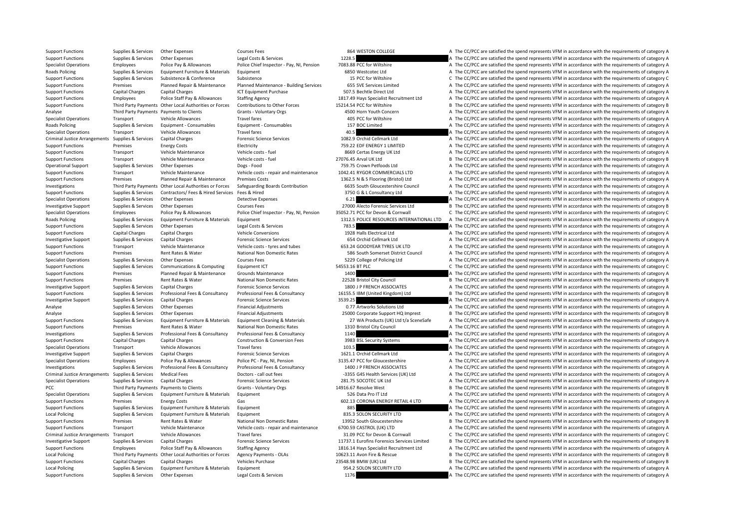| | | | | | | | |
|---|---|---|---|---|---|---|---|
| Support Functions | Supplies & Services | Other Expenses | Courses Fees | 864 | WESTON COLLEGE | A | The CC/PCC are satisfied the spend represents VFM in accordance with the requirements of category A |
| Support Functions | Supplies & Services | Other Expenses | Legal Costs & Services | 1228.5 | | A | The CC/PCC are satisfied the spend represents VFM in accordance with the requirements of category A |
| Specialist Operations | Employees | Police Pay & Allowances | Police Chief Inspector - Pay, NI, Pension | 7083.88 | PCC for Wiltshire | A | The CC/PCC are satisfied the spend represents VFM in accordance with the requirements of category A |
| Roads Policing | Supplies & Services | Equipment Furniture & Materials | Equipment | 6850 | Westcotec Ltd | A | The CC/PCC are satisfied the spend represents VFM in accordance with the requirements of category A |
| Support Functions | Supplies & Services | Subsistence & Conference | Subsistence | 15 | PCC for Wiltshire | C | The CC/PCC are satisfied the spend represents VFM in accordance with the requirements of category C |
| Support Functions | Premises | Planned Repair & Maintenance | Planned Maintenance - Building Services | 655 | SVE Services Limited | A | The CC/PCC are satisfied the spend represents VFM in accordance with the requirements of category A |
| Support Functions | Capital Charges | Capital Charges | ICT Equipment Purchase | 507.5 | Bechtle Direct Ltd | A | The CC/PCC are satisfied the spend represents VFM in accordance with the requirements of category A |
| Support Functions | Employees | Police Staff Pay & Allowances | Staffing Agency | 1817.49 | Hays Specialist Recruitment Ltd | A | The CC/PCC are satisfied the spend represents VFM in accordance with the requirements of category A |
| Support Functions | Third Party Payments | Other Local Authorities or Forces | Contributions to Other Forces | 15214.54 | PCC for Wiltshire | B | The CC/PCC are satisfied the spend represents VFM in accordance with the requirements of category B |
| Analyse | Third Party Payments | Payments to Clients | Grants - Voluntary Orgs | 4500 | Horn Youth Concern | A | The CC/PCC are satisfied the spend represents VFM in accordance with the requirements of category A |
| Specialist Operations | Transport | Vehicle Allowances | Travel fares | 405 | PCC for Wiltshire | A | The CC/PCC are satisfied the spend represents VFM in accordance with the requirements of category A |
| Roads Policing | Supplies & Services | Equipment - Consumables | Equipment - Consumables | 157 | BOC Limited | A | The CC/PCC are satisfied the spend represents VFM in accordance with the requirements of category A |
| Specialist Operations | Transport | Vehicle Allowances | Travel fares | 40.5 | | A | The CC/PCC are satisfied the spend represents VFM in accordance with the requirements of category A |
| Criminal Justice Arrangements | Supplies & Services | Capital Charges | Forensic Science Services | 1082.9 | Orchid Cellmark Ltd | A | The CC/PCC are satisfied the spend represents VFM in accordance with the requirements of category A |
| Support Functions | Premises | Energy Costs | Electricity | 759.22 | EDF ENERGY 1 LIMITED | A | The CC/PCC are satisfied the spend represents VFM in accordance with the requirements of category A |
| Support Functions | Transport | Vehicle Maintenance | Vehicle costs - fuel | 8669 | Certas Energy UK Ltd | A | The CC/PCC are satisfied the spend represents VFM in accordance with the requirements of category A |
| Support Functions | Transport | Vehicle Maintenance | Vehicle costs - fuel | 27076.45 | Arval UK Ltd | B | The CC/PCC are satisfied the spend represents VFM in accordance with the requirements of category B |
| Operational Support | Supplies & Services | Other Expenses | Dogs - Food | 759.75 | Crown Petfoods Ltd | A | The CC/PCC are satisfied the spend represents VFM in accordance with the requirements of category A |
| Support Functions | Transport | Vehicle Maintenance | Vehicle costs - repair and maintenance | 1042.41 | RYGOR COMMERCIALS LTD | A | The CC/PCC are satisfied the spend represents VFM in accordance with the requirements of category A |
| Support Functions | Premises | Planned Repair & Maintenance | Premises Costs | 1362.5 | N & S Flooring (Bristol) Ltd | A | The CC/PCC are satisfied the spend represents VFM in accordance with the requirements of category A |
| Investigations | Third Party Payments | Other Local Authorities or Forces | Safeguarding Boards Contribution | 6635 | South Gloucestershire Council | A | The CC/PCC are satisfied the spend represents VFM in accordance with the requirements of category A |
| Support Functions | Supplies & Services | Contractors/ Fees & Hired Services | Fees & Hired | 3750 | G & L Consultancy Ltd | A | The CC/PCC are satisfied the spend represents VFM in accordance with the requirements of category A |
| Specialist Operations | Supplies & Services | Other Expenses | Detective Expenses | 6.21 | | A | The CC/PCC are satisfied the spend represents VFM in accordance with the requirements of category A |
| Investigative Support | Supplies & Services | Other Expenses | Courses Fees | 27000 | Alecto Forensic Services Ltd | B | The CC/PCC are satisfied the spend represents VFM in accordance with the requirements of category B |
| Specialist Operations | Employees | Police Pay & Allowances | Police Chief Inspector - Pay, NI, Pension | 35052.71 | PCC for Devon & Cornwall | C | The CC/PCC are satisfied the spend represents VFM in accordance with the requirements of category C |
| Roads Policing | Supplies & Services | Equipment Furniture & Materials | Equipment | 1312.5 | POLICE RESOURCES INTERNATIONAL LTD | A | The CC/PCC are satisfied the spend represents VFM in accordance with the requirements of category A |
| Support Functions | Supplies & Services | Other Expenses | Legal Costs & Services | 783.5 | | A | The CC/PCC are satisfied the spend represents VFM in accordance with the requirements of category A |
| Support Functions | Capital Charges | Capital Charges | Vehicle Conversions | 1928 | Halls Electrical Ltd | A | The CC/PCC are satisfied the spend represents VFM in accordance with the requirements of category A |
| Investigative Support | Supplies & Services | Capital Charges | Forensic Science Services | 654 | Orchid Cellmark Ltd | A | The CC/PCC are satisfied the spend represents VFM in accordance with the requirements of category A |
| Support Functions | Transport | Vehicle Maintenance | Vehicle costs - tyres and tubes | 653.24 | GOODYEAR TYRES UK LTD | A | The CC/PCC are satisfied the spend represents VFM in accordance with the requirements of category A |
| Support Functions | Premises | Rent Rates & Water | National Non Domestic Rates | 586 | South Somerset District Council | A | The CC/PCC are satisfied the spend represents VFM in accordance with the requirements of category A |
| Specialist Operations | Supplies & Services | Other Expenses | Courses Fees | 5229 | College of Policing Ltd | A | The CC/PCC are satisfied the spend represents VFM in accordance with the requirements of category A |
| Support Functions | Supplies & Services | Communications & Computing | Equipment ICT | 54553.16 | BT PLC | C | The CC/PCC are satisfied the spend represents VFM in accordance with the requirements of category C |
| Support Functions | Premises | Planned Repair & Maintenance | Grounds Maintenance | 1400 | | A | The CC/PCC are satisfied the spend represents VFM in accordance with the requirements of category A |
| Support Functions | Premises | Rent Rates & Water | National Non Domestic Rates | 22528 | Bristol City Council | B | The CC/PCC are satisfied the spend represents VFM in accordance with the requirements of category B |
| Investigative Support | Supplies & Services | Capital Charges | Forensic Science Services | 1800 | J P FRENCH ASSOCIATES | A | The CC/PCC are satisfied the spend represents VFM in accordance with the requirements of category A |
| Support Functions | Supplies & Services | Professional Fees & Consultancy | Professional Fees & Consultancy | 16155.5 | IBM (United Kingdom) Ltd | B | The CC/PCC are satisfied the spend represents VFM in accordance with the requirements of category B |
| Investigative Support | Supplies & Services | Capital Charges | Forensic Science Services | 3539.25 | | A | The CC/PCC are satisfied the spend represents VFM in accordance with the requirements of category A |
| Analyse | Supplies & Services | Other Expenses | Financial Adjustments | 0.77 | Artworks Solutions Ltd | A | The CC/PCC are satisfied the spend represents VFM in accordance with the requirements of category A |
| Analyse | Supplies & Services | Other Expenses | Financial Adjustments | 25000 | Corporate Support HQ Imprest | B | The CC/PCC are satisfied the spend represents VFM in accordance with the requirements of category B |
| Support Functions | Supplies & Services | Equipment Furniture & Materials | Equipment Cleaning & Materials | 27 | WA Products (UK) Ltd t/a SceneSafe | A | The CC/PCC are satisfied the spend represents VFM in accordance with the requirements of category A |
| Support Functions | Premises | Rent Rates & Water | National Non Domestic Rates | 1310 | Bristol City Council | A | The CC/PCC are satisfied the spend represents VFM in accordance with the requirements of category A |
| Investigations | Supplies & Services | Professional Fees & Consultancy | Professional Fees & Consultancy | 1140 | | A | The CC/PCC are satisfied the spend represents VFM in accordance with the requirements of category A |
| Support Functions | Capital Charges | Capital Charges | Construction & Conversion Fees | 3983 | BSL Security Systems | A | The CC/PCC are satisfied the spend represents VFM in accordance with the requirements of category A |
| Specialist Operations | Transport | Vehicle Allowances | Travel fares | 103.5 | | A | The CC/PCC are satisfied the spend represents VFM in accordance with the requirements of category A |
| Investigative Support | Supplies & Services | Capital Charges | Forensic Science Services | 1621.1 | Orchid Cellmark Ltd | A | The CC/PCC are satisfied the spend represents VFM in accordance with the requirements of category A |
| Specialist Operations | Employees | Police Pay & Allowances | Police PC - Pay, NI, Pension | 3135.47 | PCC for Gloucestershire | A | The CC/PCC are satisfied the spend represents VFM in accordance with the requirements of category A |
| Investigations | Supplies & Services | Professional Fees & Consultancy | Professional Fees & Consultancy | 1400 | J P FRENCH ASSOCIATES | A | The CC/PCC are satisfied the spend represents VFM in accordance with the requirements of category A |
| Criminal Justice Arrangements | Supplies & Services | Medical Fees | Doctors - call out fees | -3355 | G4S Health Services (UK) Ltd | A | The CC/PCC are satisfied the spend represents VFM in accordance with the requirements of category A |
| Specialist Operations | Supplies & Services | Capital Charges | Forensic Science Services | 281.75 | SOCOTEC UK Ltd | A | The CC/PCC are satisfied the spend represents VFM in accordance with the requirements of category A |
| PCC | Third Party Payments | Payments to Clients | Grants - Voluntary Orgs | 14916.67 | Resolve West | B | The CC/PCC are satisfied the spend represents VFM in accordance with the requirements of category B |
| Specialist Operations | Supplies & Services | Equipment Furniture & Materials | Equipment | 526 | Data Pro IT Ltd | A | The CC/PCC are satisfied the spend represents VFM in accordance with the requirements of category A |
| Support Functions | Premises | Energy Costs | Gas | 602.13 | CORONA ENERGY RETAIL 4 LTD | A | The CC/PCC are satisfied the spend represents VFM in accordance with the requirements of category A |
| Support Functions | Supplies & Services | Equipment Furniture & Materials | Equipment | 885 | | A | The CC/PCC are satisfied the spend represents VFM in accordance with the requirements of category A |
| Local Policing | Supplies & Services | Equipment Furniture & Materials | Equipment | 835.3 | SOLON SECURITY LTD | A | The CC/PCC are satisfied the spend represents VFM in accordance with the requirements of category A |
| Support Functions | Premises | Rent Rates & Water | National Non Domestic Rates | 13952 | South Gloucestershire | B | The CC/PCC are satisfied the spend represents VFM in accordance with the requirements of category B |
| Support Functions | Transport | Vehicle Maintenance | Vehicle costs - repair and maintenance | 6700.59 | CASTROL (UK) LTD | A | The CC/PCC are satisfied the spend represents VFM in accordance with the requirements of category A |
| Criminal Justice Arrangements | Transport | Vehicle Allowances | Travel fares | 31.09 | PCC for Devon & Cornwall | C | The CC/PCC are satisfied the spend represents VFM in accordance with the requirements of category C |
| Investigative Support | Supplies & Services | Capital Charges | Forensic Science Services | 11737.1 | Eurofins Forensics Services Limited | B | The CC/PCC are satisfied the spend represents VFM in accordance with the requirements of category B |
| Support Functions | Employees | Police Staff Pay & Allowances | Staffing Agency | 1816.14 | Hays Specialist Recruitment Ltd | A | The CC/PCC are satisfied the spend represents VFM in accordance with the requirements of category A |
| Local Policing | Third Party Payments | Other Local Authorities or Forces | Agency Payments - OLAs | 10623.11 | Avon Fire & Rescue | B | The CC/PCC are satisfied the spend represents VFM in accordance with the requirements of category B |
| Support Functions | Capital Charges | Capital Charges | Vehicles Purchase | 23548.98 | BMW (UK) Ltd | B | The CC/PCC are satisfied the spend represents VFM in accordance with the requirements of category B |
| Local Policing | Supplies & Services | Equipment Furniture & Materials | Equipment | 954.2 | SOLON SECURITY LTD | A | The CC/PCC are satisfied the spend represents VFM in accordance with the requirements of category A |
| Support Functions | Supplies & Services | Other Expenses | Legal Costs & Services | 1176 | | A | The CC/PCC are satisfied the spend represents VFM in accordance with the requirements of category A |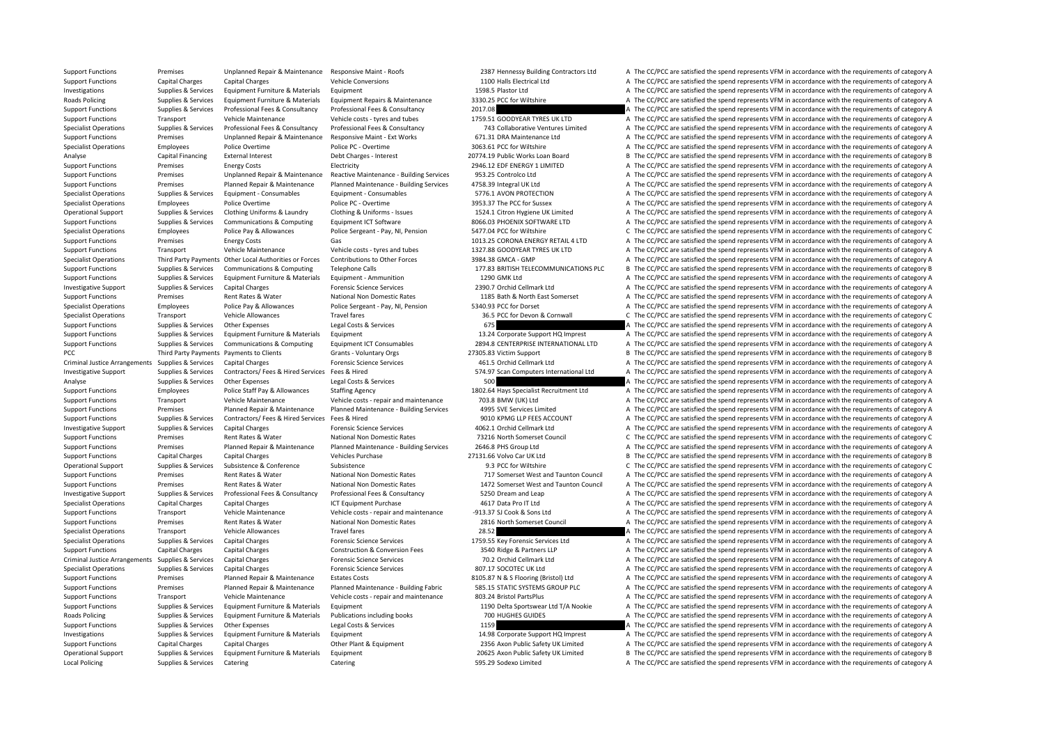| | | | | | | | |
|---|---|---|---|---|---|---|---|
| Support Functions | Premises | Unplanned Repair & Maintenance | Responsive Maint - Roofs | 2387 | Hennessy Building Contractors Ltd | A | The CC/PCC are satisfied the spend represents VFM in accordance with the requirements of category A |
| Support Functions | Capital Charges | Capital Charges | Vehicle Conversions | 1100 | Halls Electrical Ltd | A | The CC/PCC are satisfied the spend represents VFM in accordance with the requirements of category A |
| Investigations | Supplies & Services | Equipment Furniture & Materials | Equipment | 1598.5 | Plastor Ltd | A | The CC/PCC are satisfied the spend represents VFM in accordance with the requirements of category A |
| Roads Policing | Supplies & Services | Equipment Furniture & Materials | Equipment Repairs & Maintenance | 3330.25 | PCC for Wiltshire | A | The CC/PCC are satisfied the spend represents VFM in accordance with the requirements of category A |
| Support Functions | Supplies & Services | Professional Fees & Consultancy | Professional Fees & Consultancy | 2017.08 | | A | The CC/PCC are satisfied the spend represents VFM in accordance with the requirements of category A |
| Support Functions | Transport | Vehicle Maintenance | Vehicle costs - tyres and tubes | 1759.51 | GOODYEAR TYRES UK LTD | A | The CC/PCC are satisfied the spend represents VFM in accordance with the requirements of category A |
| Specialist Operations | Supplies & Services | Professional Fees & Consultancy | Professional Fees & Consultancy | 743 | Collaborative Ventures Limited | A | The CC/PCC are satisfied the spend represents VFM in accordance with the requirements of category A |
| Support Functions | Premises | Unplanned Repair & Maintenance | Responsive Maint - Ext Works | 671.31 | DRA Maintenance Ltd | A | The CC/PCC are satisfied the spend represents VFM in accordance with the requirements of category A |
| Specialist Operations | Employees | Police Overtime | Police PC - Overtime | 3063.61 | PCC for Wiltshire | A | The CC/PCC are satisfied the spend represents VFM in accordance with the requirements of category A |
| Analyse | Capital Financing | External Interest | Debt Charges - Interest | 20774.19 | Public Works Loan Board | B | The CC/PCC are satisfied the spend represents VFM in accordance with the requirements of category B |
| Support Functions | Premises | Energy Costs | Electricity | 2946.12 | EDF ENERGY 1 LIMITED | A | The CC/PCC are satisfied the spend represents VFM in accordance with the requirements of category A |
| Support Functions | Premises | Unplanned Repair & Maintenance | Reactive Maintenance - Building Services | 953.25 | Controlco Ltd | A | The CC/PCC are satisfied the spend represents VFM in accordance with the requirements of category A |
| Support Functions | Premises | Planned Repair & Maintenance | Planned Maintenance - Building Services | 4758.39 | Integral UK Ltd | A | The CC/PCC are satisfied the spend represents VFM in accordance with the requirements of category A |
| Specialist Operations | Supplies & Services | Equipment - Consumables | Equipment - Consumables | 5776.1 | AVON PROTECTION | A | The CC/PCC are satisfied the spend represents VFM in accordance with the requirements of category A |
| Specialist Operations | Employees | Police Overtime | Police PC - Overtime | 3953.37 | The PCC for Sussex | A | The CC/PCC are satisfied the spend represents VFM in accordance with the requirements of category A |
| Operational Support | Supplies & Services | Clothing Uniforms & Laundry | Clothing & Uniforms - Issues | 1524.1 | Citron Hygiene UK Limited | A | The CC/PCC are satisfied the spend represents VFM in accordance with the requirements of category A |
| Support Functions | Supplies & Services | Communications & Computing | Equipment ICT Software | 8066.03 | PHOENIX SOFTWARE LTD | A | The CC/PCC are satisfied the spend represents VFM in accordance with the requirements of category A |
| Specialist Operations | Employees | Police Pay & Allowances | Police Sergeant - Pay, NI, Pension | 5477.04 | PCC for Wiltshire | C | The CC/PCC are satisfied the spend represents VFM in accordance with the requirements of category C |
| Support Functions | Premises | Energy Costs | Gas | 1013.25 | CORONA ENERGY RETAIL 4 LTD | A | The CC/PCC are satisfied the spend represents VFM in accordance with the requirements of category A |
| Support Functions | Transport | Vehicle Maintenance | Vehicle costs - tyres and tubes | 1327.88 | GOODYEAR TYRES UK LTD | A | The CC/PCC are satisfied the spend represents VFM in accordance with the requirements of category A |
| Specialist Operations | Third Party Payments | Other Local Authorities or Forces | Contributions to Other Forces | 3984.38 | GMCA - GMP | A | The CC/PCC are satisfied the spend represents VFM in accordance with the requirements of category A |
| Support Functions | Supplies & Services | Communications & Computing | Telephone Calls | 177.83 | BRITISH TELECOMMUNICATIONS PLC | B | The CC/PCC are satisfied the spend represents VFM in accordance with the requirements of category B |
| Support Functions | Supplies & Services | Equipment Furniture & Materials | Equipment - Ammunition | 1290 | GMK Ltd | A | The CC/PCC are satisfied the spend represents VFM in accordance with the requirements of category A |
| Investigative Support | Supplies & Services | Capital Charges | Forensic Science Services | 2390.7 | Orchid Cellmark Ltd | A | The CC/PCC are satisfied the spend represents VFM in accordance with the requirements of category A |
| Support Functions | Premises | Rent Rates & Water | National Non Domestic Rates | 1185 | Bath & North East Somerset | A | The CC/PCC are satisfied the spend represents VFM in accordance with the requirements of category A |
| Specialist Operations | Employees | Police Pay & Allowances | Police Sergeant - Pay, NI, Pension | 5340.93 | PCC for Dorset | A | The CC/PCC are satisfied the spend represents VFM in accordance with the requirements of category A |
| Specialist Operations | Transport | Vehicle Allowances | Travel fares | 36.5 | PCC for Devon & Cornwall | C | The CC/PCC are satisfied the spend represents VFM in accordance with the requirements of category C |
| Support Functions | Supplies & Services | Other Expenses | Legal Costs & Services | 675 | | A | The CC/PCC are satisfied the spend represents VFM in accordance with the requirements of category A |
| Support Functions | Supplies & Services | Equipment Furniture & Materials | Equipment | 13.24 | Corporate Support HQ Imprest | A | The CC/PCC are satisfied the spend represents VFM in accordance with the requirements of category A |
| Support Functions | Supplies & Services | Communications & Computing | Equipment ICT Consumables | 2894.8 | CENTERPRISE INTERNATIONAL LTD | A | The CC/PCC are satisfied the spend represents VFM in accordance with the requirements of category A |
| PCC | Third Party Payments | Payments to Clients | Grants - Voluntary Orgs | 27305.83 | Victim Support | B | The CC/PCC are satisfied the spend represents VFM in accordance with the requirements of category B |
| Criminal Justice Arrangements | Supplies & Services | Capital Charges | Forensic Science Services | 461.5 | Orchid Cellmark Ltd | A | The CC/PCC are satisfied the spend represents VFM in accordance with the requirements of category A |
| Investigative Support | Supplies & Services | Contractors/ Fees & Hired Services | Fees & Hired | 574.97 | Scan Computers International Ltd | A | The CC/PCC are satisfied the spend represents VFM in accordance with the requirements of category A |
| Analyse | Supplies & Services | Other Expenses | Legal Costs & Services | 500 | | A | The CC/PCC are satisfied the spend represents VFM in accordance with the requirements of category A |
| Support Functions | Employees | Police Staff Pay & Allowances | Staffing Agency | 1802.64 | Hays Specialist Recruitment Ltd | A | The CC/PCC are satisfied the spend represents VFM in accordance with the requirements of category A |
| Support Functions | Transport | Vehicle Maintenance | Vehicle costs - repair and maintenance | 703.8 | BMW (UK) Ltd | A | The CC/PCC are satisfied the spend represents VFM in accordance with the requirements of category A |
| Support Functions | Premises | Planned Repair & Maintenance | Planned Maintenance - Building Services | 4995 | SVE Services Limited | A | The CC/PCC are satisfied the spend represents VFM in accordance with the requirements of category A |
| Support Functions | Supplies & Services | Contractors/ Fees & Hired Services | Fees & Hired | 9010 | KPMG LLP FEES ACCOUNT | A | The CC/PCC are satisfied the spend represents VFM in accordance with the requirements of category A |
| Investigative Support | Supplies & Services | Capital Charges | Forensic Science Services | 4062.1 | Orchid Cellmark Ltd | A | The CC/PCC are satisfied the spend represents VFM in accordance with the requirements of category A |
| Support Functions | Premises | Rent Rates & Water | National Non Domestic Rates | 73216 | North Somerset Council | C | The CC/PCC are satisfied the spend represents VFM in accordance with the requirements of category C |
| Support Functions | Premises | Planned Repair & Maintenance | Planned Maintenance - Building Services | 2646.8 | PHS Group Ltd | A | The CC/PCC are satisfied the spend represents VFM in accordance with the requirements of category A |
| Support Functions | Capital Charges | Capital Charges | Vehicles Purchase | 27131.66 | Volvo Car UK Ltd | B | The CC/PCC are satisfied the spend represents VFM in accordance with the requirements of category B |
| Operational Support | Supplies & Services | Subsistence & Conference | Subsistence | 9.3 | PCC for Wiltshire | C | The CC/PCC are satisfied the spend represents VFM in accordance with the requirements of category C |
| Support Functions | Premises | Rent Rates & Water | National Non Domestic Rates | 717 | Somerset West and Taunton Council | A | The CC/PCC are satisfied the spend represents VFM in accordance with the requirements of category A |
| Support Functions | Premises | Rent Rates & Water | National Non Domestic Rates | 1472 | Somerset West and Taunton Council | A | The CC/PCC are satisfied the spend represents VFM in accordance with the requirements of category A |
| Investigative Support | Supplies & Services | Professional Fees & Consultancy | Professional Fees & Consultancy | 5250 | Dream and Leap | A | The CC/PCC are satisfied the spend represents VFM in accordance with the requirements of category A |
| Specialist Operations | Capital Charges | Capital Charges | ICT Equipment Purchase | 4617 | Data Pro IT Ltd | A | The CC/PCC are satisfied the spend represents VFM in accordance with the requirements of category A |
| Support Functions | Transport | Vehicle Maintenance | Vehicle costs - repair and maintenance | -913.37 | SJ Cook & Sons Ltd | A | The CC/PCC are satisfied the spend represents VFM in accordance with the requirements of category A |
| Support Functions | Premises | Rent Rates & Water | National Non Domestic Rates | 2816 | North Somerset Council | A | The CC/PCC are satisfied the spend represents VFM in accordance with the requirements of category A |
| Specialist Operations | Transport | Vehicle Allowances | Travel fares | 28.52 | | A | The CC/PCC are satisfied the spend represents VFM in accordance with the requirements of category A |
| Specialist Operations | Supplies & Services | Capital Charges | Forensic Science Services | 1759.55 | Key Forensic Services Ltd | A | The CC/PCC are satisfied the spend represents VFM in accordance with the requirements of category A |
| Support Functions | Capital Charges | Capital Charges | Construction & Conversion Fees | 3540 | Ridge & Partners LLP | A | The CC/PCC are satisfied the spend represents VFM in accordance with the requirements of category A |
| Criminal Justice Arrangements | Supplies & Services | Capital Charges | Forensic Science Services | 70.2 | Orchid Cellmark Ltd | A | The CC/PCC are satisfied the spend represents VFM in accordance with the requirements of category A |
| Specialist Operations | Supplies & Services | Capital Charges | Forensic Science Services | 807.17 | SOCOTEC UK Ltd | A | The CC/PCC are satisfied the spend represents VFM in accordance with the requirements of category A |
| Support Functions | Premises | Planned Repair & Maintenance | Estates Costs | 8105.87 | N & S Flooring (Bristol) Ltd | A | The CC/PCC are satisfied the spend represents VFM in accordance with the requirements of category A |
| Support Functions | Premises | Planned Repair & Maintenance | Planned Maintenance - Building Fabric | 585.15 | STATIC SYSTEMS GROUP PLC | A | The CC/PCC are satisfied the spend represents VFM in accordance with the requirements of category A |
| Support Functions | Transport | Vehicle Maintenance | Vehicle costs - repair and maintenance | 803.24 | Bristol PartsPlus | A | The CC/PCC are satisfied the spend represents VFM in accordance with the requirements of category A |
| Support Functions | Supplies & Services | Equipment Furniture & Materials | Equipment | 1190 | Delta Sportswear Ltd T/A Nookie | A | The CC/PCC are satisfied the spend represents VFM in accordance with the requirements of category A |
| Roads Policing | Supplies & Services | Equipment Furniture & Materials | Publications including books | 700 | HUGHES GUIDES | A | The CC/PCC are satisfied the spend represents VFM in accordance with the requirements of category A |
| Support Functions | Supplies & Services | Other Expenses | Legal Costs & Services | 1159 | | A | The CC/PCC are satisfied the spend represents VFM in accordance with the requirements of category A |
| Investigations | Supplies & Services | Equipment Furniture & Materials | Equipment | 14.98 | Corporate Support HQ Imprest | A | The CC/PCC are satisfied the spend represents VFM in accordance with the requirements of category A |
| Support Functions | Capital Charges | Capital Charges | Other Plant & Equipment | 2356 | Axon Public Safety UK Limited | A | The CC/PCC are satisfied the spend represents VFM in accordance with the requirements of category A |
| Operational Support | Supplies & Services | Equipment Furniture & Materials | Equipment | 20625 | Axon Public Safety UK Limited | B | The CC/PCC are satisfied the spend represents VFM in accordance with the requirements of category B |
| Local Policing | Supplies & Services | Catering | Catering | 595.29 | Sodexo Limited | A | The CC/PCC are satisfied the spend represents VFM in accordance with the requirements of category A |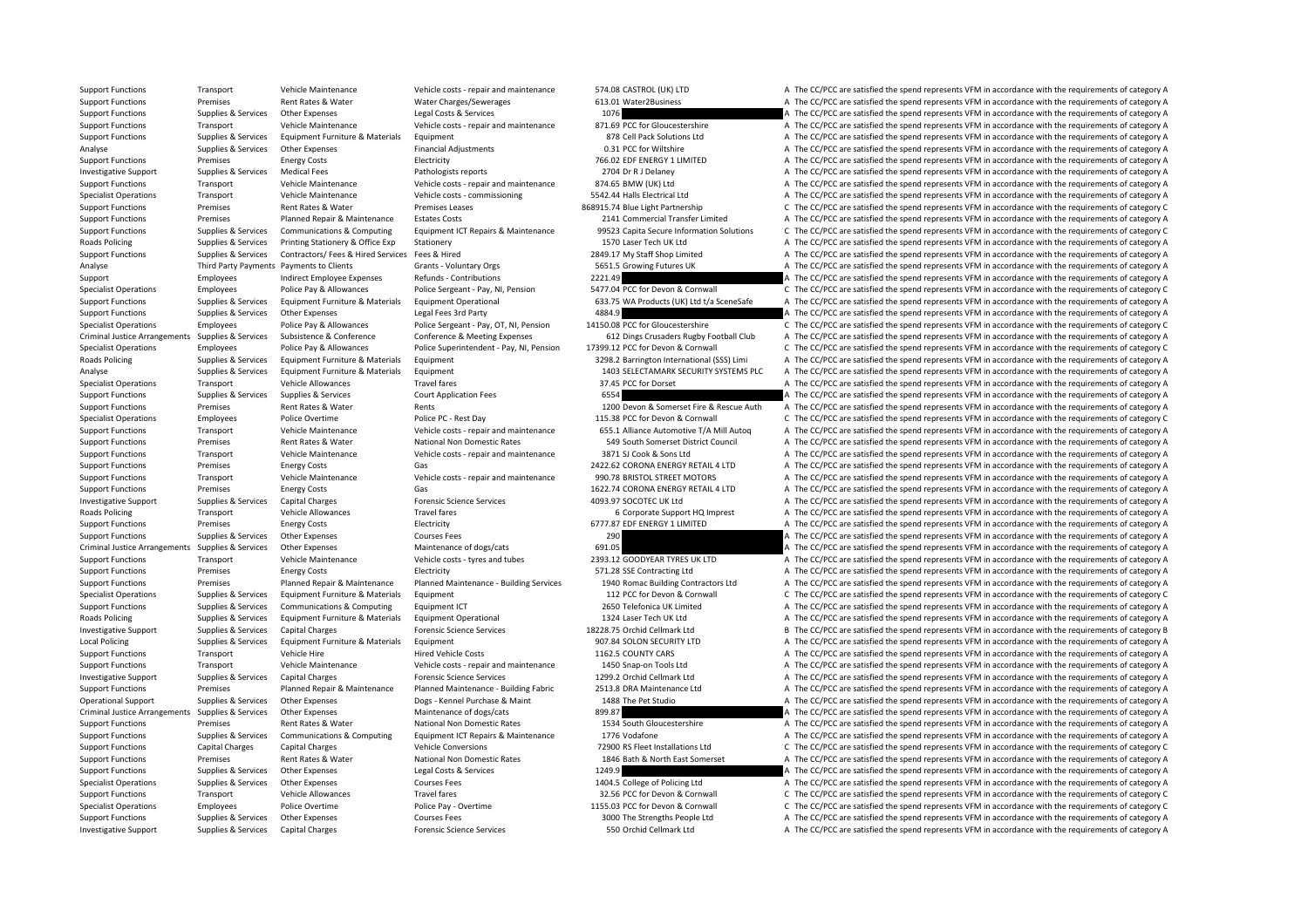| | | | | | | |
|---|---|---|---|---|---|---|
| Support Functions | Transport | Vehicle Maintenance | Vehicle costs ‐ repair and maintenance | 574.08 | CASTROL (UK) LTD | A The CC/PCC are satisfied the spend represents VFM in accordance with the requirements of category A |
| Support Functions | Premises | Rent Rates & Water | Water Charges/Sewerages | 613.01 | Water2Business | A The CC/PCC are satisfied the spend represents VFM in accordance with the requirements of category A |
| Support Functions | Supplies & Services | Other Expenses | Legal Costs & Services | 1076 | | A The CC/PCC are satisfied the spend represents VFM in accordance with the requirements of category A |
| Support Functions | Transport | Vehicle Maintenance | Vehicle costs ‐ repair and maintenance | 871.69 | PCC for Gloucestershire | A The CC/PCC are satisfied the spend represents VFM in accordance with the requirements of category A |
| Support Functions | Supplies & Services | Equipment Furniture & Materials | Equipment | 878 | Cell Pack Solutions Ltd | A The CC/PCC are satisfied the spend represents VFM in accordance with the requirements of category A |
| Analyse | Supplies & Services | Other Expenses | Financial Adjustments | 0.31 | PCC for Wiltshire | A The CC/PCC are satisfied the spend represents VFM in accordance with the requirements of category A |
| Support Functions | Premises | Energy Costs | Electricity | 766.02 | EDF ENERGY 1 LIMITED | A The CC/PCC are satisfied the spend represents VFM in accordance with the requirements of category A |
| Investigative Support | Supplies & Services | Medical Fees | Pathologists reports | 2704 | Dr R J Delaney | A The CC/PCC are satisfied the spend represents VFM in accordance with the requirements of category A |
| Support Functions | Transport | Vehicle Maintenance | Vehicle costs ‐ repair and maintenance | 874.65 | BMW (UK) Ltd | A The CC/PCC are satisfied the spend represents VFM in accordance with the requirements of category A |
| Specialist Operations | Transport | Vehicle Maintenance | Vehicle costs ‐ commissioning | 5542.44 | Halls Electrical Ltd | A The CC/PCC are satisfied the spend represents VFM in accordance with the requirements of category A |
| Support Functions | Premises | Rent Rates & Water | Premises Leases | 868915.74 | Blue Light Partnership | C The CC/PCC are satisfied the spend represents VFM in accordance with the requirements of category C |
| Support Functions | Premises | Planned Repair & Maintenance | Estates Costs | 2141 | Commercial Transfer Limited | A The CC/PCC are satisfied the spend represents VFM in accordance with the requirements of category A |
| Support Functions | Supplies & Services | Communications & Computing | Equipment ICT Repairs & Maintenance | 99523 | Capita Secure Information Solutions | C The CC/PCC are satisfied the spend represents VFM in accordance with the requirements of category C |
| Roads Policing | Supplies & Services | Printing Stationery & Office Exp | Stationery | 1570 | Laser Tech UK Ltd | A The CC/PCC are satisfied the spend represents VFM in accordance with the requirements of category A |
| Support Functions | Supplies & Services | Contractors/ Fees & Hired Services | Fees & Hired | 2849.17 | My Staff Shop Limited | A The CC/PCC are satisfied the spend represents VFM in accordance with the requirements of category A |
| Analyse | Third Party Payments | Payments to Clients | Grants ‐ Voluntary Orgs | 5651.5 | Growing Futures UK | A The CC/PCC are satisfied the spend represents VFM in accordance with the requirements of category A |
| Support | Employees | Indirect Employee Expenses | Refunds ‐ Contributions | 2221.49 | | A The CC/PCC are satisfied the spend represents VFM in accordance with the requirements of category A |
| Specialist Operations | Employees | Police Pay & Allowances | Police Sergeant ‐ Pay, NI, Pension | 5477.04 | PCC for Devon & Cornwall | C The CC/PCC are satisfied the spend represents VFM in accordance with the requirements of category C |
| Support Functions | Supplies & Services | Equipment Furniture & Materials | Equipment Operational | 633.75 | WA Products (UK) Ltd t/a SceneSafe | A The CC/PCC are satisfied the spend represents VFM in accordance with the requirements of category A |
| Support Functions | Supplies & Services | Other Expenses | Legal Fees 3rd Party | 4884.9 | | A The CC/PCC are satisfied the spend represents VFM in accordance with the requirements of category A |
| Specialist Operations | Employees | Police Pay & Allowances | Police Sergeant ‐ Pay, OT, NI, Pension | 14150.08 | PCC for Gloucestershire | C The CC/PCC are satisfied the spend represents VFM in accordance with the requirements of category C |
| Criminal Justice Arrangements | Supplies & Services | Subsistence & Conference | Conference & Meeting Expenses | 612 | Dings Crusaders Rugby Football Club | A The CC/PCC are satisfied the spend represents VFM in accordance with the requirements of category A |
| Specialist Operations | Employees | Police Pay & Allowances | Police Superintendent ‐ Pay, NI, Pension | 17399.12 | PCC for Devon & Cornwall | C The CC/PCC are satisfied the spend represents VFM in accordance with the requirements of category C |
| Roads Policing | Supplies & Services | Equipment Furniture & Materials | Equipment | 3298.2 | Barrington International (SSS) Limi | A The CC/PCC are satisfied the spend represents VFM in accordance with the requirements of category A |
| Analyse | Supplies & Services | Equipment Furniture & Materials | Equipment | 1403 | SELECTAMARK SECURITY SYSTEMS PLC | A The CC/PCC are satisfied the spend represents VFM in accordance with the requirements of category A |
| Specialist Operations | Transport | Vehicle Allowances | Travel fares | 37.45 | PCC for Dorset | A The CC/PCC are satisfied the spend represents VFM in accordance with the requirements of category A |
| Support Functions | Supplies & Services | Supplies & Services | Court Application Fees | 6554 | | A The CC/PCC are satisfied the spend represents VFM in accordance with the requirements of category A |
| Support Functions | Premises | Rent Rates & Water | Rents | 1200 | Devon & Somerset Fire & Rescue Auth | A The CC/PCC are satisfied the spend represents VFM in accordance with the requirements of category A |
| Specialist Operations | Employees | Police Overtime | Police PC ‐ Rest Day | 115.38 | PCC for Devon & Cornwall | C The CC/PCC are satisfied the spend represents VFM in accordance with the requirements of category C |
| Support Functions | Transport | Vehicle Maintenance | Vehicle costs ‐ repair and maintenance | 655.1 | Alliance Automotive T/A Mill Autoq | A The CC/PCC are satisfied the spend represents VFM in accordance with the requirements of category A |
| Support Functions | Premises | Rent Rates & Water | National Non Domestic Rates | 549 | South Somerset District Council | A The CC/PCC are satisfied the spend represents VFM in accordance with the requirements of category A |
| Support Functions | Transport | Vehicle Maintenance | Vehicle costs ‐ repair and maintenance | 3871 | SJ Cook & Sons Ltd | A The CC/PCC are satisfied the spend represents VFM in accordance with the requirements of category A |
| Support Functions | Premises | Energy Costs | Gas | 2422.62 | CORONA ENERGY RETAIL 4 LTD | A The CC/PCC are satisfied the spend represents VFM in accordance with the requirements of category A |
| Support Functions | Transport | Vehicle Maintenance | Vehicle costs ‐ repair and maintenance | 990.78 | BRISTOL STREET MOTORS | A The CC/PCC are satisfied the spend represents VFM in accordance with the requirements of category A |
| Support Functions | Premises | Energy Costs | Gas | 1622.74 | CORONA ENERGY RETAIL 4 LTD | A The CC/PCC are satisfied the spend represents VFM in accordance with the requirements of category A |
| Investigative Support | Supplies & Services | Capital Charges | Forensic Science Services | 4093.97 | SOCOTEC UK Ltd | A The CC/PCC are satisfied the spend represents VFM in accordance with the requirements of category A |
| Roads Policing | Transport | Vehicle Allowances | Travel fares | 6 | Corporate Support HQ Imprest | A The CC/PCC are satisfied the spend represents VFM in accordance with the requirements of category A |
| Support Functions | Premises | Energy Costs | Electricity | 6777.87 | EDF ENERGY 1 LIMITED | A The CC/PCC are satisfied the spend represents VFM in accordance with the requirements of category A |
| Support Functions | Supplies & Services | Other Expenses | Courses Fees | 290 | | A The CC/PCC are satisfied the spend represents VFM in accordance with the requirements of category A |
| Criminal Justice Arrangements | Supplies & Services | Other Expenses | Maintenance of dogs/cats | 691.05 | | A The CC/PCC are satisfied the spend represents VFM in accordance with the requirements of category A |
| Support Functions | Transport | Vehicle Maintenance | Vehicle costs ‐ tyres and tubes | 2393.12 | GOODYEAR TYRES UK LTD | A The CC/PCC are satisfied the spend represents VFM in accordance with the requirements of category A |
| Support Functions | Premises | Energy Costs | Electricity | 571.28 | SSE Contracting Ltd | A The CC/PCC are satisfied the spend represents VFM in accordance with the requirements of category A |
| Support Functions | Premises | Planned Repair & Maintenance | Planned Maintenance ‐ Building Services | 1940 | Romac Building Contractors Ltd | A The CC/PCC are satisfied the spend represents VFM in accordance with the requirements of category A |
| Specialist Operations | Supplies & Services | Equipment Furniture & Materials | Equipment | 112 | PCC for Devon & Cornwall | C The CC/PCC are satisfied the spend represents VFM in accordance with the requirements of category C |
| Support Functions | Supplies & Services | Communications & Computing | Equipment ICT | 2650 | Telefonica UK Limited | A The CC/PCC are satisfied the spend represents VFM in accordance with the requirements of category A |
| Roads Policing | Supplies & Services | Equipment Furniture & Materials | Equipment Operational | 1324 | Laser Tech UK Ltd | A The CC/PCC are satisfied the spend represents VFM in accordance with the requirements of category A |
| Investigative Support | Supplies & Services | Capital Charges | Forensic Science Services | 18228.75 | Orchid Cellmark Ltd | B The CC/PCC are satisfied the spend represents VFM in accordance with the requirements of category B |
| Local Policing | Supplies & Services | Equipment Furniture & Materials | Equipment | 907.84 | SOLON SECURITY LTD | A The CC/PCC are satisfied the spend represents VFM in accordance with the requirements of category A |
| Support Functions | Transport | Vehicle Hire | Hired Vehicle Costs | 1162.5 | COUNTY CARS | A The CC/PCC are satisfied the spend represents VFM in accordance with the requirements of category A |
| Support Functions | Transport | Vehicle Maintenance | Vehicle costs ‐ repair and maintenance | 1450 | Snap‐on Tools Ltd | A The CC/PCC are satisfied the spend represents VFM in accordance with the requirements of category A |
| Investigative Support | Supplies & Services | Capital Charges | Forensic Science Services | 1299.2 | Orchid Cellmark Ltd | A The CC/PCC are satisfied the spend represents VFM in accordance with the requirements of category A |
| Support Functions | Premises | Planned Repair & Maintenance | Planned Maintenance ‐ Building Fabric | 2513.8 | DRA Maintenance Ltd | A The CC/PCC are satisfied the spend represents VFM in accordance with the requirements of category A |
| Operational Support | Supplies & Services | Other Expenses | Dogs ‐ Kennel Purchase & Maint | 1488 | The Pet Studio | A The CC/PCC are satisfied the spend represents VFM in accordance with the requirements of category A |
| Criminal Justice Arrangements | Supplies & Services | Other Expenses | Maintenance of dogs/cats | 899.87 | | A The CC/PCC are satisfied the spend represents VFM in accordance with the requirements of category A |
| Support Functions | Premises | Rent Rates & Water | National Non Domestic Rates | 1534 | South Gloucestershire | A The CC/PCC are satisfied the spend represents VFM in accordance with the requirements of category A |
| Support Functions | Supplies & Services | Communications & Computing | Equipment ICT Repairs & Maintenance | 1776 | Vodafone | A The CC/PCC are satisfied the spend represents VFM in accordance with the requirements of category A |
| Support Functions | Capital Charges | Capital Charges | Vehicle Conversions | 72900 | RS Fleet Installations Ltd | C The CC/PCC are satisfied the spend represents VFM in accordance with the requirements of category C |
| Support Functions | Premises | Rent Rates & Water | National Non Domestic Rates | 1846 | Bath & North East Somerset | A The CC/PCC are satisfied the spend represents VFM in accordance with the requirements of category A |
| Support Functions | Supplies & Services | Other Expenses | Legal Costs & Services | 1249.9 | | A The CC/PCC are satisfied the spend represents VFM in accordance with the requirements of category A |
| Specialist Operations | Supplies & Services | Other Expenses | Courses Fees | 1404.5 | College of Policing Ltd | A The CC/PCC are satisfied the spend represents VFM in accordance with the requirements of category A |
| Support Functions | Transport | Vehicle Allowances | Travel fares | 32.56 | PCC for Devon & Cornwall | C The CC/PCC are satisfied the spend represents VFM in accordance with the requirements of category C |
| Specialist Operations | Employees | Police Overtime | Police Pay ‐ Overtime | 1155.03 | PCC for Devon & Cornwall | C The CC/PCC are satisfied the spend represents VFM in accordance with the requirements of category C |
| Support Functions | Supplies & Services | Other Expenses | Courses Fees | 3000 | The Strengths People Ltd | A The CC/PCC are satisfied the spend represents VFM in accordance with the requirements of category A |
| Investigative Support | Supplies & Services | Capital Charges | Forensic Science Services | 550 | Orchid Cellmark Ltd | A The CC/PCC are satisfied the spend represents VFM in accordance with the requirements of category A |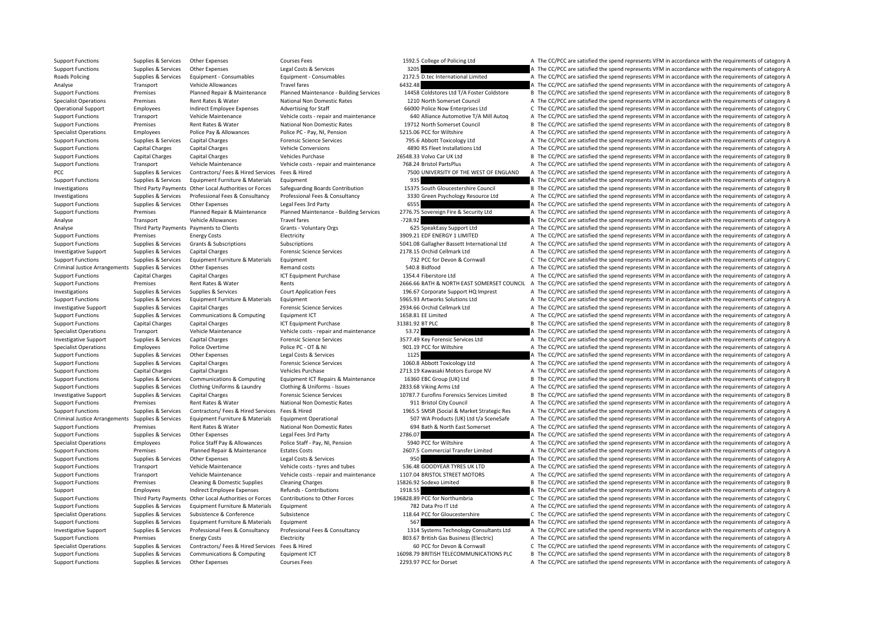| | | | | | | |
|---|---|---|---|---|---|---|
| Support Functions | Supplies & Services | Other Expenses | Courses Fees | 1592.5 | College of Policing Ltd | A The CC/PCC are satisfied the spend represents VFM in accordance with the requirements of category A |
| Support Functions | Supplies & Services | Other Expenses | Legal Costs & Services | 3205 | | A The CC/PCC are satisfied the spend represents VFM in accordance with the requirements of category A |
| Roads Policing | Supplies & Services | Equipment - Consumables | Equipment - Consumables | 2172.5 | D.tec International Limited | A The CC/PCC are satisfied the spend represents VFM in accordance with the requirements of category A |
| Analyse | Transport | Vehicle Allowances | Travel fares | 6432.48 | | A The CC/PCC are satisfied the spend represents VFM in accordance with the requirements of category A |
| Support Functions | Premises | Planned Repair & Maintenance | Planned Maintenance - Building Services | 14458 | Coldstores Ltd T/A Foster Coldstore | B The CC/PCC are satisfied the spend represents VFM in accordance with the requirements of category B |
| Specialist Operations | Premises | Rent Rates & Water | National Non Domestic Rates | 1210 | North Somerset Council | A The CC/PCC are satisfied the spend represents VFM in accordance with the requirements of category A |
| Operational Support | Employees | Indirect Employee Expenses | Advertising for Staff | 66000 | Police Now Enterprises Ltd | C The CC/PCC are satisfied the spend represents VFM in accordance with the requirements of category C |
| Support Functions | Transport | Vehicle Maintenance | Vehicle costs - repair and maintenance | 640 | Alliance Automotive T/A Mill Autoq | A The CC/PCC are satisfied the spend represents VFM in accordance with the requirements of category A |
| Support Functions | Premises | Rent Rates & Water | National Non Domestic Rates | 19712 | North Somerset Council | B The CC/PCC are satisfied the spend represents VFM in accordance with the requirements of category B |
| Specialist Operations | Employees | Police Pay & Allowances | Police PC - Pay, NI, Pension | 5215.06 | PCC for Wiltshire | A The CC/PCC are satisfied the spend represents VFM in accordance with the requirements of category A |
| Support Functions | Supplies & Services | Capital Charges | Forensic Science Services | 795.6 | Abbott Toxicology Ltd | A The CC/PCC are satisfied the spend represents VFM in accordance with the requirements of category A |
| Support Functions | Capital Charges | Capital Charges | Vehicle Conversions | 4890 | RS Fleet Installations Ltd | A The CC/PCC are satisfied the spend represents VFM in accordance with the requirements of category A |
| Support Functions | Capital Charges | Capital Charges | Vehicles Purchase | 26548.33 | Volvo Car UK Ltd | B The CC/PCC are satisfied the spend represents VFM in accordance with the requirements of category B |
| Support Functions | Transport | Vehicle Maintenance | Vehicle costs - repair and maintenance | 768.24 | Bristol PartsPlus | A The CC/PCC are satisfied the spend represents VFM in accordance with the requirements of category A |
| PCC | Supplies & Services | Contractors/ Fees & Hired Services | Fees & Hired | 7500 | UNIVERSITY OF THE WEST OF ENGLAND | A The CC/PCC are satisfied the spend represents VFM in accordance with the requirements of category A |
| Support Functions | Supplies & Services | Equipment Furniture & Materials | Equipment | 935 | | A The CC/PCC are satisfied the spend represents VFM in accordance with the requirements of category A |
| Investigations | Third Party Payments | Other Local Authorities or Forces | Safeguarding Boards Contribution | 15375 | South Gloucestershire Council | B The CC/PCC are satisfied the spend represents VFM in accordance with the requirements of category B |
| Investigations | Supplies & Services | Professional Fees & Consultancy | Professional Fees & Consultancy | 3330 | Green Psychology Resource Ltd | A The CC/PCC are satisfied the spend represents VFM in accordance with the requirements of category A |
| Support Functions | Supplies & Services | Other Expenses | Legal Fees 3rd Party | 6555 | | A The CC/PCC are satisfied the spend represents VFM in accordance with the requirements of category A |
| Support Functions | Premises | Planned Repair & Maintenance | Planned Maintenance - Building Services | 2776.75 | Sovereign Fire & Security Ltd | A The CC/PCC are satisfied the spend represents VFM in accordance with the requirements of category A |
| Analyse | Transport | Vehicle Allowances | Travel fares | -728.92 | | A The CC/PCC are satisfied the spend represents VFM in accordance with the requirements of category A |
| Analyse | Third Party Payments | Payments to Clients | Grants - Voluntary Orgs | 625 | SpeakEasy Support Ltd | A The CC/PCC are satisfied the spend represents VFM in accordance with the requirements of category A |
| Support Functions | Premises | Energy Costs | Electricity | 3909.21 | EDF ENERGY 1 LIMITED | A The CC/PCC are satisfied the spend represents VFM in accordance with the requirements of category A |
| Support Functions | Supplies & Services | Grants & Subscriptions | Subscriptions | 5041.08 | Gallagher Bassett International Ltd | A The CC/PCC are satisfied the spend represents VFM in accordance with the requirements of category A |
| Investigative Support | Supplies & Services | Capital Charges | Forensic Science Services | 2178.15 | Orchid Cellmark Ltd | A The CC/PCC are satisfied the spend represents VFM in accordance with the requirements of category A |
| Support Functions | Supplies & Services | Equipment Furniture & Materials | Equipment | 732 | PCC for Devon & Cornwall | C The CC/PCC are satisfied the spend represents VFM in accordance with the requirements of category C |
| Criminal Justice Arrangements | Supplies & Services | Other Expenses | Remand costs | 540.8 | Bidfood | A The CC/PCC are satisfied the spend represents VFM in accordance with the requirements of category A |
| Support Functions | Capital Charges | Capital Charges | ICT Equipment Purchase | 1354.4 | Fiberstore Ltd | A The CC/PCC are satisfied the spend represents VFM in accordance with the requirements of category A |
| Support Functions | Premises | Rent Rates & Water | Rents | 2666.66 | BATH & NORTH EAST SOMERSET COUNCIL | A The CC/PCC are satisfied the spend represents VFM in accordance with the requirements of category A |
| Investigations | Supplies & Services | Supplies & Services | Court Application Fees | 196.67 | Corporate Support HQ Imprest | A The CC/PCC are satisfied the spend represents VFM in accordance with the requirements of category A |
| Support Functions | Supplies & Services | Equipment Furniture & Materials | Equipment | 5965.93 | Artworks Solutions Ltd | A The CC/PCC are satisfied the spend represents VFM in accordance with the requirements of category A |
| Investigative Support | Supplies & Services | Capital Charges | Forensic Science Services | 2934.66 | Orchid Cellmark Ltd | A The CC/PCC are satisfied the spend represents VFM in accordance with the requirements of category A |
| Support Functions | Supplies & Services | Communications & Computing | Equipment ICT | 1658.81 | EE Limited | A The CC/PCC are satisfied the spend represents VFM in accordance with the requirements of category A |
| Support Functions | Capital Charges | Capital Charges | ICT Equipment Purchase | 31381.92 | BT PLC | B The CC/PCC are satisfied the spend represents VFM in accordance with the requirements of category B |
| Specialist Operations | Transport | Vehicle Maintenance | Vehicle costs - repair and maintenance | 53.72 | | A The CC/PCC are satisfied the spend represents VFM in accordance with the requirements of category A |
| Investigative Support | Supplies & Services | Capital Charges | Forensic Science Services | 3577.49 | Key Forensic Services Ltd | A The CC/PCC are satisfied the spend represents VFM in accordance with the requirements of category A |
| Specialist Operations | Employees | Police Overtime | Police PC - OT & NI | 901.19 | PCC for Wiltshire | A The CC/PCC are satisfied the spend represents VFM in accordance with the requirements of category A |
| Support Functions | Supplies & Services | Other Expenses | Legal Costs & Services | 1125 | | A The CC/PCC are satisfied the spend represents VFM in accordance with the requirements of category A |
| Support Functions | Supplies & Services | Capital Charges | Forensic Science Services | 1060.8 | Abbott Toxicology Ltd | A The CC/PCC are satisfied the spend represents VFM in accordance with the requirements of category A |
| Support Functions | Capital Charges | Capital Charges | Vehicles Purchase | 2713.19 | Kawasaki Motors Europe NV | A The CC/PCC are satisfied the spend represents VFM in accordance with the requirements of category A |
| Support Functions | Supplies & Services | Communications & Computing | Equipment ICT Repairs & Maintenance | 16360 | EBC Group (UK) Ltd | B The CC/PCC are satisfied the spend represents VFM in accordance with the requirements of category B |
| Support Functions | Supplies & Services | Clothing Uniforms & Laundry | Clothing & Uniforms - Issues | 2833.68 | Viking Arms Ltd | A The CC/PCC are satisfied the spend represents VFM in accordance with the requirements of category A |
| Investigative Support | Supplies & Services | Capital Charges | Forensic Science Services | 10787.7 | Eurofins Forensics Services Limited | B The CC/PCC are satisfied the spend represents VFM in accordance with the requirements of category B |
| Support Functions | Premises | Rent Rates & Water | National Non Domestic Rates | 911 | Bristol City Council | A The CC/PCC are satisfied the spend represents VFM in accordance with the requirements of category A |
| Support Functions | Supplies & Services | Contractors/ Fees & Hired Services | Fees & Hired | 1965.5 | SMSR (Social & Market Strategic Res | A The CC/PCC are satisfied the spend represents VFM in accordance with the requirements of category A |
| Criminal Justice Arrangements | Supplies & Services | Equipment Furniture & Materials | Equipment Operational | 507 | WA Products (UK) Ltd t/a SceneSafe | A The CC/PCC are satisfied the spend represents VFM in accordance with the requirements of category A |
| Support Functions | Premises | Rent Rates & Water | National Non Domestic Rates | 694 | Bath & North East Somerset | A The CC/PCC are satisfied the spend represents VFM in accordance with the requirements of category A |
| Support Functions | Supplies & Services | Other Expenses | Legal Fees 3rd Party | 2786.07 | | A The CC/PCC are satisfied the spend represents VFM in accordance with the requirements of category A |
| Specialist Operations | Employees | Police Staff Pay & Allowances | Police Staff - Pay, NI, Pension | 5940 | PCC for Wiltshire | A The CC/PCC are satisfied the spend represents VFM in accordance with the requirements of category A |
| Support Functions | Premises | Planned Repair & Maintenance | Estates Costs | 2607.5 | Commercial Transfer Limited | A The CC/PCC are satisfied the spend represents VFM in accordance with the requirements of category A |
| Support Functions | Supplies & Services | Other Expenses | Legal Costs & Services | 950 | | A The CC/PCC are satisfied the spend represents VFM in accordance with the requirements of category A |
| Support Functions | Transport | Vehicle Maintenance | Vehicle costs - tyres and tubes | 536.48 | GOODYEAR TYRES UK LTD | A The CC/PCC are satisfied the spend represents VFM in accordance with the requirements of category A |
| Support Functions | Transport | Vehicle Maintenance | Vehicle costs - repair and maintenance | 1107.04 | BRISTOL STREET MOTORS | A The CC/PCC are satisfied the spend represents VFM in accordance with the requirements of category A |
| Support Functions | Premises | Cleaning & Domestic Supplies | Cleaning Charges | 15826.92 | Sodexo Limited | B The CC/PCC are satisfied the spend represents VFM in accordance with the requirements of category B |
| Support | Employees | Indirect Employee Expenses | Refunds - Contributions | 1918.55 | | A The CC/PCC are satisfied the spend represents VFM in accordance with the requirements of category A |
| Support Functions | Third Party Payments | Other Local Authorities or Forces | Contributions to Other Forces | 196828.89 | PCC for Northumbria | C The CC/PCC are satisfied the spend represents VFM in accordance with the requirements of category C |
| Support Functions | Supplies & Services | Equipment Furniture & Materials | Equipment | 782 | Data Pro IT Ltd | A The CC/PCC are satisfied the spend represents VFM in accordance with the requirements of category A |
| Specialist Operations | Supplies & Services | Subsistence & Conference | Subsistence | 118.64 | PCC for Gloucestershire | C The CC/PCC are satisfied the spend represents VFM in accordance with the requirements of category C |
| Support Functions | Supplies & Services | Equipment Furniture & Materials | Equipment | 567 | | A The CC/PCC are satisfied the spend represents VFM in accordance with the requirements of category A |
| Investigative Support | Supplies & Services | Professional Fees & Consultancy | Professional Fees & Consultancy | 1314 | Systems Technology Consultants Ltd | A The CC/PCC are satisfied the spend represents VFM in accordance with the requirements of category A |
| Support Functions | Premises | Energy Costs | Electricity | 803.67 | British Gas Business (Electric) | A The CC/PCC are satisfied the spend represents VFM in accordance with the requirements of category A |
| Specialist Operations | Supplies & Services | Contractors/ Fees & Hired Services | Fees & Hired | 60 | PCC for Devon & Cornwall | C The CC/PCC are satisfied the spend represents VFM in accordance with the requirements of category C |
| Support Functions | Supplies & Services | Communications & Computing | Equipment ICT | 16098.79 | BRITISH TELECOMMUNICATIONS PLC | B The CC/PCC are satisfied the spend represents VFM in accordance with the requirements of category B |
| Support Functions | Supplies & Services | Other Expenses | Courses Fees | 2293.97 | PCC for Dorset | A The CC/PCC are satisfied the spend represents VFM in accordance with the requirements of category A |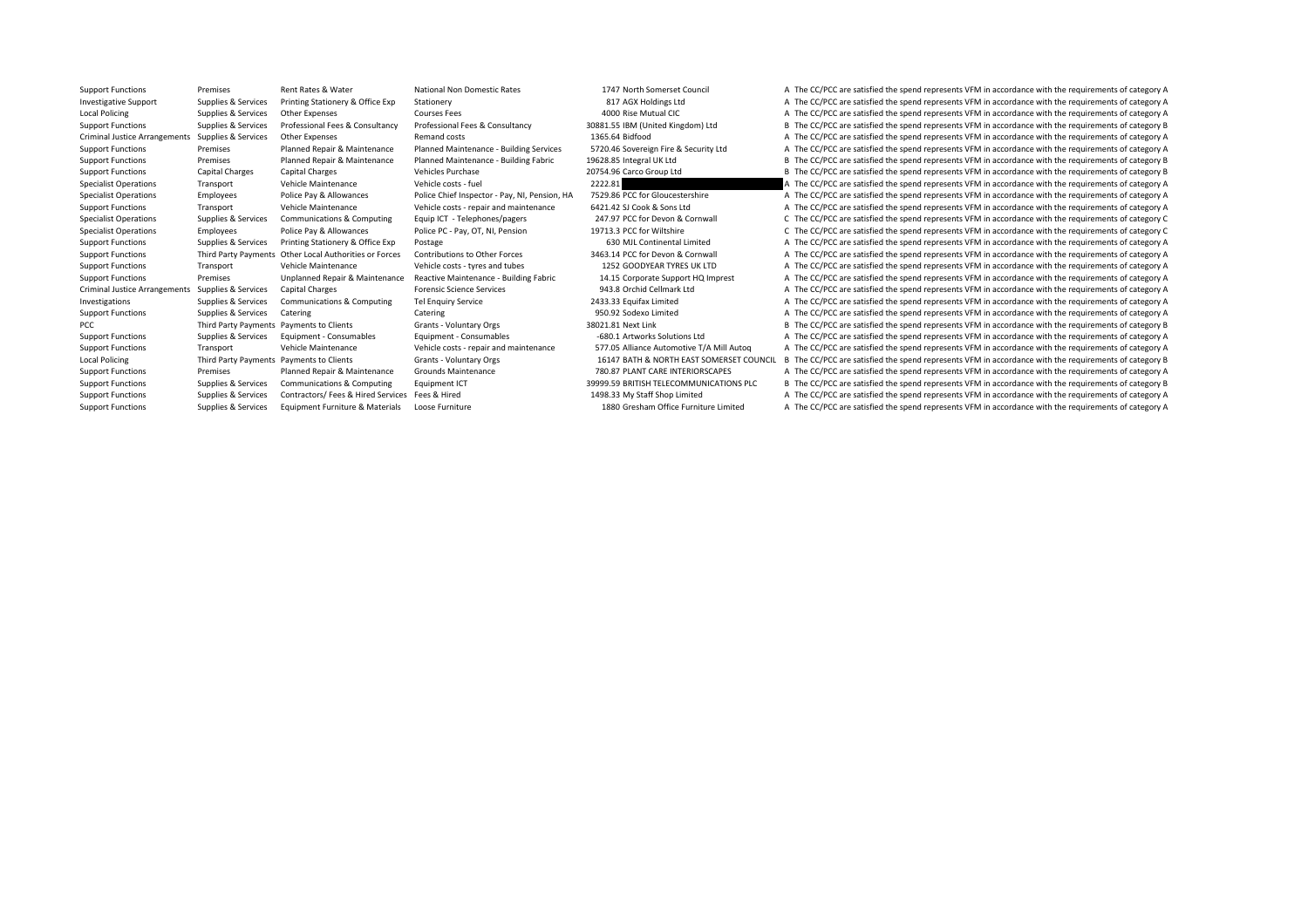| | | | | | | | |
|---|---|---|---|---|---|---|---|
| Support Functions | Premises | Rent Rates & Water | National Non Domestic Rates | 1747 | North Somerset Council | A | The CC/PCC are satisfied the spend represents VFM in accordance with the requirements of category A |
| Investigative Support | Supplies & Services | Printing Stationery & Office Exp | Stationery | 817 | AGX Holdings Ltd | A | The CC/PCC are satisfied the spend represents VFM in accordance with the requirements of category A |
| Local Policing | Supplies & Services | Other Expenses | Courses Fees | 4000 | Rise Mutual CIC | A | The CC/PCC are satisfied the spend represents VFM in accordance with the requirements of category A |
| Support Functions | Supplies & Services | Professional Fees & Consultancy | Professional Fees & Consultancy | 30881.55 | IBM (United Kingdom) Ltd | B | The CC/PCC are satisfied the spend represents VFM in accordance with the requirements of category B |
| Criminal Justice Arrangements | Supplies & Services | Other Expenses | Remand costs | 1365.64 | Bidfood | A | The CC/PCC are satisfied the spend represents VFM in accordance with the requirements of category A |
| Support Functions | Premises | Planned Repair & Maintenance | Planned Maintenance - Building Services | 5720.46 | Sovereign Fire & Security Ltd | A | The CC/PCC are satisfied the spend represents VFM in accordance with the requirements of category A |
| Support Functions | Premises | Planned Repair & Maintenance | Planned Maintenance - Building Fabric | 19628.85 | Integral UK Ltd | B | The CC/PCC are satisfied the spend represents VFM in accordance with the requirements of category B |
| Support Functions | Capital Charges | Capital Charges | Vehicles Purchase | 20754.96 | Carco Group Ltd | B | The CC/PCC are satisfied the spend represents VFM in accordance with the requirements of category B |
| Specialist Operations | Transport | Vehicle Maintenance | Vehicle costs - fuel | 2222.81 | | A | The CC/PCC are satisfied the spend represents VFM in accordance with the requirements of category A |
| Specialist Operations | Employees | Police Pay & Allowances | Police Chief Inspector - Pay, NI, Pension, HA | 7529.86 | PCC for Gloucestershire | A | The CC/PCC are satisfied the spend represents VFM in accordance with the requirements of category A |
| Support Functions | Transport | Vehicle Maintenance | Vehicle costs - repair and maintenance | 6421.42 | SJ Cook & Sons Ltd | A | The CC/PCC are satisfied the spend represents VFM in accordance with the requirements of category A |
| Specialist Operations | Supplies & Services | Communications & Computing | Equip ICT - Telephones/pagers | 247.97 | PCC for Devon & Cornwall | C | The CC/PCC are satisfied the spend represents VFM in accordance with the requirements of category C |
| Specialist Operations | Employees | Police Pay & Allowances | Police PC - Pay, OT, NI, Pension | 19713.3 | PCC for Wiltshire | C | The CC/PCC are satisfied the spend represents VFM in accordance with the requirements of category C |
| Support Functions | Supplies & Services | Printing Stationery & Office Exp | Postage | 630 | MJL Continental Limited | A | The CC/PCC are satisfied the spend represents VFM in accordance with the requirements of category A |
| Support Functions | Third Party Payments | Other Local Authorities or Forces | Contributions to Other Forces | 3463.14 | PCC for Devon & Cornwall | A | The CC/PCC are satisfied the spend represents VFM in accordance with the requirements of category A |
| Support Functions | Transport | Vehicle Maintenance | Vehicle costs - tyres and tubes | 1252 | GOODYEAR TYRES UK LTD | A | The CC/PCC are satisfied the spend represents VFM in accordance with the requirements of category A |
| Support Functions | Premises | Unplanned Repair & Maintenance | Reactive Maintenance - Building Fabric | 14.15 | Corporate Support HQ Imprest | A | The CC/PCC are satisfied the spend represents VFM in accordance with the requirements of category A |
| Criminal Justice Arrangements | Supplies & Services | Capital Charges | Forensic Science Services | 943.8 | Orchid Cellmark Ltd | A | The CC/PCC are satisfied the spend represents VFM in accordance with the requirements of category A |
| Investigations | Supplies & Services | Communications & Computing | Tel Enquiry Service | 2433.33 | Equifax Limited | A | The CC/PCC are satisfied the spend represents VFM in accordance with the requirements of category A |
| Support Functions | Supplies & Services | Catering | Catering | 950.92 | Sodexo Limited | A | The CC/PCC are satisfied the spend represents VFM in accordance with the requirements of category A |
| PCC | Third Party Payments | Payments to Clients | Grants - Voluntary Orgs | 38021.81 | Next Link | B | The CC/PCC are satisfied the spend represents VFM in accordance with the requirements of category B |
| Support Functions | Supplies & Services | Equipment - Consumables | Equipment - Consumables | -680.1 | Artworks Solutions Ltd | A | The CC/PCC are satisfied the spend represents VFM in accordance with the requirements of category A |
| Support Functions | Transport | Vehicle Maintenance | Vehicle costs - repair and maintenance | 577.05 | Alliance Automotive T/A Mill Autoq | A | The CC/PCC are satisfied the spend represents VFM in accordance with the requirements of category A |
| Local Policing | Third Party Payments | Payments to Clients | Grants - Voluntary Orgs | 16147 | BATH & NORTH EAST SOMERSET COUNCIL | B | The CC/PCC are satisfied the spend represents VFM in accordance with the requirements of category B |
| Support Functions | Premises | Planned Repair & Maintenance | Grounds Maintenance | 780.87 | PLANT CARE INTERIORSCAPES | A | The CC/PCC are satisfied the spend represents VFM in accordance with the requirements of category A |
| Support Functions | Supplies & Services | Communications & Computing | Equipment ICT | 39999.59 | BRITISH TELECOMMUNICATIONS PLC | B | The CC/PCC are satisfied the spend represents VFM in accordance with the requirements of category B |
| Support Functions | Supplies & Services | Contractors/ Fees & Hired Services | Fees & Hired | 1498.33 | My Staff Shop Limited | A | The CC/PCC are satisfied the spend represents VFM in accordance with the requirements of category A |
| Support Functions | Supplies & Services | Equipment Furniture & Materials | Loose Furniture | 1880 | Gresham Office Furniture Limited | A | The CC/PCC are satisfied the spend represents VFM in accordance with the requirements of category A |